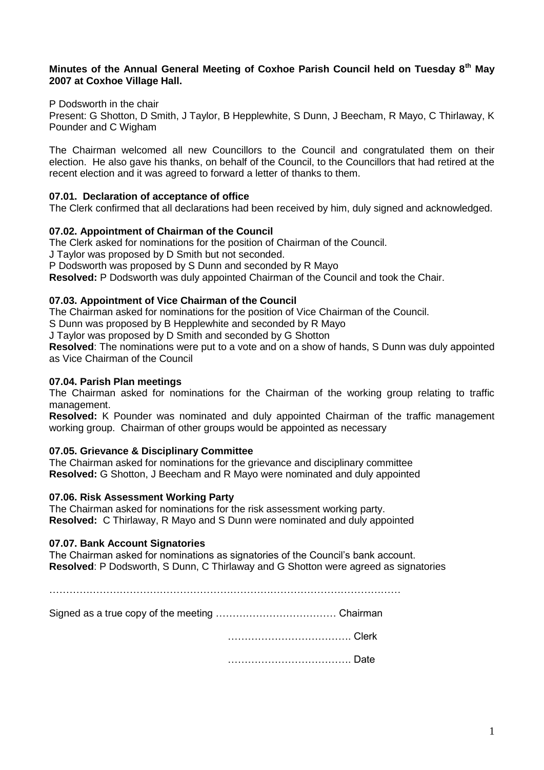**Minutes of the Annual General Meeting of Coxhoe Parish Council held on Tuesday 8th May 2007 at Coxhoe Village Hall.**

P Dodsworth in the chair

Present: G Shotton, D Smith, J Taylor, B Hepplewhite, S Dunn, J Beecham, R Mayo, C Thirlaway, K Pounder and C Wigham

The Chairman welcomed all new Councillors to the Council and congratulated them on their election. He also gave his thanks, on behalf of the Council, to the Councillors that had retired at the recent election and it was agreed to forward a letter of thanks to them.

**07.01. Declaration of acceptance of office**

The Clerk confirmed that all declarations had been received by him, duly signed and acknowledged.

**07.02. Appointment of Chairman of the Council**

The Clerk asked for nominations for the position of Chairman of the Council.

J Taylor was proposed by D Smith but not seconded.

P Dodsworth was proposed by S Dunn and seconded by R Mayo

**Resolved:** P Dodsworth was duly appointed Chairman of the Council and took the Chair.

**07.03. Appointment of Vice Chairman of the Council**

The Chairman asked for nominations for the position of Vice Chairman of the Council.

S Dunn was proposed by B Hepplewhite and seconded by R Mayo

J Taylor was proposed by D Smith and seconded by G Shotton

**Resolved**: The nominations were put to a vote and on a show of hands, S Dunn was duly appointed as Vice Chairman of the Council

**07.04. Parish Plan meetings**

The Chairman asked for nominations for the Chairman of the working group relating to traffic management.

**Resolved:** K Pounder was nominated and duly appointed Chairman of the traffic management working group. Chairman of other groups would be appointed as necessary

**07.05. Grievance & Disciplinary Committee**

The Chairman asked for nominations for the grievance and disciplinary committee

**Resolved:** G Shotton, J Beecham and R Mayo were nominated and duly appointed

**07.06. Risk Assessment Working Party**

The Chairman asked for nominations for the risk assessment working party.

**Resolved:** C Thirlaway, R Mayo and S Dunn were nominated and duly appointed

**07.07. Bank Account Signatories**

The Chairman asked for nominations as signatories of the Council's bank account.

**Resolved**: P Dodsworth, S Dunn, C Thirlaway and G Shotton were agreed as signatories

…………………………………………………………………………………………

Signed as a true copy of the meeting ……………………………… Chairman

………………………………. Clerk

………………………………. Date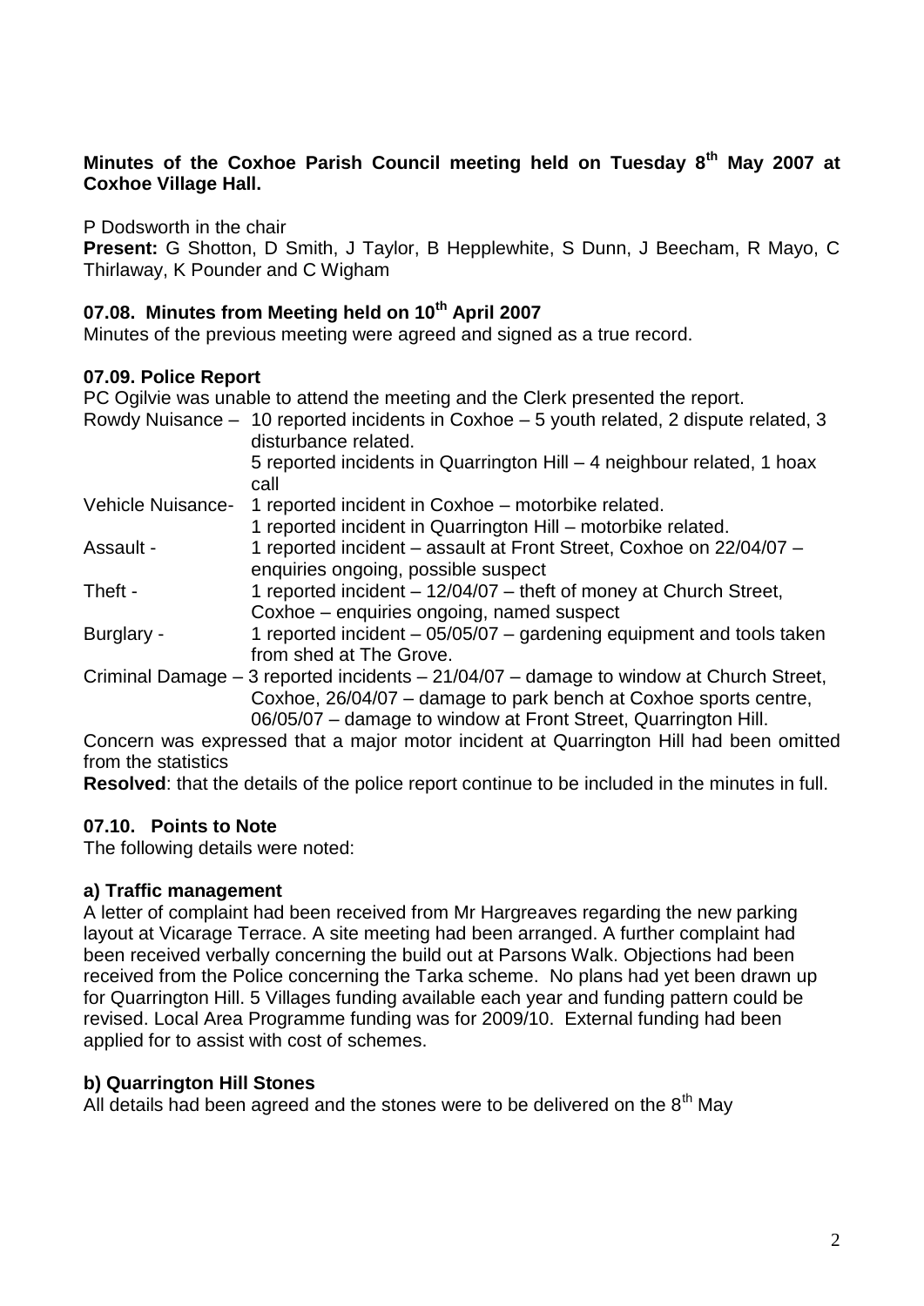**Minutes of the Coxhoe Parish Council meeting held on Tuesday 8th May 2007 at Coxhoe Village Hall.**

P Dodsworth in the chair

**Present:** G Shotton, D Smith, J Taylor, B Hepplewhite, S Dunn, J Beecham, R Mayo, C Thirlaway, K Pounder and C Wigham

### 07.08. Minutes from Meeting held on 10th April 2007

Minutes of the previous meeting were agreed and signed as a true record.

### 07.09. Police Report

PC Ogilvie was unable to attend the meeting and the Clerk presented the report.

| | |
|---|---|
| Rowdy Nuisance – | 10 reported incidents in Coxhoe – 5 youth related, 2 dispute related, 3 disturbance related. |
| | 5 reported incidents in Quarrington Hill – 4 neighbour related, 1 hoax call |
| Vehicle Nuisance- | 1 reported incident in Coxhoe – motorbike related. |
| | 1 reported incident in Quarrington Hill – motorbike related. |
| Assault - | 1 reported incident – assault at Front Street, Coxhoe on 22/04/07 – enquiries ongoing, possible suspect |
| Theft - | 1 reported incident – 12/04/07 – theft of money at Church Street, Coxhoe – enquiries ongoing, named suspect |
| Burglary - | 1 reported incident – 05/05/07 – gardening equipment and tools taken from shed at The Grove. |
| Criminal Damage – | 3 reported incidents – 21/04/07 – damage to window at Church Street, Coxhoe, 26/04/07 – damage to park bench at Coxhoe sports centre, 06/05/07 – damage to window at Front Street, Quarrington Hill. |

Concern was expressed that a major motor incident at Quarrington Hill had been omitted from the statistics

**Resolved**: that the details of the police report continue to be included in the minutes in full.

### 07.10. Points to Note

The following details were noted:

#### a) Traffic management

A letter of complaint had been received from Mr Hargreaves regarding the new parking layout at Vicarage Terrace. A site meeting had been arranged. A further complaint had been received verbally concerning the build out at Parsons Walk. Objections had been received from the Police concerning the Tarka scheme. No plans had yet been drawn up for Quarrington Hill. 5 Villages funding available each year and funding pattern could be revised. Local Area Programme funding was for 2009/10. External funding had been applied for to assist with cost of schemes.

#### b) Quarrington Hill Stones

All details had been agreed and the stones were to be delivered on the 8th May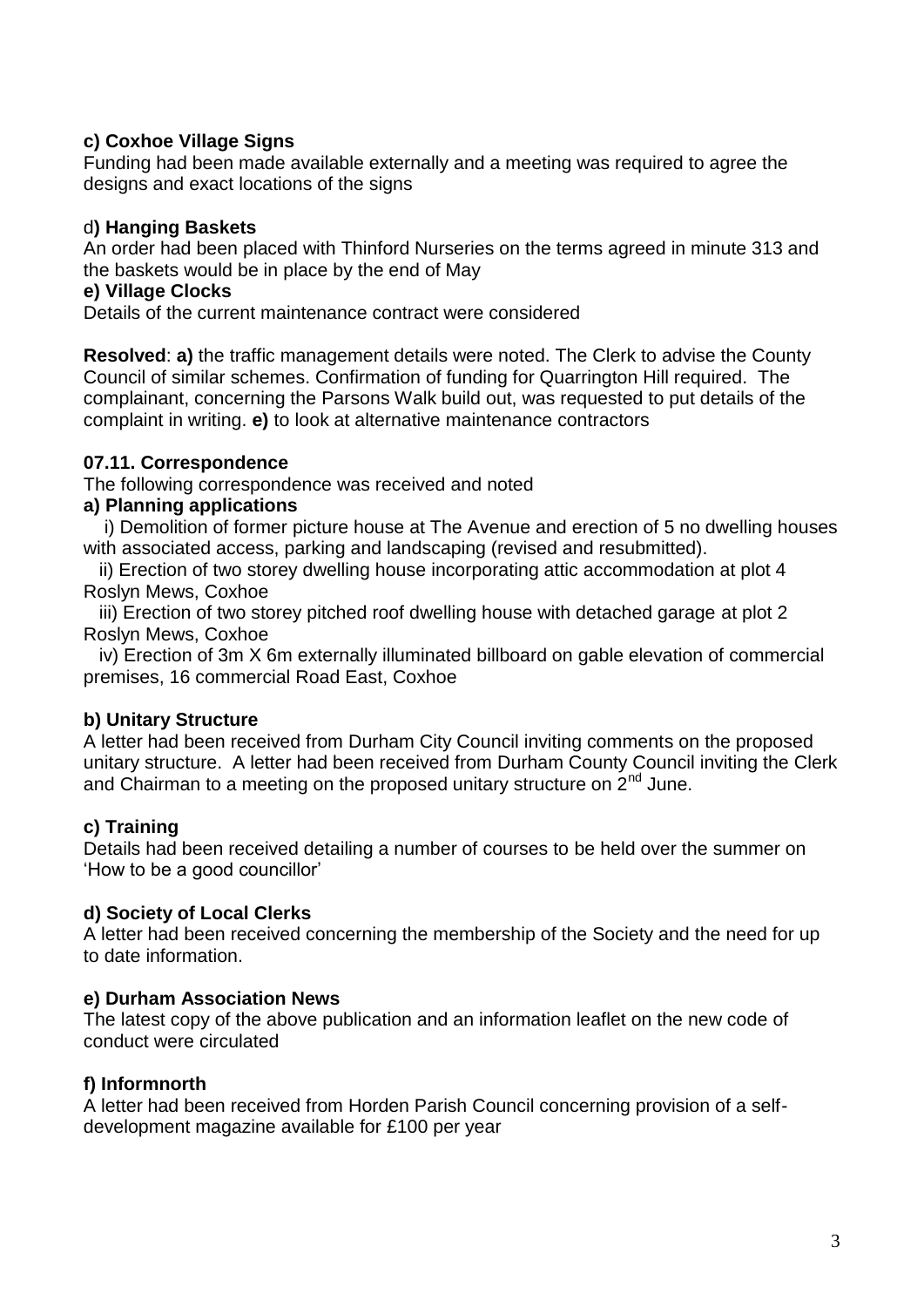**c) Coxhoe Village Signs**

Funding had been made available externally and a meeting was required to agree the designs and exact locations of the signs

d**) Hanging Baskets**

An order had been placed with Thinford Nurseries on the terms agreed in minute 313 and the baskets would be in place by the end of May

**e) Village Clocks**

Details of the current maintenance contract were considered

**Resolved**: **a)** the traffic management details were noted. The Clerk to advise the County Council of similar schemes. Confirmation of funding for Quarrington Hill required. The complainant, concerning the Parsons Walk build out, was requested to put details of the complaint in writing. **e)** to look at alternative maintenance contractors

**07.11. Correspondence**

The following correspondence was received and noted

**a) Planning applications**

i) Demolition of former picture house at The Avenue and erection of 5 no dwelling houses with associated access, parking and landscaping (revised and resubmitted).

ii) Erection of two storey dwelling house incorporating attic accommodation at plot 4 Roslyn Mews, Coxhoe

iii) Erection of two storey pitched roof dwelling house with detached garage at plot 2 Roslyn Mews, Coxhoe

iv) Erection of 3m X 6m externally illuminated billboard on gable elevation of commercial premises, 16 commercial Road East, Coxhoe

**b) Unitary Structure**

A letter had been received from Durham City Council inviting comments on the proposed unitary structure. A letter had been received from Durham County Council inviting the Clerk and Chairman to a meeting on the proposed unitary structure on 2nd June.

**c) Training**

Details had been received detailing a number of courses to be held over the summer on 'How to be a good councillor'

**d) Society of Local Clerks**

A letter had been received concerning the membership of the Society and the need for up to date information.

**e) Durham Association News**

The latest copy of the above publication and an information leaflet on the new code of conduct were circulated

**f) Informnorth**

A letter had been received from Horden Parish Council concerning provision of a self-development magazine available for £100 per year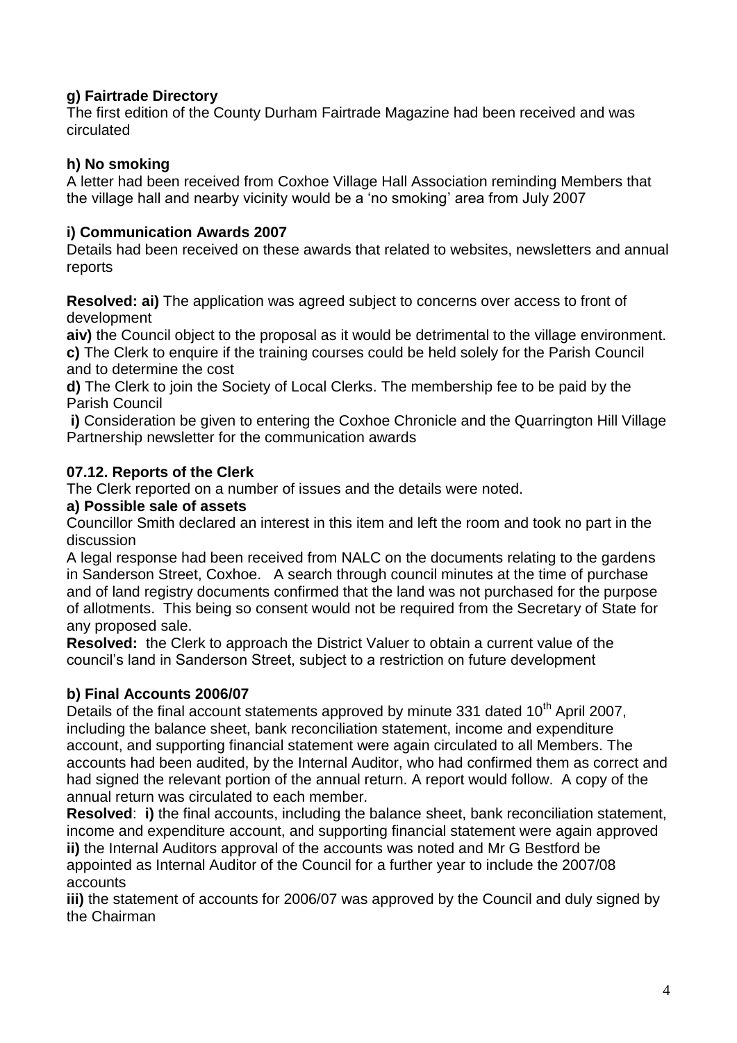**g) Fairtrade Directory**

The first edition of the County Durham Fairtrade Magazine had been received and was circulated

**h) No smoking**

A letter had been received from Coxhoe Village Hall Association reminding Members that the village hall and nearby vicinity would be a 'no smoking' area from July 2007

**i) Communication Awards 2007**

Details had been received on these awards that related to websites, newsletters and annual reports

**Resolved: ai)** The application was agreed subject to concerns over access to front of development

**aiv)** the Council object to the proposal as it would be detrimental to the village environment.

**c)** The Clerk to enquire if the training courses could be held solely for the Parish Council and to determine the cost

**d)** The Clerk to join the Society of Local Clerks. The membership fee to be paid by the Parish Council

**i)** Consideration be given to entering the Coxhoe Chronicle and the Quarrington Hill Village Partnership newsletter for the communication awards

**07.12. Reports of the Clerk**

The Clerk reported on a number of issues and the details were noted.

**a) Possible sale of assets**

Councillor Smith declared an interest in this item and left the room and took no part in the discussion

A legal response had been received from NALC on the documents relating to the gardens in Sanderson Street, Coxhoe. A search through council minutes at the time of purchase and of land registry documents confirmed that the land was not purchased for the purpose of allotments. This being so consent would not be required from the Secretary of State for any proposed sale.

**Resolved:** the Clerk to approach the District Valuer to obtain a current value of the council's land in Sanderson Street, subject to a restriction on future development

**b) Final Accounts 2006/07**

Details of the final account statements approved by minute 331 dated 10th April 2007, including the balance sheet, bank reconciliation statement, income and expenditure account, and supporting financial statement were again circulated to all Members. The accounts had been audited, by the Internal Auditor, who had confirmed them as correct and had signed the relevant portion of the annual return. A report would follow. A copy of the annual return was circulated to each member.

**Resolved**: **i)** the final accounts, including the balance sheet, bank reconciliation statement, income and expenditure account, and supporting financial statement were again approved

**ii)** the Internal Auditors approval of the accounts was noted and Mr G Bestford be appointed as Internal Auditor of the Council for a further year to include the 2007/08 accounts

**iii)** the statement of accounts for 2006/07 was approved by the Council and duly signed by the Chairman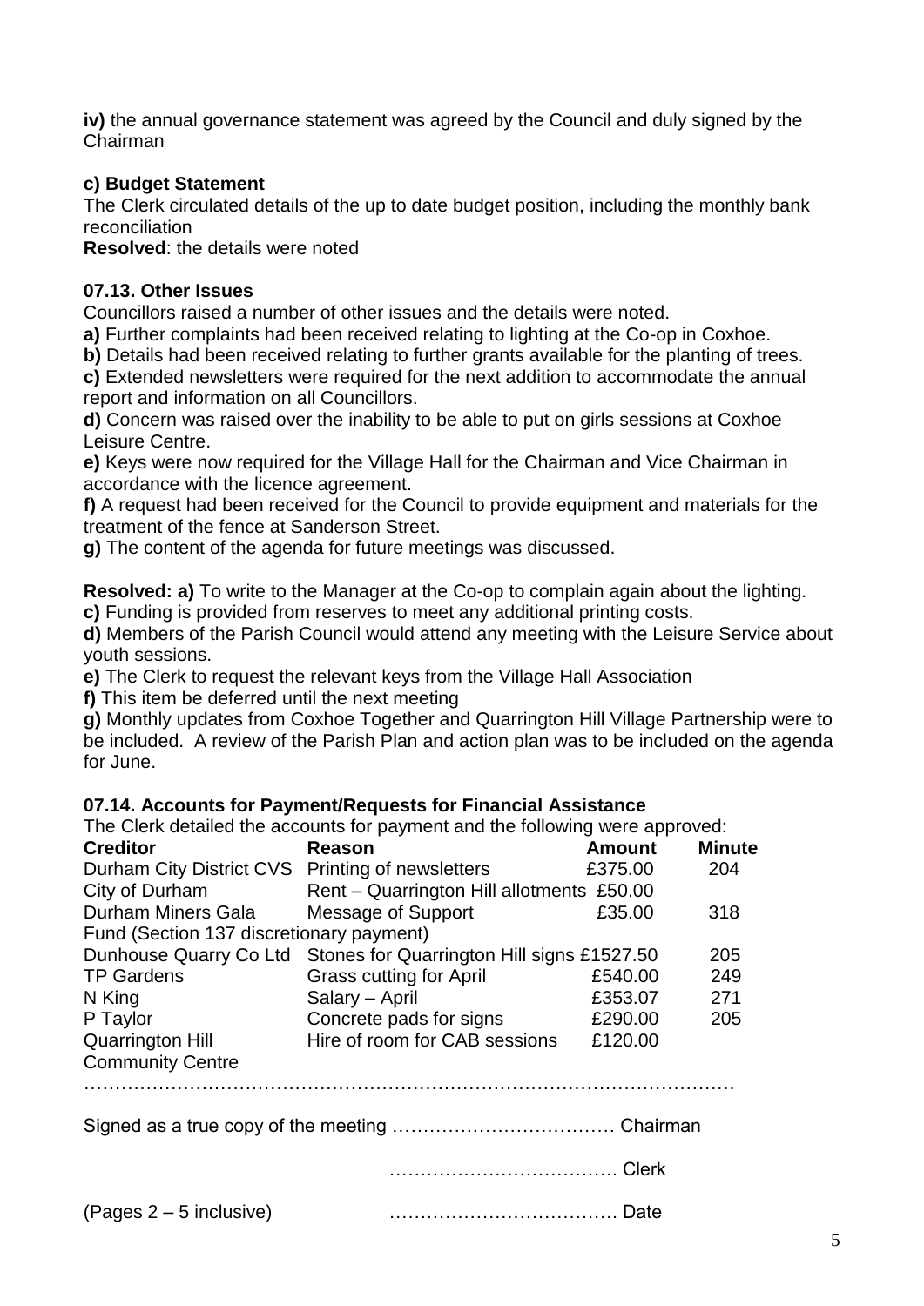**iv)** the annual governance statement was agreed by the Council and duly signed by the Chairman

**c) Budget Statement**

The Clerk circulated details of the up to date budget position, including the monthly bank reconciliation

**Resolved**: the details were noted

**07.13. Other Issues**

Councillors raised a number of other issues and the details were noted.

**a)** Further complaints had been received relating to lighting at the Co-op in Coxhoe.

**b)** Details had been received relating to further grants available for the planting of trees.

**c)** Extended newsletters were required for the next addition to accommodate the annual report and information on all Councillors.

**d)** Concern was raised over the inability to be able to put on girls sessions at Coxhoe Leisure Centre.

**e)** Keys were now required for the Village Hall for the Chairman and Vice Chairman in accordance with the licence agreement.

**f)** A request had been received for the Council to provide equipment and materials for the treatment of the fence at Sanderson Street.

**g)** The content of the agenda for future meetings was discussed.

**Resolved: a)** To write to the Manager at the Co-op to complain again about the lighting.

**c)** Funding is provided from reserves to meet any additional printing costs.

**d)** Members of the Parish Council would attend any meeting with the Leisure Service about youth sessions.

**e)** The Clerk to request the relevant keys from the Village Hall Association

**f)** This item be deferred until the next meeting

**g)** Monthly updates from Coxhoe Together and Quarrington Hill Village Partnership were to be included. A review of the Parish Plan and action plan was to be included on the agenda for June.

**07.14. Accounts for Payment/Requests for Financial Assistance**

The Clerk detailed the accounts for payment and the following were approved:

| Creditor | Reason | Amount | Minute |
|---|---|---|---|
| Durham City District CVS | Printing of newsletters | £375.00 | 204 |
| City of Durham | Rent – Quarrington Hill allotments | £50.00 | |
| Durham Miners Gala Fund (Section 137 discretionary payment) | Message of Support | £35.00 | 318 |
| Dunhouse Quarry Co Ltd | Stones for Quarrington Hill signs | £1527.50 | 205 |
| TP Gardens | Grass cutting for April | £540.00 | 249 |
| N King | Salary – April | £353.07 | 271 |
| P Taylor | Concrete pads for signs | £290.00 | 205 |
| Quarrington Hill Community Centre | Hire of room for CAB sessions | £120.00 | |

…………………………………………………………………………………………

Signed as a true copy of the meeting ……………………………… Chairman

……………………………… Clerk

(Pages 2 – 5 inclusive) ……………………………… Date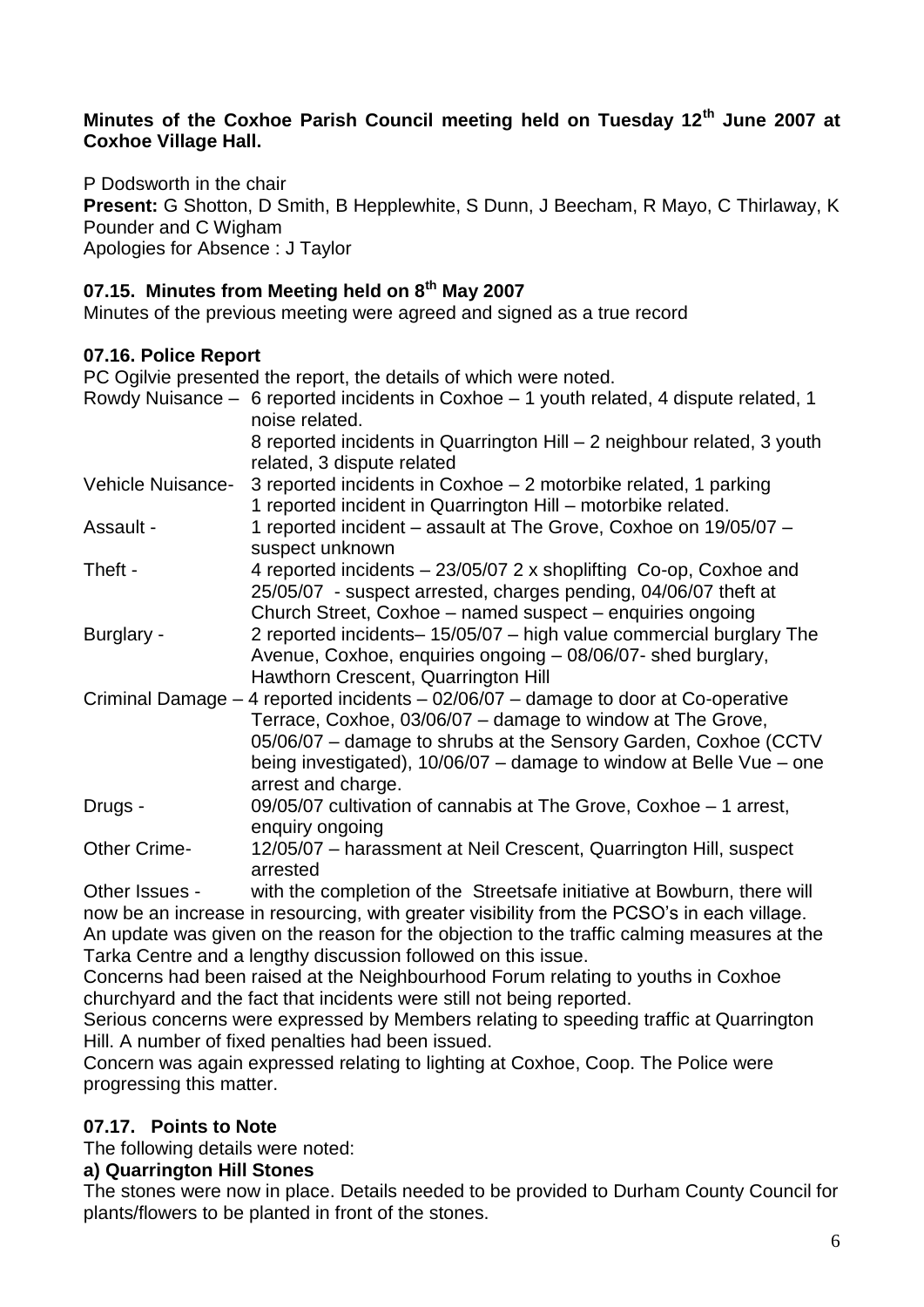**Minutes of the Coxhoe Parish Council meeting held on Tuesday 12th June 2007 at Coxhoe Village Hall.**

P Dodsworth in the chair
**Present:** G Shotton, D Smith, B Hepplewhite, S Dunn, J Beecham, R Mayo, C Thirlaway, K Pounder and C Wigham
Apologies for Absence : J Taylor

## 07.15. Minutes from Meeting held on 8th May 2007

Minutes of the previous meeting were agreed and signed as a true record

## 07.16. Police Report

PC Ogilvie presented the report, the details of which were noted.

| | |
|---|---|
| Rowdy Nuisance – | 6 reported incidents in Coxhoe – 1 youth related, 4 dispute related, 1 noise related. 8 reported incidents in Quarrington Hill – 2 neighbour related, 3 youth related, 3 dispute related |
| Vehicle Nuisance- | 3 reported incidents in Coxhoe – 2 motorbike related, 1 parking. 1 reported incident in Quarrington Hill – motorbike related. |
| Assault - | 1 reported incident – assault at The Grove, Coxhoe on 19/05/07 – suspect unknown |
| Theft - | 4 reported incidents – 23/05/07 2 x shoplifting Co-op, Coxhoe and 25/05/07 - suspect arrested, charges pending, 04/06/07 theft at Church Street, Coxhoe – named suspect – enquiries ongoing |
| Burglary - | 2 reported incidents– 15/05/07 – high value commercial burglary The Avenue, Coxhoe, enquiries ongoing – 08/06/07- shed burglary, Hawthorn Crescent, Quarrington Hill |
| Criminal Damage – | 4 reported incidents – 02/06/07 – damage to door at Co-operative Terrace, Coxhoe, 03/06/07 – damage to window at The Grove, 05/06/07 – damage to shrubs at the Sensory Garden, Coxhoe (CCTV being investigated), 10/06/07 – damage to window at Belle Vue – one arrest and charge. |
| Drugs - | 09/05/07 cultivation of cannabis at The Grove, Coxhoe – 1 arrest, enquiry ongoing |
| Other Crime- | 12/05/07 – harassment at Neil Crescent, Quarrington Hill, suspect arrested |

Other Issues - with the completion of the Streetsafe initiative at Bowburn, there will now be an increase in resourcing, with greater visibility from the PCSO's in each village.
An update was given on the reason for the objection to the traffic calming measures at the Tarka Centre and a lengthy discussion followed on this issue.
Concerns had been raised at the Neighbourhood Forum relating to youths in Coxhoe churchyard and the fact that incidents were still not being reported.
Serious concerns were expressed by Members relating to speeding traffic at Quarrington Hill. A number of fixed penalties had been issued.
Concern was again expressed relating to lighting at Coxhoe, Coop. The Police were progressing this matter.

## 07.17. Points to Note

The following details were noted:

**a) Quarrington Hill Stones**

The stones were now in place. Details needed to be provided to Durham County Council for plants/flowers to be planted in front of the stones.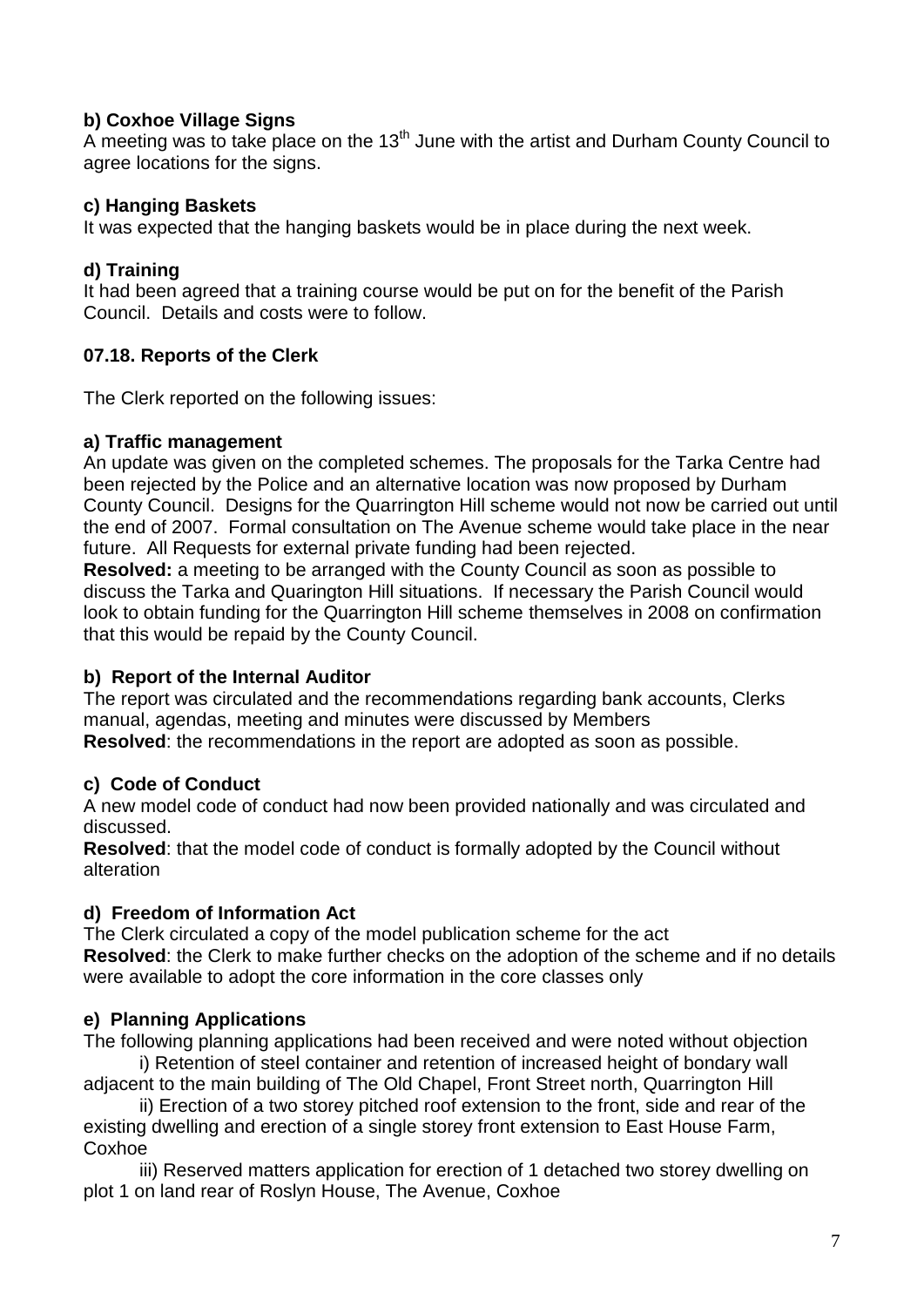**b) Coxhoe Village Signs**

A meeting was to take place on the 13th June with the artist and Durham County Council to agree locations for the signs.

**c) Hanging Baskets**

It was expected that the hanging baskets would be in place during the next week.

**d) Training**

It had been agreed that a training course would be put on for the benefit of the Parish Council. Details and costs were to follow.

**07.18. Reports of the Clerk**

The Clerk reported on the following issues:

**a) Traffic management**

An update was given on the completed schemes. The proposals for the Tarka Centre had been rejected by the Police and an alternative location was now proposed by Durham County Council. Designs for the Quarrington Hill scheme would not now be carried out until the end of 2007. Formal consultation on The Avenue scheme would take place in the near future. All Requests for external private funding had been rejected.

**Resolved:** a meeting to be arranged with the County Council as soon as possible to discuss the Tarka and Quarington Hill situations. If necessary the Parish Council would look to obtain funding for the Quarrington Hill scheme themselves in 2008 on confirmation that this would be repaid by the County Council.

**b) Report of the Internal Auditor**

The report was circulated and the recommendations regarding bank accounts, Clerks manual, agendas, meeting and minutes were discussed by Members

**Resolved**: the recommendations in the report are adopted as soon as possible.

**c) Code of Conduct**

A new model code of conduct had now been provided nationally and was circulated and discussed.

**Resolved**: that the model code of conduct is formally adopted by the Council without alteration

**d) Freedom of Information Act**

The Clerk circulated a copy of the model publication scheme for the act

**Resolved**: the Clerk to make further checks on the adoption of the scheme and if no details were available to adopt the core information in the core classes only

**e) Planning Applications**

The following planning applications had been received and were noted without objection

i) Retention of steel container and retention of increased height of bondary wall adjacent to the main building of The Old Chapel, Front Street north, Quarrington Hill

ii) Erection of a two storey pitched roof extension to the front, side and rear of the existing dwelling and erection of a single storey front extension to East House Farm, Coxhoe

iii) Reserved matters application for erection of 1 detached two storey dwelling on plot 1 on land rear of Roslyn House, The Avenue, Coxhoe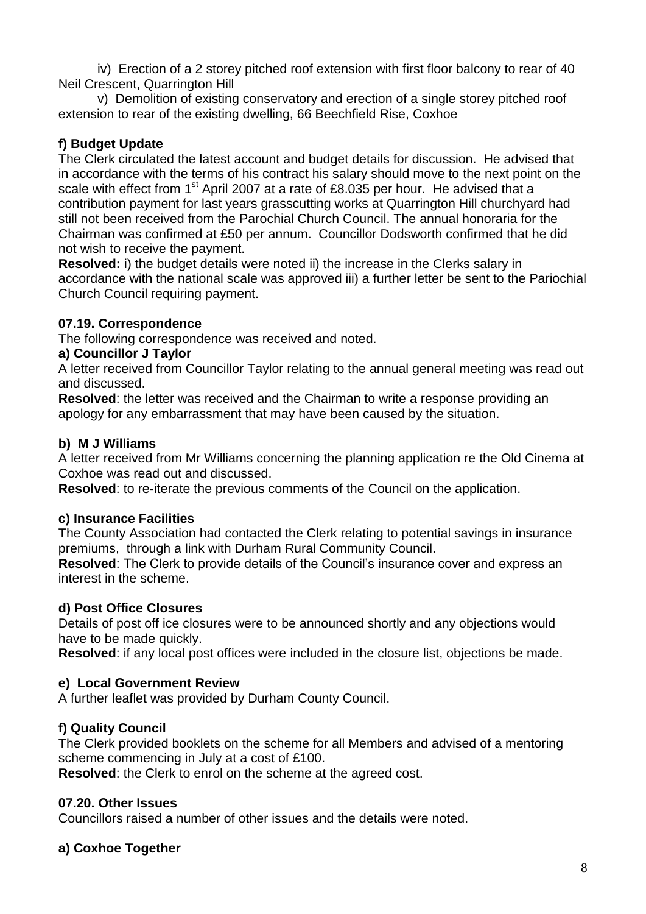iv) Erection of a 2 storey pitched roof extension with first floor balcony to rear of 40 Neil Crescent, Quarrington Hill

v) Demolition of existing conservatory and erection of a single storey pitched roof extension to rear of the existing dwelling, 66 Beechfield Rise, Coxhoe

**f) Budget Update**

The Clerk circulated the latest account and budget details for discussion. He advised that in accordance with the terms of his contract his salary should move to the next point on the scale with effect from 1st April 2007 at a rate of £8.035 per hour. He advised that a contribution payment for last years grasscutting works at Quarrington Hill churchyard had still not been received from the Parochial Church Council. The annual honoraria for the Chairman was confirmed at £50 per annum. Councillor Dodsworth confirmed that he did not wish to receive the payment.

**Resolved:** i) the budget details were noted ii) the increase in the Clerks salary in accordance with the national scale was approved iii) a further letter be sent to the Pariochial Church Council requiring payment.

**07.19. Correspondence**

The following correspondence was received and noted.

**a) Councillor J Taylor**

A letter received from Councillor Taylor relating to the annual general meeting was read out and discussed.

**Resolved**: the letter was received and the Chairman to write a response providing an apology for any embarrassment that may have been caused by the situation.

**b) M J Williams**

A letter received from Mr Williams concerning the planning application re the Old Cinema at Coxhoe was read out and discussed.

**Resolved**: to re-iterate the previous comments of the Council on the application.

**c) Insurance Facilities**

The County Association had contacted the Clerk relating to potential savings in insurance premiums, through a link with Durham Rural Community Council.

**Resolved**: The Clerk to provide details of the Council's insurance cover and express an interest in the scheme.

**d) Post Office Closures**

Details of post off ice closures were to be announced shortly and any objections would have to be made quickly.

**Resolved**: if any local post offices were included in the closure list, objections be made.

**e) Local Government Review**

A further leaflet was provided by Durham County Council.

**f) Quality Council**

The Clerk provided booklets on the scheme for all Members and advised of a mentoring scheme commencing in July at a cost of £100.

**Resolved**: the Clerk to enrol on the scheme at the agreed cost.

**07.20. Other Issues**

Councillors raised a number of other issues and the details were noted.

**a) Coxhoe Together**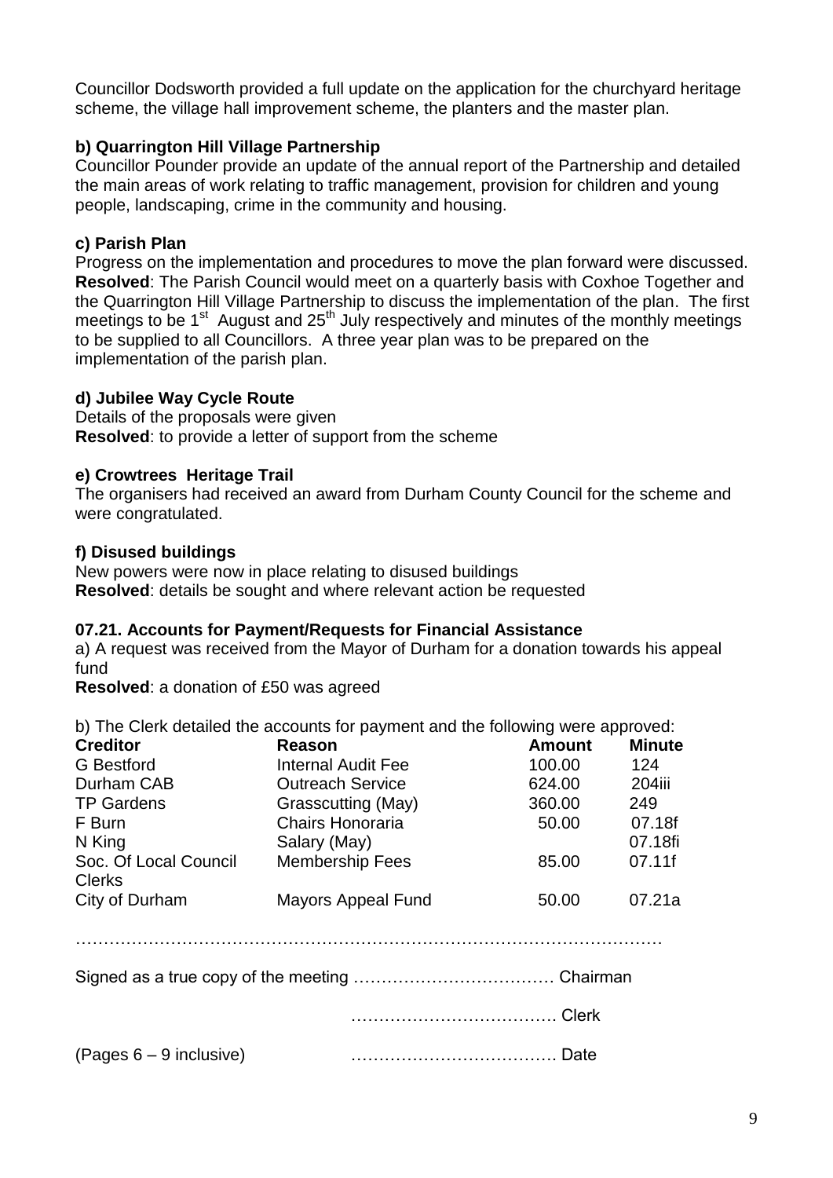Councillor Dodsworth provided a full update on the application for the churchyard heritage scheme, the village hall improvement scheme, the planters and the master plan.

**b) Quarrington Hill Village Partnership**

Councillor Pounder provide an update of the annual report of the Partnership and detailed the main areas of work relating to traffic management, provision for children and young people, landscaping, crime in the community and housing.

**c) Parish Plan**

Progress on the implementation and procedures to move the plan forward were discussed. **Resolved**: The Parish Council would meet on a quarterly basis with Coxhoe Together and the Quarrington Hill Village Partnership to discuss the implementation of the plan. The first meetings to be 1st August and 25th July respectively and minutes of the monthly meetings to be supplied to all Councillors. A three year plan was to be prepared on the implementation of the parish plan.

**d) Jubilee Way Cycle Route**

Details of the proposals were given

**Resolved**: to provide a letter of support from the scheme

**e) Crowtrees Heritage Trail**

The organisers had received an award from Durham County Council for the scheme and were congratulated.

**f) Disused buildings**

New powers were now in place relating to disused buildings

**Resolved**: details be sought and where relevant action be requested

**07.21. Accounts for Payment/Requests for Financial Assistance**

a) A request was received from the Mayor of Durham for a donation towards his appeal fund

**Resolved**: a donation of £50 was agreed

b) The Clerk detailed the accounts for payment and the following were approved:

| Creditor | Reason | Amount | Minute |
|---|---|---|---|
| G Bestford | Internal Audit Fee | 100.00 | 124 |
| Durham CAB | Outreach Service | 624.00 | 204iii |
| TP Gardens | Grasscutting (May) | 360.00 | 249 |
| F Burn | Chairs Honoraria | 50.00 | 07.18f |
| N King | Salary (May) | | 07.18fi |
| Soc. Of Local Council Clerks | Membership Fees | 85.00 | 07.11f |
| City of Durham | Mayors Appeal Fund | 50.00 | 07.21a |

……………………………………………………………………………………………

Signed as a true copy of the meeting ……………………………… Chairman

……………………………… Clerk

(Pages 6 – 9 inclusive) ……………………………… Date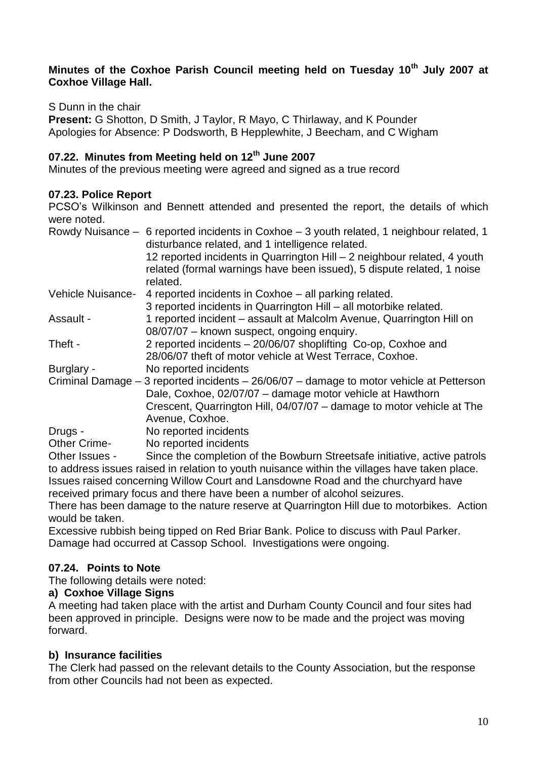**Minutes of the Coxhoe Parish Council meeting held on Tuesday 10th July 2007 at Coxhoe Village Hall.**

S Dunn in the chair

**Present:** G Shotton, D Smith, J Taylor, R Mayo, C Thirlaway, and K Pounder

Apologies for Absence: P Dodsworth, B Hepplewhite, J Beecham, and C Wigham

## 07.22. Minutes from Meeting held on 12th June 2007

Minutes of the previous meeting were agreed and signed as a true record

## 07.23. Police Report

PCSO's Wilkinson and Bennett attended and presented the report, the details of which were noted.

Rowdy Nuisance – 6 reported incidents in Coxhoe – 3 youth related, 1 neighbour related, 1 disturbance related, and 1 intelligence related.
12 reported incidents in Quarrington Hill – 2 neighbour related, 4 youth related (formal warnings have been issued), 5 dispute related, 1 noise related.

Vehicle Nuisance- 4 reported incidents in Coxhoe – all parking related.
3 reported incidents in Quarrington Hill – all motorbike related.

Assault - 1 reported incident – assault at Malcolm Avenue, Quarrington Hill on 08/07/07 – known suspect, ongoing enquiry.

Theft - 2 reported incidents – 20/06/07 shoplifting Co-op, Coxhoe and 28/06/07 theft of motor vehicle at West Terrace, Coxhoe.

Burglary - No reported incidents

Criminal Damage – 3 reported incidents – 26/06/07 – damage to motor vehicle at Petterson Dale, Coxhoe, 02/07/07 – damage motor vehicle at Hawthorn Crescent, Quarrington Hill, 04/07/07 – damage to motor vehicle at The Avenue, Coxhoe.

Drugs - No reported incidents

Other Crime- No reported incidents

Other Issues - Since the completion of the Bowburn Streetsafe initiative, active patrols to address issues raised in relation to youth nuisance within the villages have taken place. Issues raised concerning Willow Court and Lansdowne Road and the churchyard have received primary focus and there have been a number of alcohol seizures.

There has been damage to the nature reserve at Quarrington Hill due to motorbikes. Action would be taken.

Excessive rubbish being tipped on Red Briar Bank. Police to discuss with Paul Parker.

Damage had occurred at Cassop School. Investigations were ongoing.

## 07.24. Points to Note

The following details were noted:

### a) Coxhoe Village Signs

A meeting had taken place with the artist and Durham County Council and four sites had been approved in principle. Designs were now to be made and the project was moving forward.

### b) Insurance facilities

The Clerk had passed on the relevant details to the County Association, but the response from other Councils had not been as expected.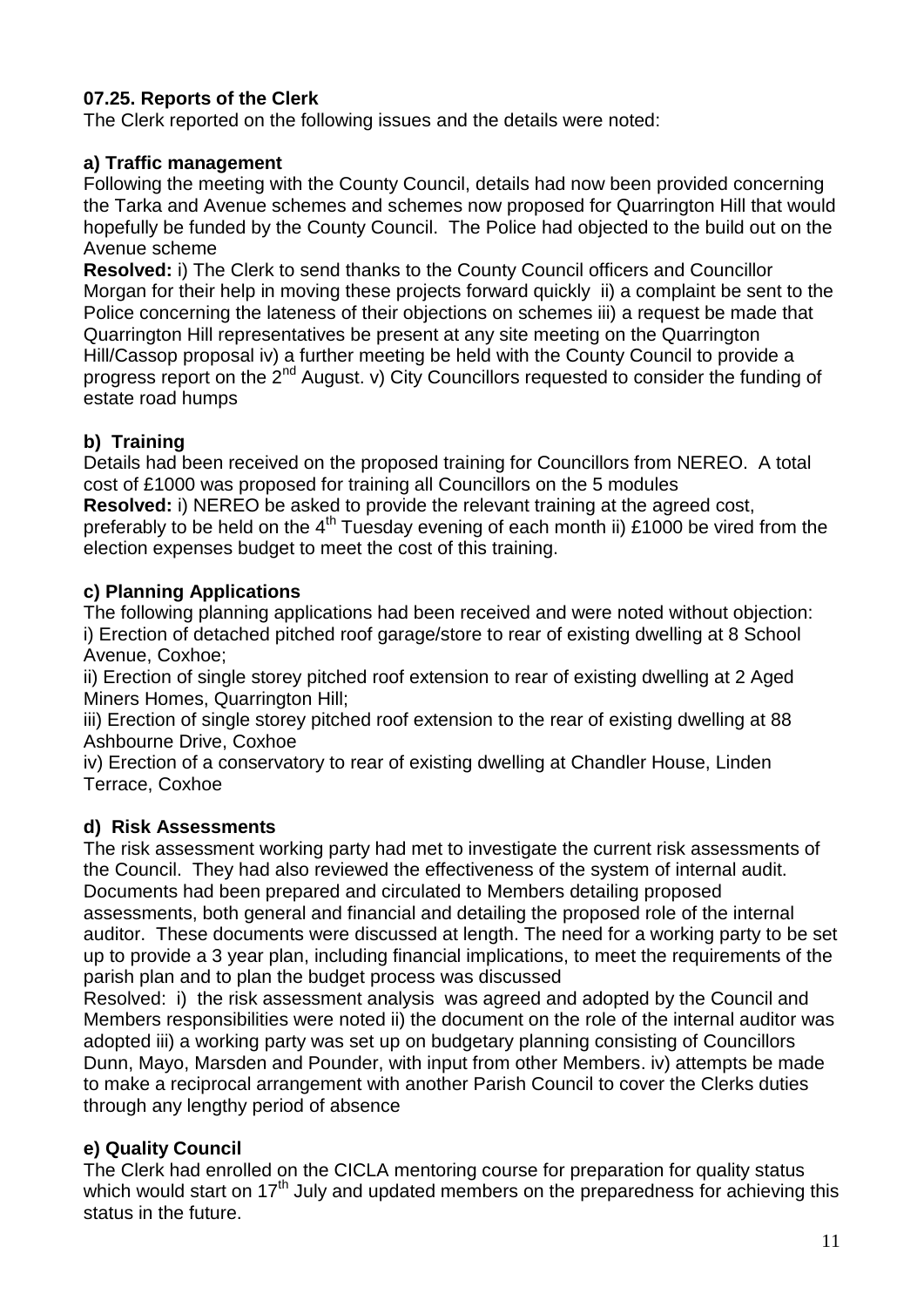**07.25. Reports of the Clerk**

The Clerk reported on the following issues and the details were noted:

**a) Traffic management**

Following the meeting with the County Council, details had now been provided concerning the Tarka and Avenue schemes and schemes now proposed for Quarrington Hill that would hopefully be funded by the County Council. The Police had objected to the build out on the Avenue scheme

**Resolved:** i) The Clerk to send thanks to the County Council officers and Councillor Morgan for their help in moving these projects forward quickly ii) a complaint be sent to the Police concerning the lateness of their objections on schemes iii) a request be made that Quarrington Hill representatives be present at any site meeting on the Quarrington Hill/Cassop proposal iv) a further meeting be held with the County Council to provide a progress report on the 2nd August. v) City Councillors requested to consider the funding of estate road humps

**b) Training**

Details had been received on the proposed training for Councillors from NEREO. A total cost of £1000 was proposed for training all Councillors on the 5 modules

**Resolved:** i) NEREO be asked to provide the relevant training at the agreed cost, preferably to be held on the 4th Tuesday evening of each month ii) £1000 be vired from the election expenses budget to meet the cost of this training.

**c) Planning Applications**

The following planning applications had been received and were noted without objection:

i) Erection of detached pitched roof garage/store to rear of existing dwelling at 8 School Avenue, Coxhoe;

ii) Erection of single storey pitched roof extension to rear of existing dwelling at 2 Aged Miners Homes, Quarrington Hill;

iii) Erection of single storey pitched roof extension to the rear of existing dwelling at 88 Ashbourne Drive, Coxhoe

iv) Erection of a conservatory to rear of existing dwelling at Chandler House, Linden Terrace, Coxhoe

**d) Risk Assessments**

The risk assessment working party had met to investigate the current risk assessments of the Council. They had also reviewed the effectiveness of the system of internal audit. Documents had been prepared and circulated to Members detailing proposed assessments, both general and financial and detailing the proposed role of the internal auditor. These documents were discussed at length. The need for a working party to be set up to provide a 3 year plan, including financial implications, to meet the requirements of the parish plan and to plan the budget process was discussed

Resolved: i) the risk assessment analysis was agreed and adopted by the Council and Members responsibilities were noted ii) the document on the role of the internal auditor was adopted iii) a working party was set up on budgetary planning consisting of Councillors Dunn, Mayo, Marsden and Pounder, with input from other Members. iv) attempts be made to make a reciprocal arrangement with another Parish Council to cover the Clerks duties through any lengthy period of absence

**e) Quality Council**

The Clerk had enrolled on the CICLA mentoring course for preparation for quality status which would start on 17th July and updated members on the preparedness for achieving this status in the future.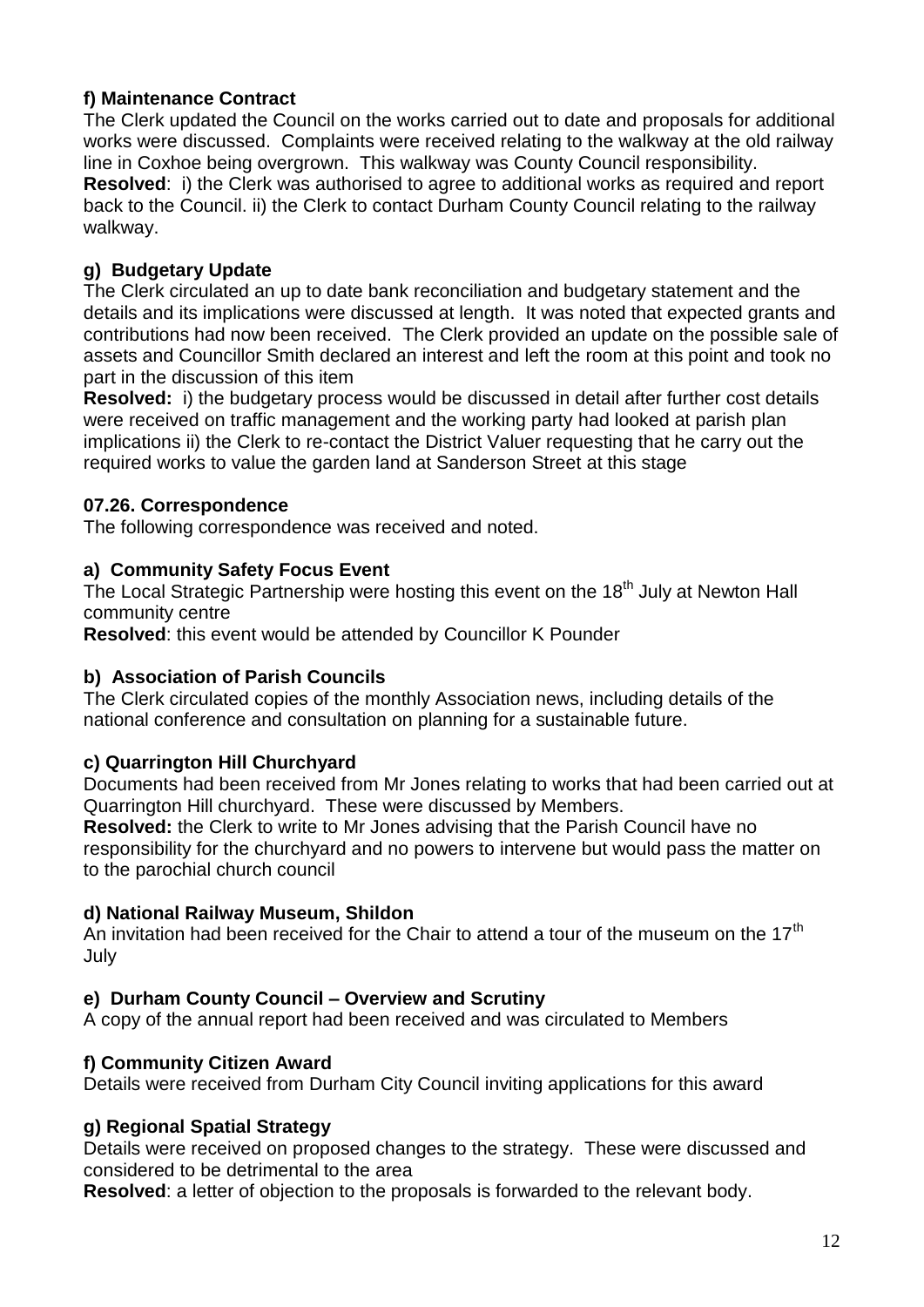**f) Maintenance Contract**

The Clerk updated the Council on the works carried out to date and proposals for additional works were discussed. Complaints were received relating to the walkway at the old railway line in Coxhoe being overgrown. This walkway was County Council responsibility.

**Resolved**: i) the Clerk was authorised to agree to additional works as required and report back to the Council. ii) the Clerk to contact Durham County Council relating to the railway walkway.

**g) Budgetary Update**

The Clerk circulated an up to date bank reconciliation and budgetary statement and the details and its implications were discussed at length. It was noted that expected grants and contributions had now been received. The Clerk provided an update on the possible sale of assets and Councillor Smith declared an interest and left the room at this point and took no part in the discussion of this item

**Resolved:** i) the budgetary process would be discussed in detail after further cost details were received on traffic management and the working party had looked at parish plan implications ii) the Clerk to re-contact the District Valuer requesting that he carry out the required works to value the garden land at Sanderson Street at this stage

**07.26. Correspondence**

The following correspondence was received and noted.

**a) Community Safety Focus Event**

The Local Strategic Partnership were hosting this event on the 18th July at Newton Hall community centre

**Resolved**: this event would be attended by Councillor K Pounder

**b) Association of Parish Councils**

The Clerk circulated copies of the monthly Association news, including details of the national conference and consultation on planning for a sustainable future.

**c) Quarrington Hill Churchyard**

Documents had been received from Mr Jones relating to works that had been carried out at Quarrington Hill churchyard. These were discussed by Members.

**Resolved:** the Clerk to write to Mr Jones advising that the Parish Council have no responsibility for the churchyard and no powers to intervene but would pass the matter on to the parochial church council

**d) National Railway Museum, Shildon**

An invitation had been received for the Chair to attend a tour of the museum on the 17th July

**e) Durham County Council – Overview and Scrutiny**

A copy of the annual report had been received and was circulated to Members

**f) Community Citizen Award**

Details were received from Durham City Council inviting applications for this award

**g) Regional Spatial Strategy**

Details were received on proposed changes to the strategy. These were discussed and considered to be detrimental to the area

**Resolved**: a letter of objection to the proposals is forwarded to the relevant body.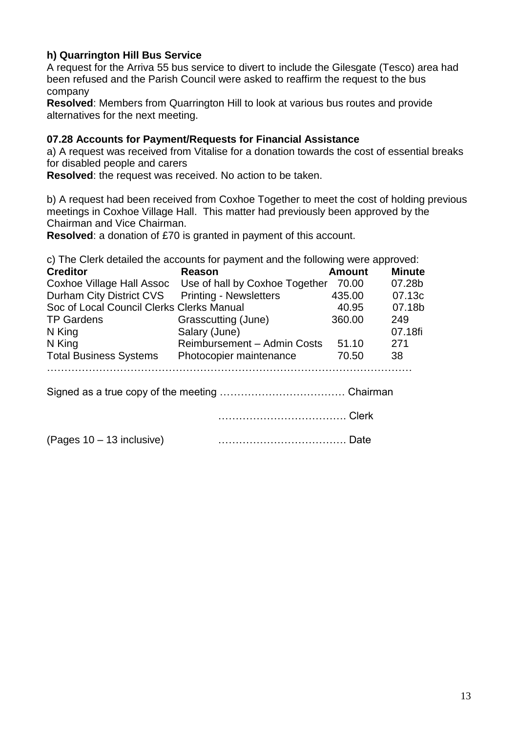**h) Quarrington Hill Bus Service**
A request for the Arriva 55 bus service to divert to include the Gilesgate (Tesco) area had been refused and the Parish Council were asked to reaffirm the request to the bus company
**Resolved**: Members from Quarrington Hill to look at various bus routes and provide alternatives for the next meeting.

**07.28 Accounts for Payment/Requests for Financial Assistance**

a) A request was received from Vitalise for a donation towards the cost of essential breaks for disabled people and carers
**Resolved**: the request was received. No action to be taken.

b) A request had been received from Coxhoe Together to meet the cost of holding previous meetings in Coxhoe Village Hall. This matter had previously been approved by the Chairman and Vice Chairman.
**Resolved**: a donation of £70 is granted in payment of this account.

c) The Clerk detailed the accounts for payment and the following were approved:

| Creditor | Reason | Amount | Minute |
|---|---|---|---|
| Coxhoe Village Hall Assoc | Use of hall by Coxhoe Together | 70.00 | 07.28b |
| Durham City District CVS | Printing - Newsletters | 435.00 | 07.13c |
| Soc of Local Council Clerks | Clerks Manual | 40.95 | 07.18b |
| TP Gardens | Grasscutting (June) | 360.00 | 249 |
| N King | Salary (June) | | 07.18fi |
| N King | Reimbursement – Admin Costs | 51.10 | 271 |
| Total Business Systems | Photocopier maintenance | 70.50 | 38 |

…………………………………………………………………………………………

Signed as a true copy of the meeting ……………………………… Chairman

……………………………… Clerk

(Pages 10 – 13 inclusive) ……………………………… Date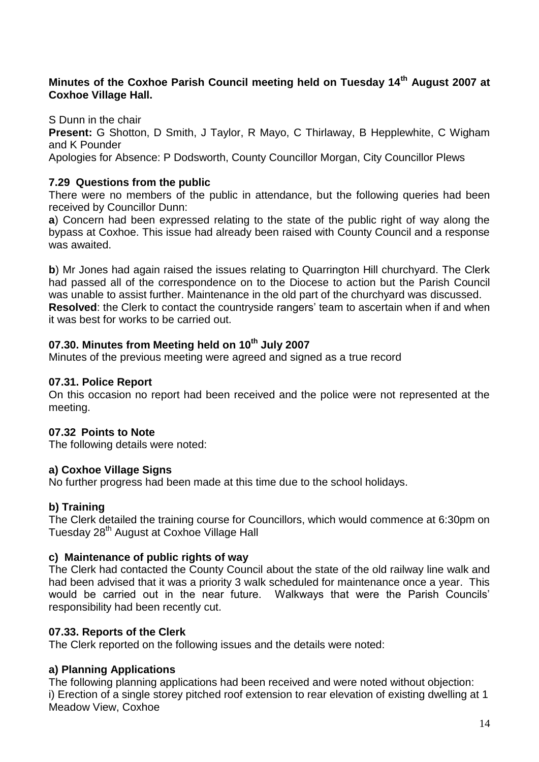**Minutes of the Coxhoe Parish Council meeting held on Tuesday 14th August 2007 at Coxhoe Village Hall.**

S Dunn in the chair

**Present:** G Shotton, D Smith, J Taylor, R Mayo, C Thirlaway, B Hepplewhite, C Wigham and K Pounder

Apologies for Absence: P Dodsworth, County Councillor Morgan, City Councillor Plews

### 7.29 Questions from the public

There were no members of the public in attendance, but the following queries had been received by Councillor Dunn:

**a**) Concern had been expressed relating to the state of the public right of way along the bypass at Coxhoe. This issue had already been raised with County Council and a response was awaited.

**b**) Mr Jones had again raised the issues relating to Quarrington Hill churchyard. The Clerk had passed all of the correspondence on to the Diocese to action but the Parish Council was unable to assist further. Maintenance in the old part of the churchyard was discussed.
**Resolved**: the Clerk to contact the countryside rangers' team to ascertain when if and when it was best for works to be carried out.

### 07.30. Minutes from Meeting held on 10th July 2007

Minutes of the previous meeting were agreed and signed as a true record

### 07.31. Police Report

On this occasion no report had been received and the police were not represented at the meeting.

### 07.32 Points to Note

The following details were noted:

#### a) Coxhoe Village Signs

No further progress had been made at this time due to the school holidays.

#### b) Training

The Clerk detailed the training course for Councillors, which would commence at 6:30pm on Tuesday 28th August at Coxhoe Village Hall

#### c) Maintenance of public rights of way

The Clerk had contacted the County Council about the state of the old railway line walk and had been advised that it was a priority 3 walk scheduled for maintenance once a year. This would be carried out in the near future. Walkways that were the Parish Councils' responsibility had been recently cut.

### 07.33. Reports of the Clerk

The Clerk reported on the following issues and the details were noted:

#### a) Planning Applications

The following planning applications had been received and were noted without objection:
i) Erection of a single storey pitched roof extension to rear elevation of existing dwelling at 1 Meadow View, Coxhoe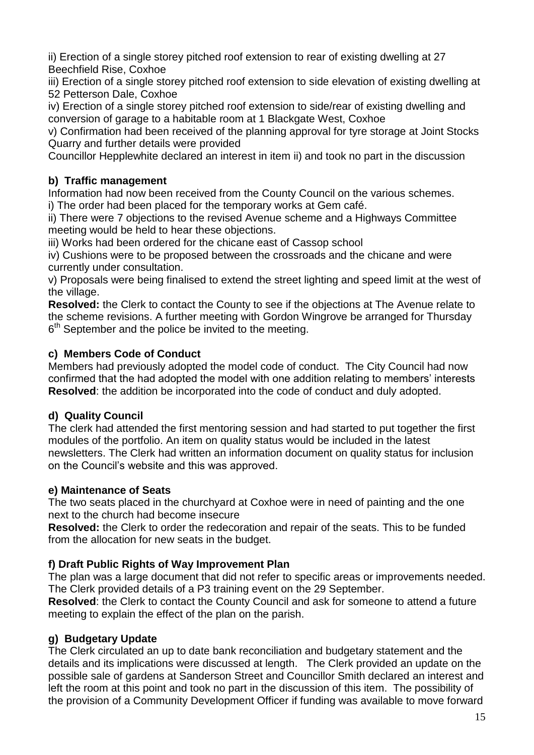ii) Erection of a single storey pitched roof extension to rear of existing dwelling at 27 Beechfield Rise, Coxhoe

iii) Erection of a single storey pitched roof extension to side elevation of existing dwelling at 52 Petterson Dale, Coxhoe

iv) Erection of a single storey pitched roof extension to side/rear of existing dwelling and conversion of garage to a habitable room at 1 Blackgate West, Coxhoe

v) Confirmation had been received of the planning approval for tyre storage at Joint Stocks Quarry and further details were provided

Councillor Hepplewhite declared an interest in item ii) and took no part in the discussion

**b) Traffic management**

Information had now been received from the County Council on the various schemes.

i) The order had been placed for the temporary works at Gem café.

ii) There were 7 objections to the revised Avenue scheme and a Highways Committee meeting would be held to hear these objections.

iii) Works had been ordered for the chicane east of Cassop school

iv) Cushions were to be proposed between the crossroads and the chicane and were currently under consultation.

v) Proposals were being finalised to extend the street lighting and speed limit at the west of the village.

**Resolved:** the Clerk to contact the County to see if the objections at The Avenue relate to the scheme revisions. A further meeting with Gordon Wingrove be arranged for Thursday 6th September and the police be invited to the meeting.

**c) Members Code of Conduct**

Members had previously adopted the model code of conduct. The City Council had now confirmed that the had adopted the model with one addition relating to members' interests

**Resolved**: the addition be incorporated into the code of conduct and duly adopted.

**d) Quality Council**

The clerk had attended the first mentoring session and had started to put together the first modules of the portfolio. An item on quality status would be included in the latest newsletters. The Clerk had written an information document on quality status for inclusion on the Council's website and this was approved.

**e) Maintenance of Seats**

The two seats placed in the churchyard at Coxhoe were in need of painting and the one next to the church had become insecure

**Resolved:** the Clerk to order the redecoration and repair of the seats. This to be funded from the allocation for new seats in the budget.

**f) Draft Public Rights of Way Improvement Plan**

The plan was a large document that did not refer to specific areas or improvements needed. The Clerk provided details of a P3 training event on the 29 September.

**Resolved**: the Clerk to contact the County Council and ask for someone to attend a future meeting to explain the effect of the plan on the parish.

**g) Budgetary Update**

The Clerk circulated an up to date bank reconciliation and budgetary statement and the details and its implications were discussed at length. The Clerk provided an update on the possible sale of gardens at Sanderson Street and Councillor Smith declared an interest and left the room at this point and took no part in the discussion of this item. The possibility of the provision of a Community Development Officer if funding was available to move forward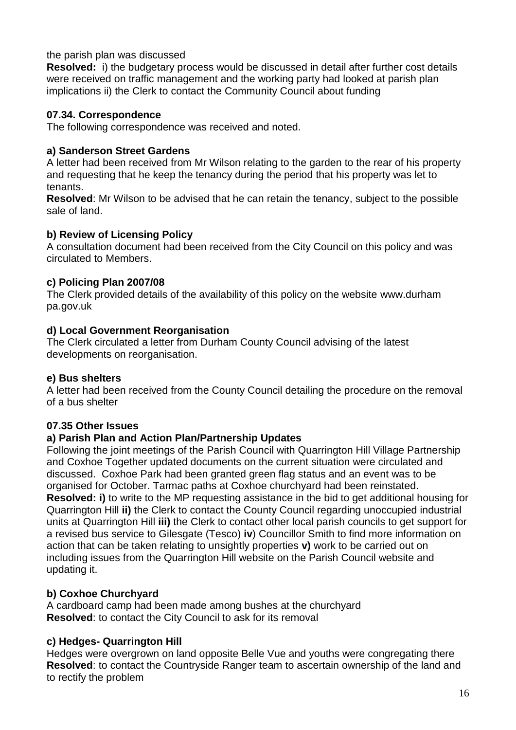the parish plan was discussed

**Resolved:** i) the budgetary process would be discussed in detail after further cost details were received on traffic management and the working party had looked at parish plan implications ii) the Clerk to contact the Community Council about funding

**07.34. Correspondence**

The following correspondence was received and noted.

**a) Sanderson Street Gardens**

A letter had been received from Mr Wilson relating to the garden to the rear of his property and requesting that he keep the tenancy during the period that his property was let to tenants.

**Resolved**: Mr Wilson to be advised that he can retain the tenancy, subject to the possible sale of land.

**b) Review of Licensing Policy**

A consultation document had been received from the City Council on this policy and was circulated to Members.

**c) Policing Plan 2007/08**

The Clerk provided details of the availability of this policy on the website www.durham pa.gov.uk

**d) Local Government Reorganisation**

The Clerk circulated a letter from Durham County Council advising of the latest developments on reorganisation.

**e) Bus shelters**

A letter had been received from the County Council detailing the procedure on the removal of a bus shelter

**07.35 Other Issues**

**a) Parish Plan and Action Plan/Partnership Updates**

Following the joint meetings of the Parish Council with Quarrington Hill Village Partnership and Coxhoe Together updated documents on the current situation were circulated and discussed. Coxhoe Park had been granted green flag status and an event was to be organised for October. Tarmac paths at Coxhoe churchyard had been reinstated.

**Resolved: i)** to write to the MP requesting assistance in the bid to get additional housing for Quarrington Hill **ii)** the Clerk to contact the County Council regarding unoccupied industrial units at Quarrington Hill **iii)** the Clerk to contact other local parish councils to get support for a revised bus service to Gilesgate (Tesco) **iv**) Councillor Smith to find more information on action that can be taken relating to unsightly properties **v)** work to be carried out on including issues from the Quarrington Hill website on the Parish Council website and updating it.

**b) Coxhoe Churchyard**

A cardboard camp had been made among bushes at the churchyard

**Resolved**: to contact the City Council to ask for its removal

**c) Hedges- Quarrington Hill**

Hedges were overgrown on land opposite Belle Vue and youths were congregating there

**Resolved**: to contact the Countryside Ranger team to ascertain ownership of the land and to rectify the problem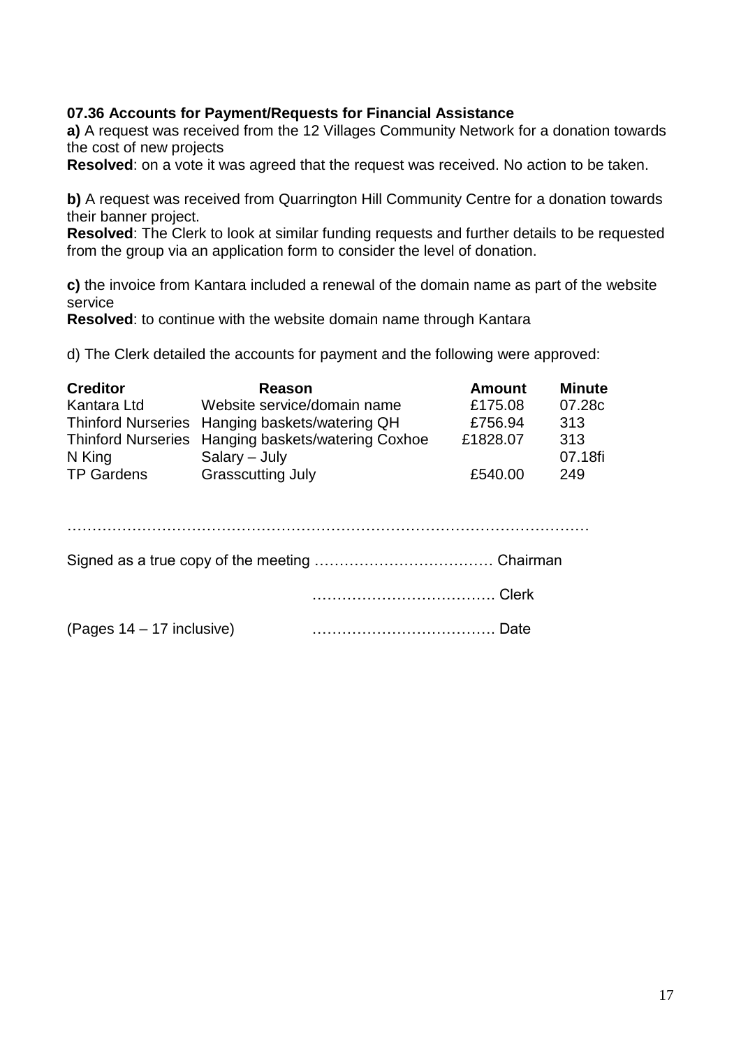**07.36 Accounts for Payment/Requests for Financial Assistance**

**a)** A request was received from the 12 Villages Community Network for a donation towards the cost of new projects

**Resolved**: on a vote it was agreed that the request was received. No action to be taken.

**b)** A request was received from Quarrington Hill Community Centre for a donation towards their banner project.

**Resolved**: The Clerk to look at similar funding requests and further details to be requested from the group via an application form to consider the level of donation.

**c)** the invoice from Kantara included a renewal of the domain name as part of the website service

**Resolved**: to continue with the website domain name through Kantara

d) The Clerk detailed the accounts for payment and the following were approved:

| Creditor | Reason | Amount | Minute |
|---|---|---|---|
| Kantara Ltd | Website service/domain name | £175.08 | 07.28c |
| Thinford Nurseries | Hanging baskets/watering QH | £756.94 | 313 |
| Thinford Nurseries | Hanging baskets/watering Coxhoe | £1828.07 | 313 |
| N King | Salary – July | | 07.18fi |
| TP Gardens | Grasscutting July | £540.00 | 249 |

…………………………………………………………………………………………

Signed as a true copy of the meeting ……………………………… Chairman

………………………………. Clerk

(Pages 14 – 17 inclusive) ………………………………. Date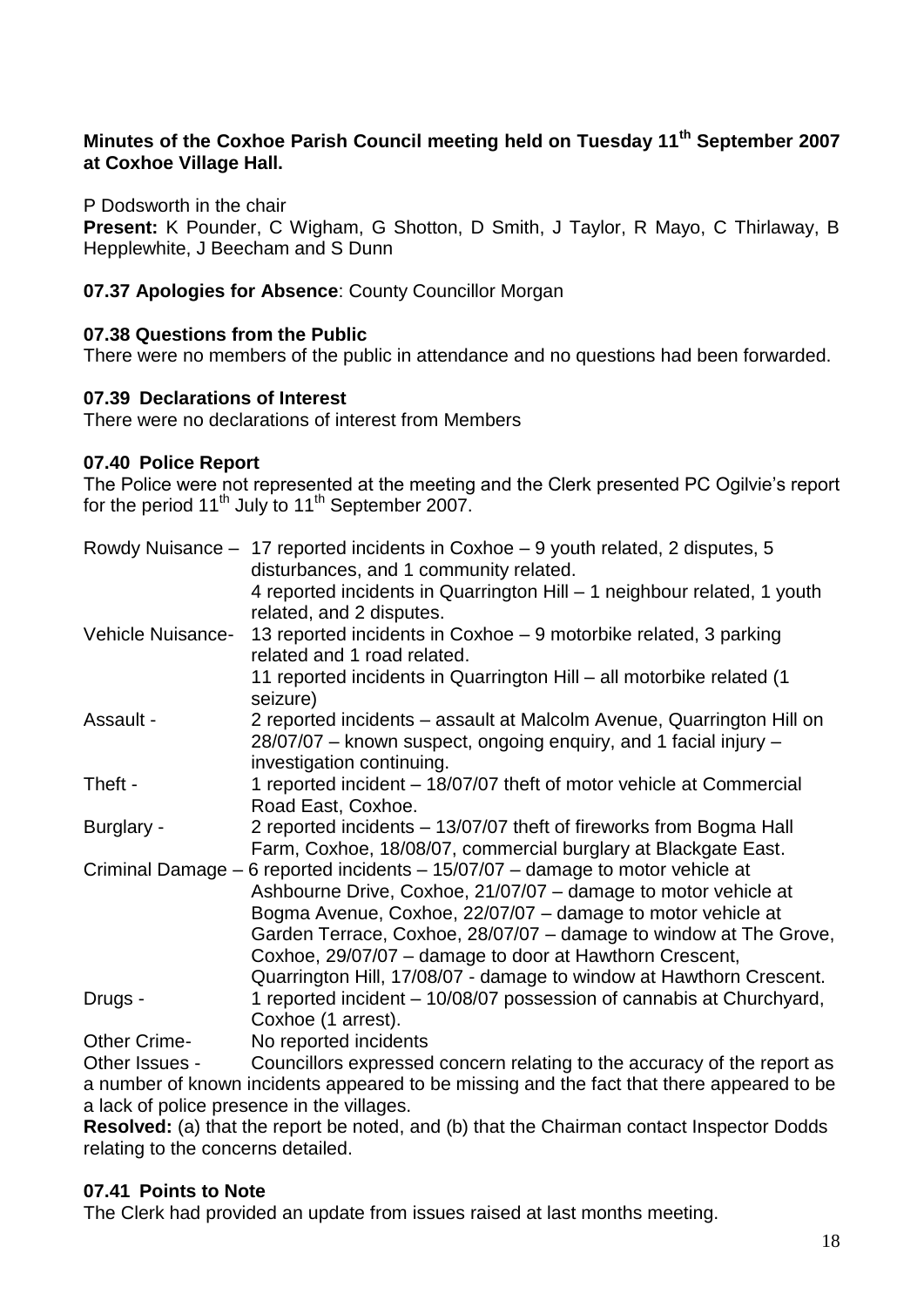**Minutes of the Coxhoe Parish Council meeting held on Tuesday 11th September 2007 at Coxhoe Village Hall.**

P Dodsworth in the chair

**Present:** K Pounder, C Wigham, G Shotton, D Smith, J Taylor, R Mayo, C Thirlaway, B Hepplewhite, J Beecham and S Dunn

**07.37 Apologies for Absence**: County Councillor Morgan

**07.38 Questions from the Public**

There were no members of the public in attendance and no questions had been forwarded.

**07.39 Declarations of Interest**

There were no declarations of interest from Members

**07.40 Police Report**

The Police were not represented at the meeting and the Clerk presented PC Ogilvie's report for the period 11th July to 11th September 2007.

| | |
|---|---|
| Rowdy Nuisance – | 17 reported incidents in Coxhoe – 9 youth related, 2 disputes, 5 disturbances, and 1 community related.<br>4 reported incidents in Quarrington Hill – 1 neighbour related, 1 youth related, and 2 disputes. |
| Vehicle Nuisance- | 13 reported incidents in Coxhoe – 9 motorbike related, 3 parking related and 1 road related.<br>11 reported incidents in Quarrington Hill – all motorbike related (1 seizure) |
| Assault - | 2 reported incidents – assault at Malcolm Avenue, Quarrington Hill on 28/07/07 – known suspect, ongoing enquiry, and 1 facial injury – investigation continuing. |
| Theft - | 1 reported incident – 18/07/07 theft of motor vehicle at Commercial Road East, Coxhoe. |
| Burglary - | 2 reported incidents – 13/07/07 theft of fireworks from Bogma Hall Farm, Coxhoe, 18/08/07, commercial burglary at Blackgate East. |
| Criminal Damage – | 6 reported incidents – 15/07/07 – damage to motor vehicle at Ashbourne Drive, Coxhoe, 21/07/07 – damage to motor vehicle at Bogma Avenue, Coxhoe, 22/07/07 – damage to motor vehicle at Garden Terrace, Coxhoe, 28/07/07 – damage to window at The Grove, Coxhoe, 29/07/07 – damage to door at Hawthorn Crescent, Quarrington Hill, 17/08/07 - damage to window at Hawthorn Crescent. |
| Drugs - | 1 reported incident – 10/08/07 possession of cannabis at Churchyard, Coxhoe (1 arrest). |
| Other Crime- | No reported incidents |

Other Issues - Councillors expressed concern relating to the accuracy of the report as a number of known incidents appeared to be missing and the fact that there appeared to be a lack of police presence in the villages.

**Resolved:** (a) that the report be noted, and (b) that the Chairman contact Inspector Dodds relating to the concerns detailed.

**07.41 Points to Note**

The Clerk had provided an update from issues raised at last months meeting.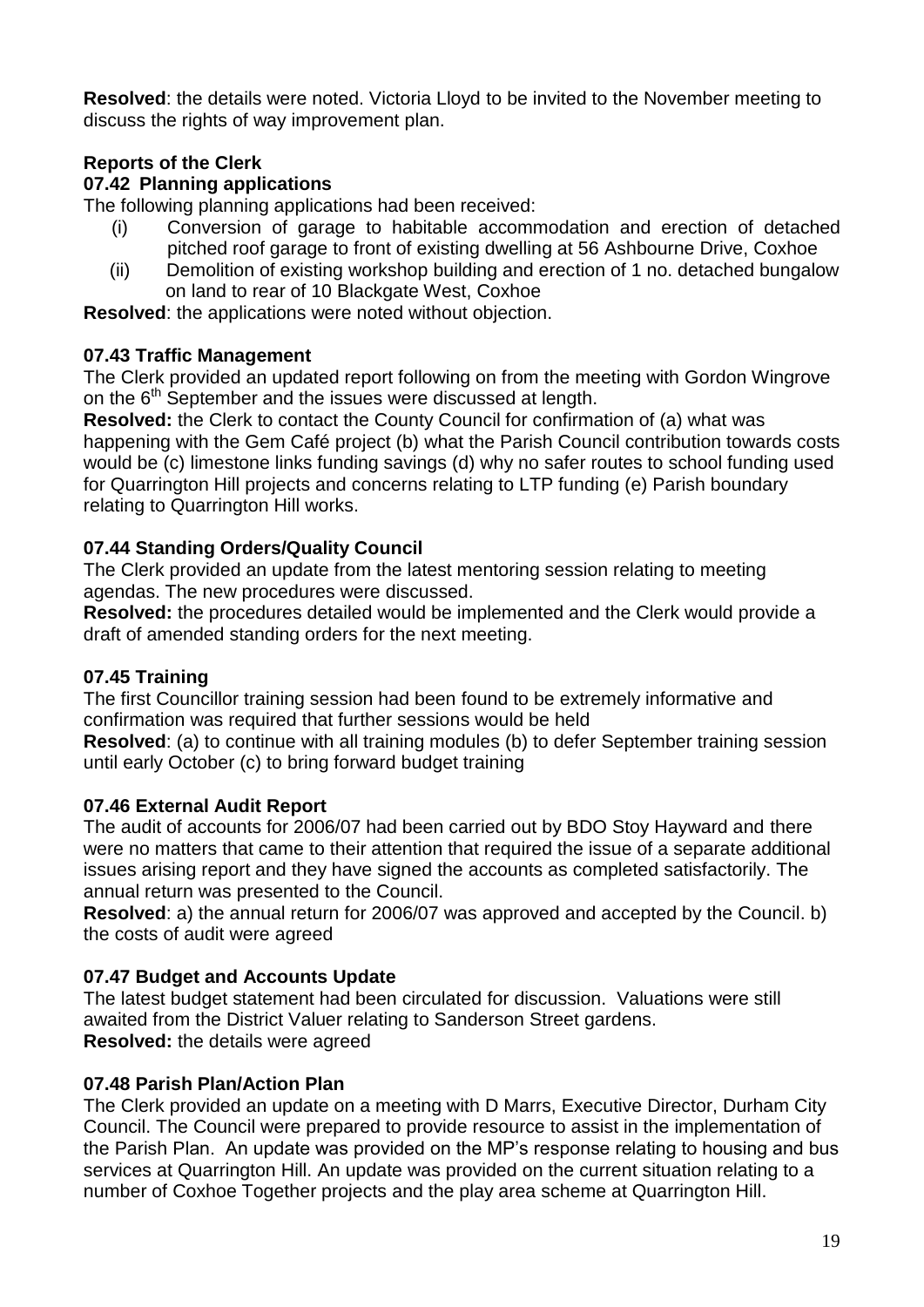**Resolved**: the details were noted. Victoria Lloyd to be invited to the November meeting to discuss the rights of way improvement plan.

**Reports of the Clerk**

**07.42 Planning applications**

The following planning applications had been received:

(i) Conversion of garage to habitable accommodation and erection of detached pitched roof garage to front of existing dwelling at 56 Ashbourne Drive, Coxhoe

(ii) Demolition of existing workshop building and erection of 1 no. detached bungalow on land to rear of 10 Blackgate West, Coxhoe

**Resolved**: the applications were noted without objection.

**07.43 Traffic Management**

The Clerk provided an updated report following on from the meeting with Gordon Wingrove on the 6th September and the issues were discussed at length.

**Resolved:** the Clerk to contact the County Council for confirmation of (a) what was happening with the Gem Café project (b) what the Parish Council contribution towards costs would be (c) limestone links funding savings (d) why no safer routes to school funding used for Quarrington Hill projects and concerns relating to LTP funding (e) Parish boundary relating to Quarrington Hill works.

**07.44 Standing Orders/Quality Council**

The Clerk provided an update from the latest mentoring session relating to meeting agendas. The new procedures were discussed.

**Resolved:** the procedures detailed would be implemented and the Clerk would provide a draft of amended standing orders for the next meeting.

**07.45 Training**

The first Councillor training session had been found to be extremely informative and confirmation was required that further sessions would be held

**Resolved**: (a) to continue with all training modules (b) to defer September training session until early October (c) to bring forward budget training

**07.46 External Audit Report**

The audit of accounts for 2006/07 had been carried out by BDO Stoy Hayward and there were no matters that came to their attention that required the issue of a separate additional issues arising report and they have signed the accounts as completed satisfactorily. The annual return was presented to the Council.

**Resolved**: a) the annual return for 2006/07 was approved and accepted by the Council. b) the costs of audit were agreed

**07.47 Budget and Accounts Update**

The latest budget statement had been circulated for discussion. Valuations were still awaited from the District Valuer relating to Sanderson Street gardens.

**Resolved:** the details were agreed

**07.48 Parish Plan/Action Plan**

The Clerk provided an update on a meeting with D Marrs, Executive Director, Durham City Council. The Council were prepared to provide resource to assist in the implementation of the Parish Plan. An update was provided on the MP's response relating to housing and bus services at Quarrington Hill. An update was provided on the current situation relating to a number of Coxhoe Together projects and the play area scheme at Quarrington Hill.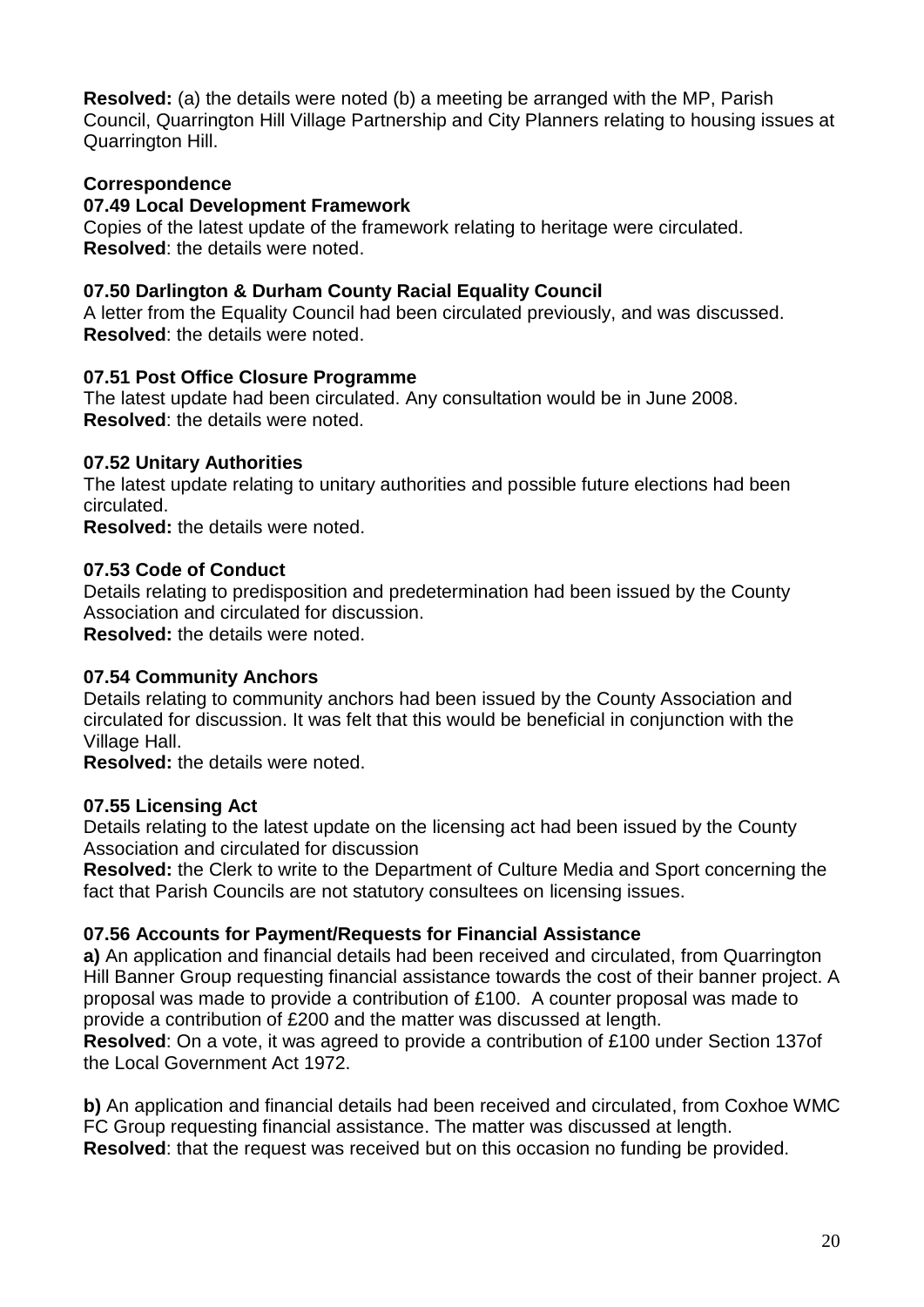**Resolved:** (a) the details were noted (b) a meeting be arranged with the MP, Parish Council, Quarrington Hill Village Partnership and City Planners relating to housing issues at Quarrington Hill.

**Correspondence**

**07.49 Local Development Framework**

Copies of the latest update of the framework relating to heritage were circulated.
**Resolved**: the details were noted.

**07.50 Darlington & Durham County Racial Equality Council**

A letter from the Equality Council had been circulated previously, and was discussed.
**Resolved**: the details were noted.

**07.51 Post Office Closure Programme**

The latest update had been circulated. Any consultation would be in June 2008.
**Resolved**: the details were noted.

**07.52 Unitary Authorities**

The latest update relating to unitary authorities and possible future elections had been circulated.
**Resolved:** the details were noted.

**07.53 Code of Conduct**

Details relating to predisposition and predetermination had been issued by the County Association and circulated for discussion.
**Resolved:** the details were noted.

**07.54 Community Anchors**

Details relating to community anchors had been issued by the County Association and circulated for discussion. It was felt that this would be beneficial in conjunction with the Village Hall.
**Resolved:** the details were noted.

**07.55 Licensing Act**

Details relating to the latest update on the licensing act had been issued by the County Association and circulated for discussion
**Resolved:** the Clerk to write to the Department of Culture Media and Sport concerning the fact that Parish Councils are not statutory consultees on licensing issues.

**07.56 Accounts for Payment/Requests for Financial Assistance**

**a)** An application and financial details had been received and circulated, from Quarrington Hill Banner Group requesting financial assistance towards the cost of their banner project. A proposal was made to provide a contribution of £100. A counter proposal was made to provide a contribution of £200 and the matter was discussed at length.
**Resolved**: On a vote, it was agreed to provide a contribution of £100 under Section 137of the Local Government Act 1972.

**b)** An application and financial details had been received and circulated, from Coxhoe WMC FC Group requesting financial assistance. The matter was discussed at length.
**Resolved**: that the request was received but on this occasion no funding be provided.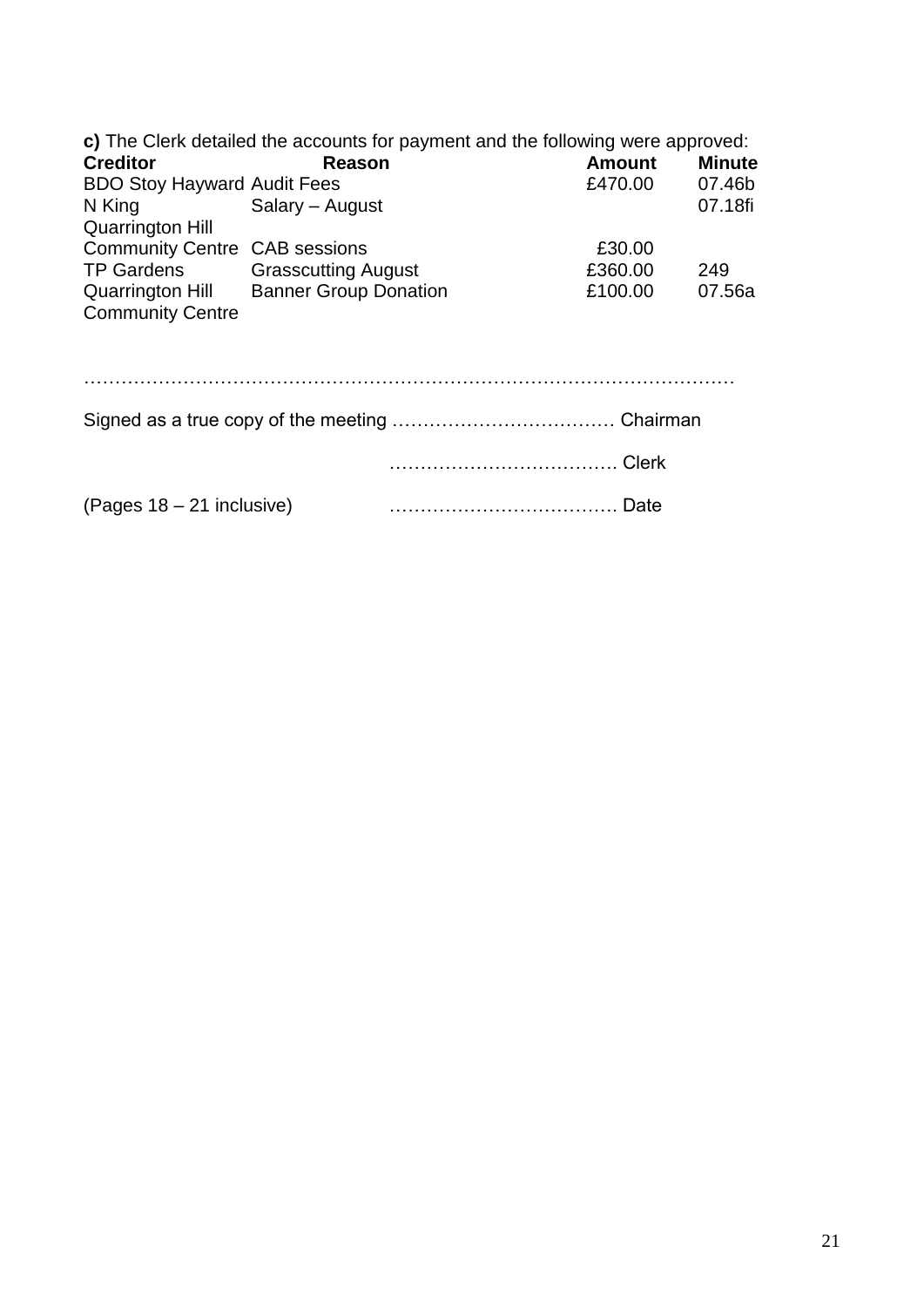**c)** The Clerk detailed the accounts for payment and the following were approved:

| Creditor | Reason | Amount | Minute |
|---|---|---|---|
| BDO Stoy Hayward | Audit Fees | £470.00 | 07.46b |
| N King | Salary – August | | 07.18fi |
| Quarrington Hill Community Centre | CAB sessions | £30.00 | |
| TP Gardens | Grasscutting August | £360.00 | 249 |
| Quarrington Hill Community Centre | Banner Group Donation | £100.00 | 07.56a |

………………………………………………………………………………………

Signed as a true copy of the meeting ……………………………… Chairman

……………………………… Clerk

(Pages 18 – 21 inclusive) ……………………………… Date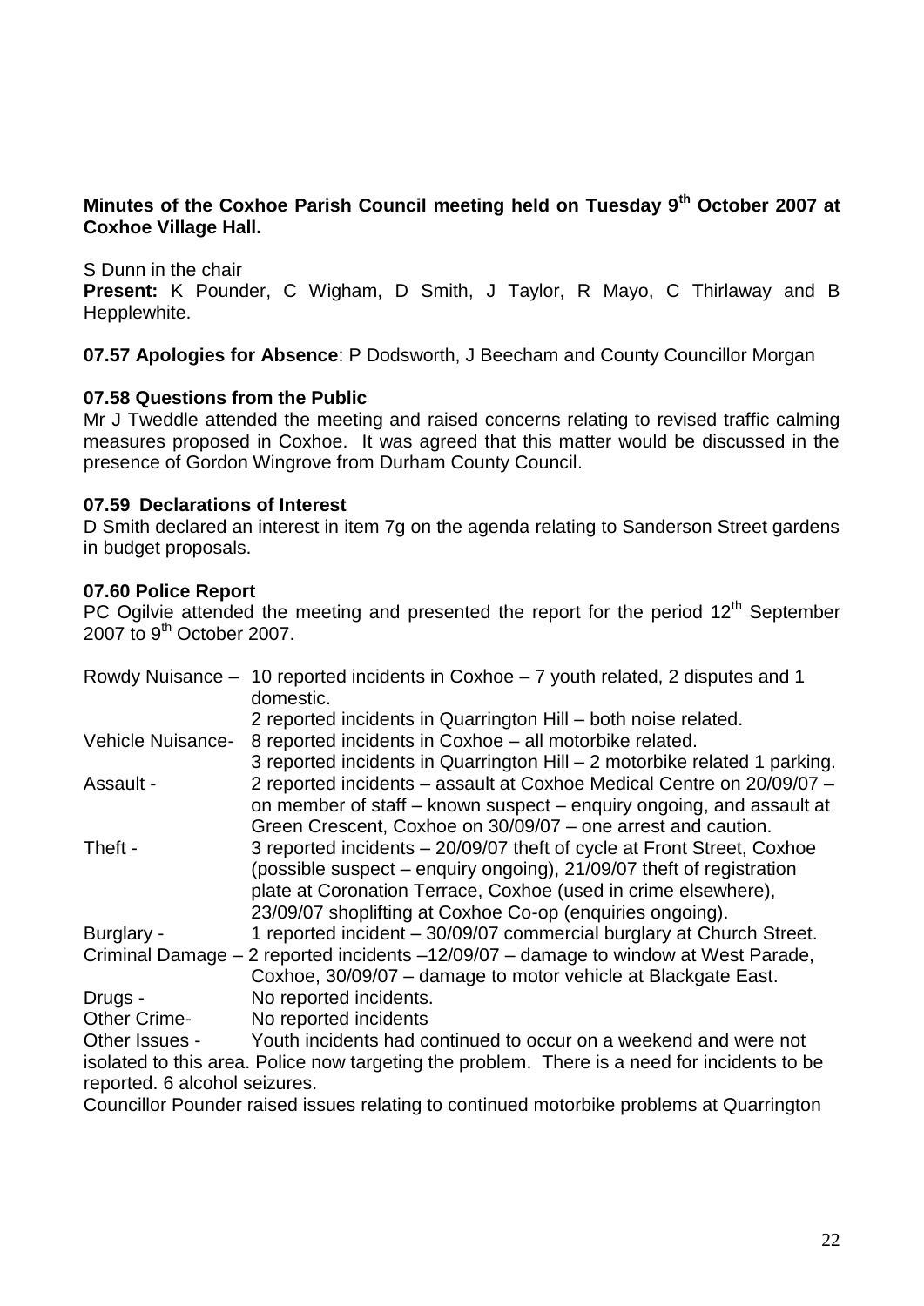**Minutes of the Coxhoe Parish Council meeting held on Tuesday 9th October 2007 at Coxhoe Village Hall.**

S Dunn in the chair

**Present:** K Pounder, C Wigham, D Smith, J Taylor, R Mayo, C Thirlaway and B Hepplewhite.

**07.57 Apologies for Absence**: P Dodsworth, J Beecham and County Councillor Morgan

**07.58 Questions from the Public**

Mr J Tweddle attended the meeting and raised concerns relating to revised traffic calming measures proposed in Coxhoe. It was agreed that this matter would be discussed in the presence of Gordon Wingrove from Durham County Council.

**07.59 Declarations of Interest**

D Smith declared an interest in item 7g on the agenda relating to Sanderson Street gardens in budget proposals.

**07.60 Police Report**

PC Ogilvie attended the meeting and presented the report for the period 12th September 2007 to 9th October 2007.

Rowdy Nuisance – 10 reported incidents in Coxhoe – 7 youth related, 2 disputes and 1 domestic.
2 reported incidents in Quarrington Hill – both noise related.

Vehicle Nuisance- 8 reported incidents in Coxhoe – all motorbike related.
3 reported incidents in Quarrington Hill – 2 motorbike related 1 parking.

Assault - 2 reported incidents – assault at Coxhoe Medical Centre on 20/09/07 – on member of staff – known suspect – enquiry ongoing, and assault at Green Crescent, Coxhoe on 30/09/07 – one arrest and caution.

Theft - 3 reported incidents – 20/09/07 theft of cycle at Front Street, Coxhoe (possible suspect – enquiry ongoing), 21/09/07 theft of registration plate at Coronation Terrace, Coxhoe (used in crime elsewhere), 23/09/07 shoplifting at Coxhoe Co-op (enquiries ongoing).

Burglary - 1 reported incident – 30/09/07 commercial burglary at Church Street.

Criminal Damage – 2 reported incidents –12/09/07 – damage to window at West Parade, Coxhoe, 30/09/07 – damage to motor vehicle at Blackgate East.

Drugs - No reported incidents.

Other Crime- No reported incidents

Other Issues - Youth incidents had continued to occur on a weekend and were not isolated to this area. Police now targeting the problem. There is a need for incidents to be reported. 6 alcohol seizures.

Councillor Pounder raised issues relating to continued motorbike problems at Quarrington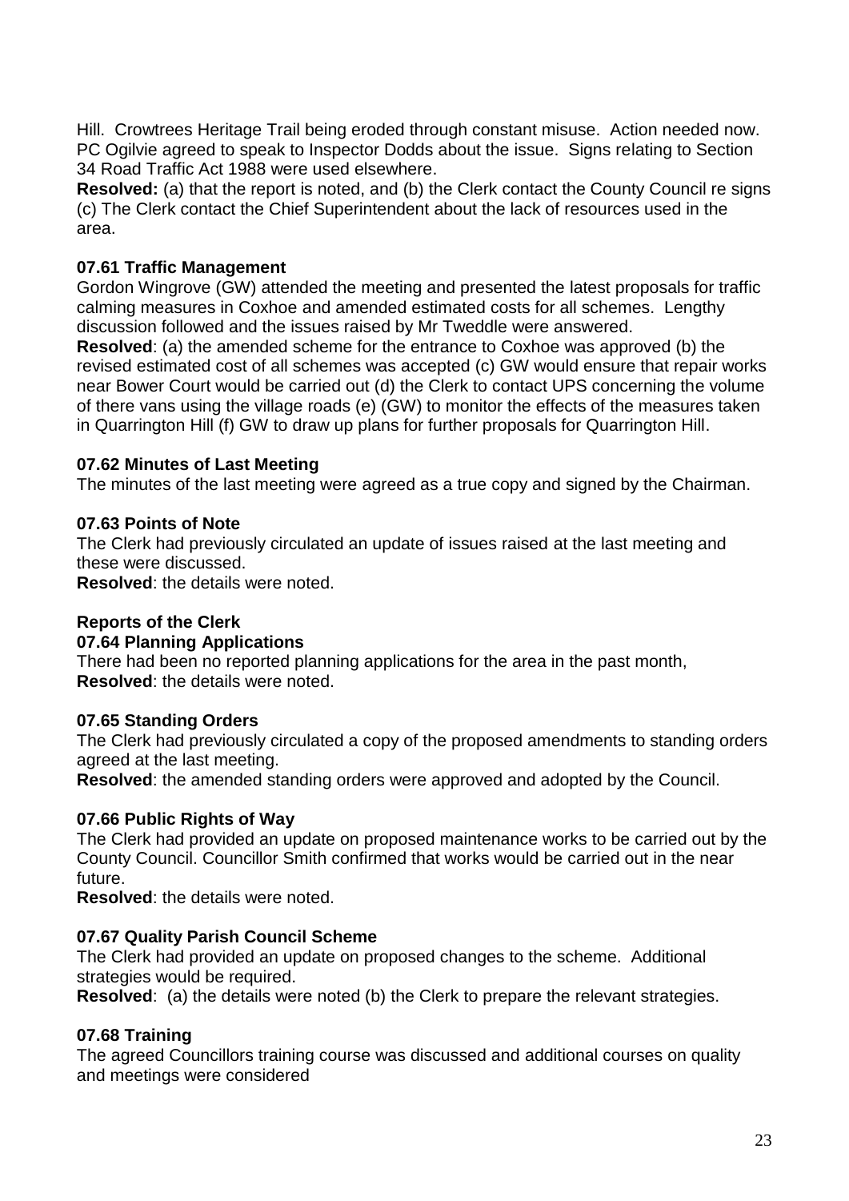Hill. Crowtrees Heritage Trail being eroded through constant misuse. Action needed now. PC Ogilvie agreed to speak to Inspector Dodds about the issue. Signs relating to Section 34 Road Traffic Act 1988 were used elsewhere.

**Resolved:** (a) that the report is noted, and (b) the Clerk contact the County Council re signs (c) The Clerk contact the Chief Superintendent about the lack of resources used in the area.

**07.61 Traffic Management**

Gordon Wingrove (GW) attended the meeting and presented the latest proposals for traffic calming measures in Coxhoe and amended estimated costs for all schemes. Lengthy discussion followed and the issues raised by Mr Tweddle were answered.

**Resolved**: (a) the amended scheme for the entrance to Coxhoe was approved (b) the revised estimated cost of all schemes was accepted (c) GW would ensure that repair works near Bower Court would be carried out (d) the Clerk to contact UPS concerning the volume of there vans using the village roads (e) (GW) to monitor the effects of the measures taken in Quarrington Hill (f) GW to draw up plans for further proposals for Quarrington Hill.

**07.62 Minutes of Last Meeting**

The minutes of the last meeting were agreed as a true copy and signed by the Chairman.

**07.63 Points of Note**

The Clerk had previously circulated an update of issues raised at the last meeting and these were discussed.

**Resolved**: the details were noted.

**Reports of the Clerk**

**07.64 Planning Applications**

There had been no reported planning applications for the area in the past month,

**Resolved**: the details were noted.

**07.65 Standing Orders**

The Clerk had previously circulated a copy of the proposed amendments to standing orders agreed at the last meeting.

**Resolved**: the amended standing orders were approved and adopted by the Council.

**07.66 Public Rights of Way**

The Clerk had provided an update on proposed maintenance works to be carried out by the County Council. Councillor Smith confirmed that works would be carried out in the near future.

**Resolved**: the details were noted.

**07.67 Quality Parish Council Scheme**

The Clerk had provided an update on proposed changes to the scheme. Additional strategies would be required.

**Resolved**: (a) the details were noted (b) the Clerk to prepare the relevant strategies.

**07.68 Training**

The agreed Councillors training course was discussed and additional courses on quality and meetings were considered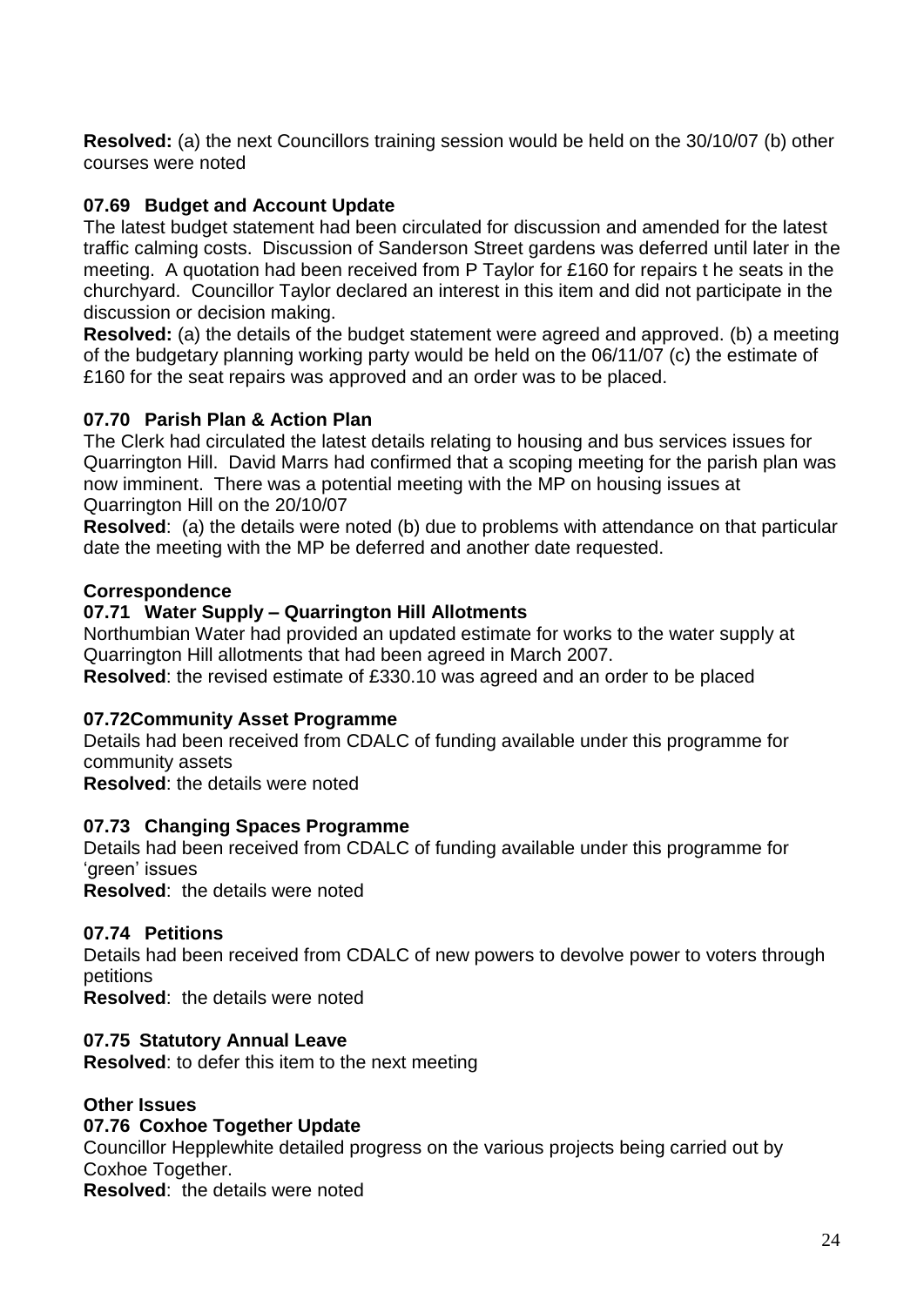**Resolved:** (a) the next Councillors training session would be held on the 30/10/07 (b) other courses were noted

### 07.69 Budget and Account Update

The latest budget statement had been circulated for discussion and amended for the latest traffic calming costs. Discussion of Sanderson Street gardens was deferred until later in the meeting. A quotation had been received from P Taylor for £160 for repairs t he seats in the churchyard. Councillor Taylor declared an interest in this item and did not participate in the discussion or decision making.

**Resolved:** (a) the details of the budget statement were agreed and approved. (b) a meeting of the budgetary planning working party would be held on the 06/11/07 (c) the estimate of £160 for the seat repairs was approved and an order was to be placed.

### 07.70 Parish Plan & Action Plan

The Clerk had circulated the latest details relating to housing and bus services issues for Quarrington Hill. David Marrs had confirmed that a scoping meeting for the parish plan was now imminent. There was a potential meeting with the MP on housing issues at Quarrington Hill on the 20/10/07

**Resolved**: (a) the details were noted (b) due to problems with attendance on that particular date the meeting with the MP be deferred and another date requested.

## Correspondence

### 07.71 Water Supply – Quarrington Hill Allotments

Northumbian Water had provided an updated estimate for works to the water supply at Quarrington Hill allotments that had been agreed in March 2007.

**Resolved**: the revised estimate of £330.10 was agreed and an order to be placed

### 07.72Community Asset Programme

Details had been received from CDALC of funding available under this programme for community assets

**Resolved**: the details were noted

### 07.73 Changing Spaces Programme

Details had been received from CDALC of funding available under this programme for 'green' issues

**Resolved**: the details were noted

### 07.74 Petitions

Details had been received from CDALC of new powers to devolve power to voters through petitions

**Resolved**: the details were noted

### 07.75 Statutory Annual Leave

**Resolved**: to defer this item to the next meeting

## Other Issues

### 07.76 Coxhoe Together Update

Councillor Hepplewhite detailed progress on the various projects being carried out by Coxhoe Together.

**Resolved**: the details were noted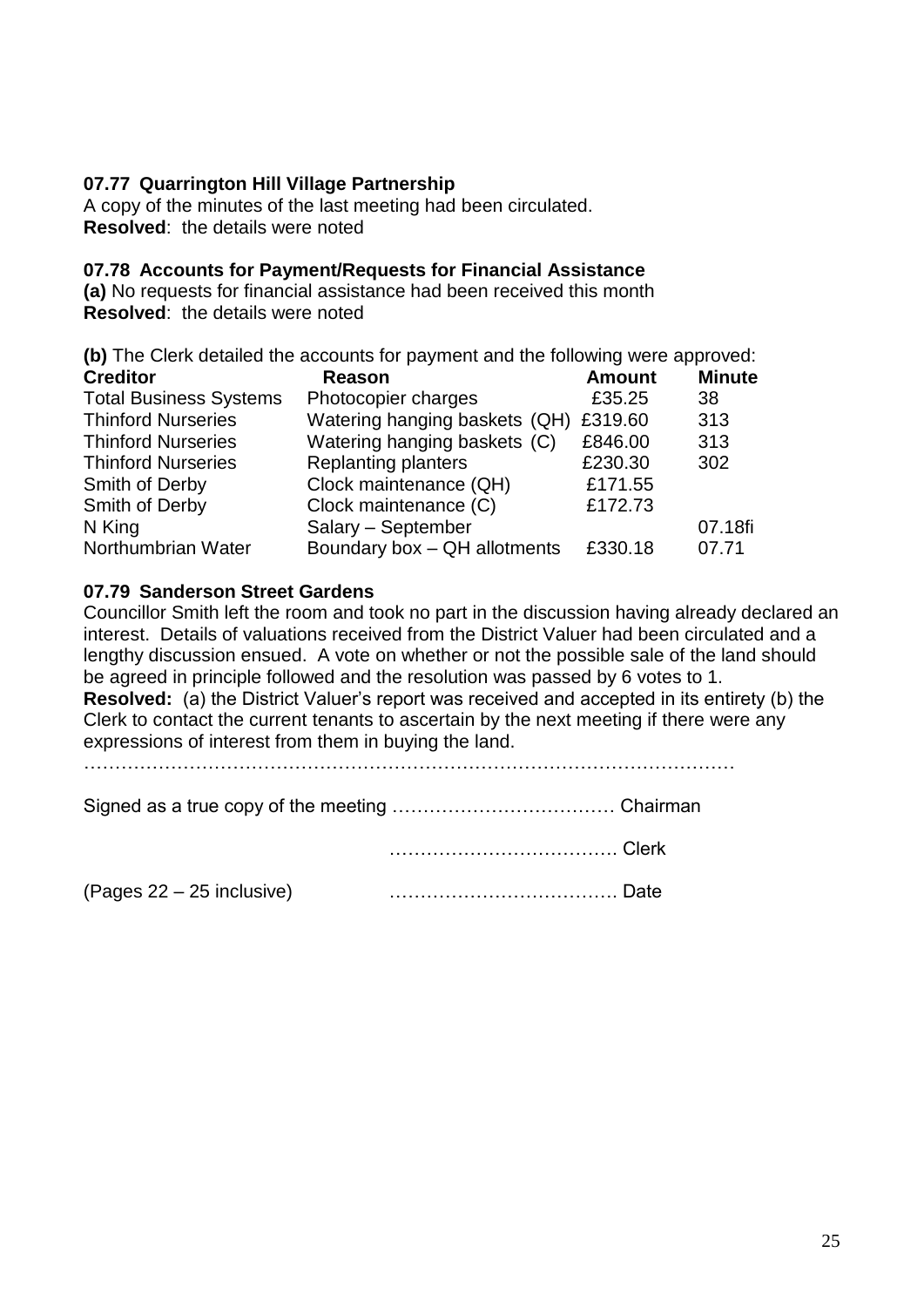**07.77 Quarrington Hill Village Partnership**

A copy of the minutes of the last meeting had been circulated.
**Resolved**: the details were noted

**07.78 Accounts for Payment/Requests for Financial Assistance**

**(a)** No requests for financial assistance had been received this month
**Resolved**: the details were noted

**(b)** The Clerk detailed the accounts for payment and the following were approved:

| Creditor | Reason | Amount | Minute |
|---|---|---|---|
| Total Business Systems | Photocopier charges | £35.25 | 38 |
| Thinford Nurseries | Watering hanging baskets (QH) | £319.60 | 313 |
| Thinford Nurseries | Watering hanging baskets (C) | £846.00 | 313 |
| Thinford Nurseries | Replanting planters | £230.30 | 302 |
| Smith of Derby | Clock maintenance (QH) | £171.55 | |
| Smith of Derby | Clock maintenance (C) | £172.73 | |
| N King | Salary – September | | 07.18fi |
| Northumbrian Water | Boundary box – QH allotments | £330.18 | 07.71 |

**07.79 Sanderson Street Gardens**

Councillor Smith left the room and took no part in the discussion having already declared an interest. Details of valuations received from the District Valuer had been circulated and a lengthy discussion ensued. A vote on whether or not the possible sale of the land should be agreed in principle followed and the resolution was passed by 6 votes to 1.
**Resolved:** (a) the District Valuer's report was received and accepted in its entirety (b) the Clerk to contact the current tenants to ascertain by the next meeting if there were any expressions of interest from them in buying the land.

…………………………………………………………………………………………

Signed as a true copy of the meeting ……………………………… Chairman

……………………………… Clerk

(Pages 22 – 25 inclusive) ……………………………… Date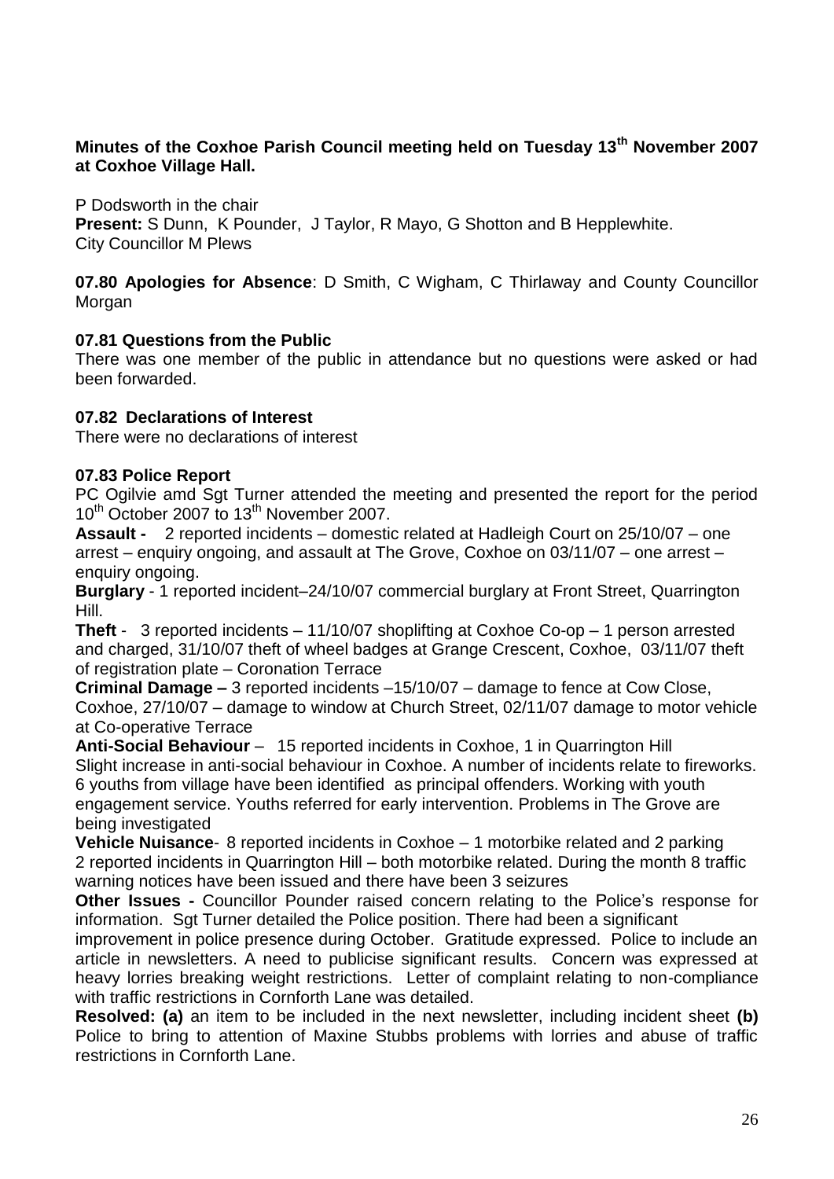**Minutes of the Coxhoe Parish Council meeting held on Tuesday 13th November 2007 at Coxhoe Village Hall.**

P Dodsworth in the chair
**Present:** S Dunn, K Pounder, J Taylor, R Mayo, G Shotton and B Hepplewhite.
City Councillor M Plews

**07.80 Apologies for Absence**: D Smith, C Wigham, C Thirlaway and County Councillor Morgan

**07.81 Questions from the Public**
There was one member of the public in attendance but no questions were asked or had been forwarded.

**07.82 Declarations of Interest**
There were no declarations of interest

**07.83 Police Report**
PC Ogilvie amd Sgt Turner attended the meeting and presented the report for the period 10th October 2007 to 13th November 2007.

**Assault -** 2 reported incidents – domestic related at Hadleigh Court on 25/10/07 – one arrest – enquiry ongoing, and assault at The Grove, Coxhoe on 03/11/07 – one arrest – enquiry ongoing.

**Burglary** - 1 reported incident–24/10/07 commercial burglary at Front Street, Quarrington Hill.

**Theft** - 3 reported incidents – 11/10/07 shoplifting at Coxhoe Co-op – 1 person arrested and charged, 31/10/07 theft of wheel badges at Grange Crescent, Coxhoe, 03/11/07 theft of registration plate – Coronation Terrace

**Criminal Damage –** 3 reported incidents –15/10/07 – damage to fence at Cow Close, Coxhoe, 27/10/07 – damage to window at Church Street, 02/11/07 damage to motor vehicle at Co-operative Terrace

**Anti-Social Behaviour** – 15 reported incidents in Coxhoe, 1 in Quarrington Hill
Slight increase in anti-social behaviour in Coxhoe. A number of incidents relate to fireworks. 6 youths from village have been identified as principal offenders. Working with youth engagement service. Youths referred for early intervention. Problems in The Grove are being investigated

**Vehicle Nuisance**- 8 reported incidents in Coxhoe – 1 motorbike related and 2 parking
2 reported incidents in Quarrington Hill – both motorbike related. During the month 8 traffic warning notices have been issued and there have been 3 seizures

**Other Issues -** Councillor Pounder raised concern relating to the Police's response for information. Sgt Turner detailed the Police position. There had been a significant improvement in police presence during October. Gratitude expressed. Police to include an article in newsletters. A need to publicise significant results. Concern was expressed at heavy lorries breaking weight restrictions. Letter of complaint relating to non-compliance with traffic restrictions in Cornforth Lane was detailed.

**Resolved: (a)** an item to be included in the next newsletter, including incident sheet **(b)** Police to bring to attention of Maxine Stubbs problems with lorries and abuse of traffic restrictions in Cornforth Lane.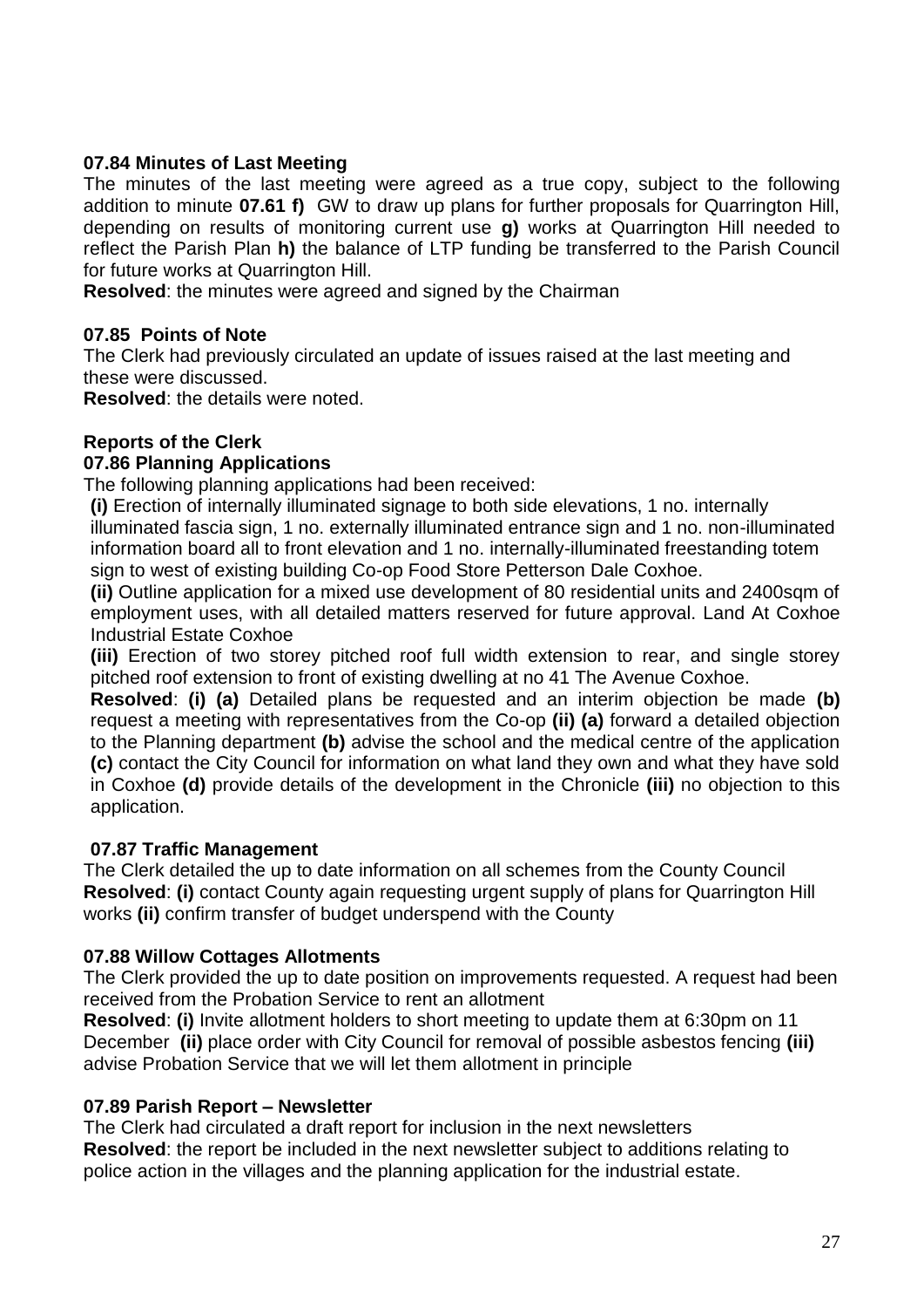**07.84 Minutes of Last Meeting**

The minutes of the last meeting were agreed as a true copy, subject to the following addition to minute **07.61 f)** GW to draw up plans for further proposals for Quarrington Hill, depending on results of monitoring current use **g)** works at Quarrington Hill needed to reflect the Parish Plan **h)** the balance of LTP funding be transferred to the Parish Council for future works at Quarrington Hill.

**Resolved**: the minutes were agreed and signed by the Chairman

**07.85 Points of Note**

The Clerk had previously circulated an update of issues raised at the last meeting and these were discussed.

**Resolved**: the details were noted.

**Reports of the Clerk**

**07.86 Planning Applications**

The following planning applications had been received:

**(i)** Erection of internally illuminated signage to both side elevations, 1 no. internally illuminated fascia sign, 1 no. externally illuminated entrance sign and 1 no. non-illuminated information board all to front elevation and 1 no. internally-illuminated freestanding totem sign to west of existing building Co-op Food Store Petterson Dale Coxhoe.

**(ii)** Outline application for a mixed use development of 80 residential units and 2400sqm of employment uses, with all detailed matters reserved for future approval. Land At Coxhoe Industrial Estate Coxhoe

**(iii)** Erection of two storey pitched roof full width extension to rear, and single storey pitched roof extension to front of existing dwelling at no 41 The Avenue Coxhoe.

**Resolved**: **(i) (a)** Detailed plans be requested and an interim objection be made **(b)** request a meeting with representatives from the Co-op **(ii) (a)** forward a detailed objection to the Planning department **(b)** advise the school and the medical centre of the application **(c)** contact the City Council for information on what land they own and what they have sold in Coxhoe **(d)** provide details of the development in the Chronicle **(iii)** no objection to this application.

**07.87 Traffic Management**

The Clerk detailed the up to date information on all schemes from the County Council

**Resolved**: **(i)** contact County again requesting urgent supply of plans for Quarrington Hill works **(ii)** confirm transfer of budget underspend with the County

**07.88 Willow Cottages Allotments**

The Clerk provided the up to date position on improvements requested. A request had been received from the Probation Service to rent an allotment

**Resolved**: **(i)** Invite allotment holders to short meeting to update them at 6:30pm on 11 December **(ii)** place order with City Council for removal of possible asbestos fencing **(iii)** advise Probation Service that we will let them allotment in principle

**07.89 Parish Report – Newsletter**

The Clerk had circulated a draft report for inclusion in the next newsletters

**Resolved**: the report be included in the next newsletter subject to additions relating to police action in the villages and the planning application for the industrial estate.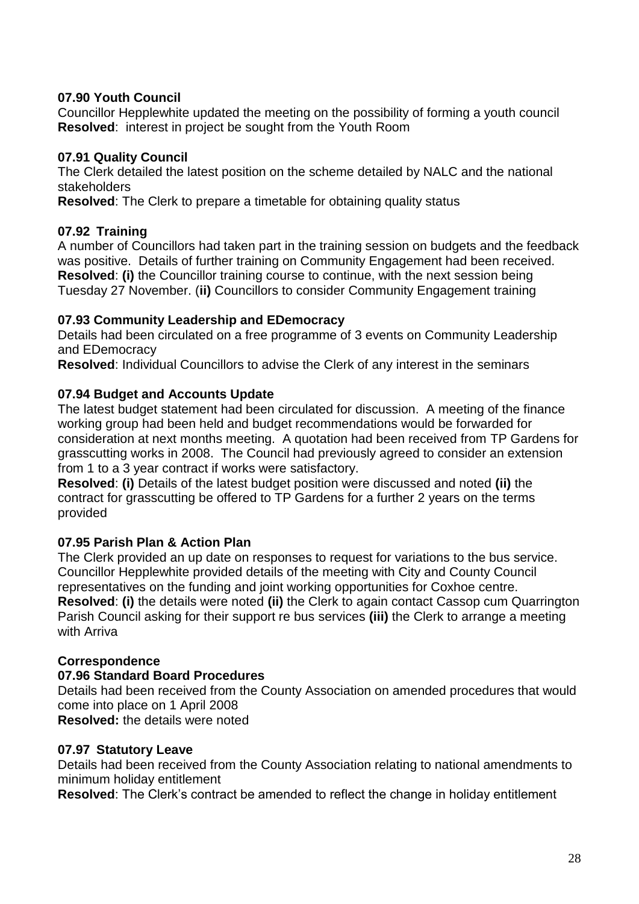**07.90 Youth Council**
Councillor Hepplewhite updated the meeting on the possibility of forming a youth council
**Resolved**: interest in project be sought from the Youth Room

**07.91 Quality Council**
The Clerk detailed the latest position on the scheme detailed by NALC and the national stakeholders
**Resolved**: The Clerk to prepare a timetable for obtaining quality status

**07.92 Training**
A number of Councillors had taken part in the training session on budgets and the feedback was positive. Details of further training on Community Engagement had been received.
**Resolved**: **(i)** the Councillor training course to continue, with the next session being Tuesday 27 November. (**ii)** Councillors to consider Community Engagement training

**07.93 Community Leadership and EDemocracy**
Details had been circulated on a free programme of 3 events on Community Leadership and EDemocracy
**Resolved**: Individual Councillors to advise the Clerk of any interest in the seminars

**07.94 Budget and Accounts Update**
The latest budget statement had been circulated for discussion. A meeting of the finance working group had been held and budget recommendations would be forwarded for consideration at next months meeting. A quotation had been received from TP Gardens for grasscutting works in 2008. The Council had previously agreed to consider an extension from 1 to a 3 year contract if works were satisfactory.
**Resolved**: **(i)** Details of the latest budget position were discussed and noted **(ii)** the contract for grasscutting be offered to TP Gardens for a further 2 years on the terms provided

**07.95 Parish Plan & Action Plan**
The Clerk provided an up date on responses to request for variations to the bus service. Councillor Hepplewhite provided details of the meeting with City and County Council representatives on the funding and joint working opportunities for Coxhoe centre.
**Resolved**: **(i)** the details were noted **(ii)** the Clerk to again contact Cassop cum Quarrington Parish Council asking for their support re bus services **(iii)** the Clerk to arrange a meeting with Arriva

**Correspondence**

**07.96 Standard Board Procedures**
Details had been received from the County Association on amended procedures that would come into place on 1 April 2008
**Resolved:** the details were noted

**07.97 Statutory Leave**
Details had been received from the County Association relating to national amendments to minimum holiday entitlement
**Resolved**: The Clerk's contract be amended to reflect the change in holiday entitlement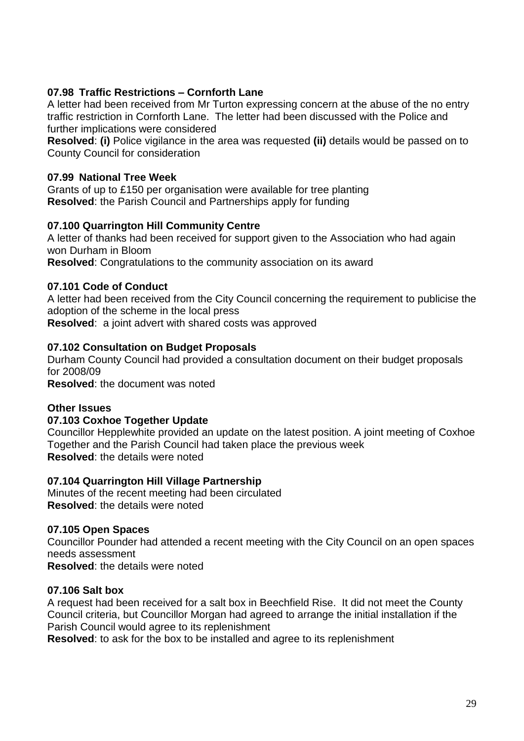**07.98 Traffic Restrictions – Cornforth Lane**
A letter had been received from Mr Turton expressing concern at the abuse of the no entry traffic restriction in Cornforth Lane. The letter had been discussed with the Police and further implications were considered
**Resolved**: **(i)** Police vigilance in the area was requested **(ii)** details would be passed on to County Council for consideration

**07.99 National Tree Week**
Grants of up to £150 per organisation were available for tree planting
**Resolved**: the Parish Council and Partnerships apply for funding

**07.100 Quarrington Hill Community Centre**
A letter of thanks had been received for support given to the Association who had again won Durham in Bloom
**Resolved**: Congratulations to the community association on its award

**07.101 Code of Conduct**
A letter had been received from the City Council concerning the requirement to publicise the adoption of the scheme in the local press
**Resolved**: a joint advert with shared costs was approved

**07.102 Consultation on Budget Proposals**
Durham County Council had provided a consultation document on their budget proposals for 2008/09
**Resolved**: the document was noted

**Other Issues**

**07.103 Coxhoe Together Update**
Councillor Hepplewhite provided an update on the latest position. A joint meeting of Coxhoe Together and the Parish Council had taken place the previous week
**Resolved**: the details were noted

**07.104 Quarrington Hill Village Partnership**
Minutes of the recent meeting had been circulated
**Resolved**: the details were noted

**07.105 Open Spaces**
Councillor Pounder had attended a recent meeting with the City Council on an open spaces needs assessment
**Resolved**: the details were noted

**07.106 Salt box**
A request had been received for a salt box in Beechfield Rise. It did not meet the County Council criteria, but Councillor Morgan had agreed to arrange the initial installation if the Parish Council would agree to its replenishment
**Resolved**: to ask for the box to be installed and agree to its replenishment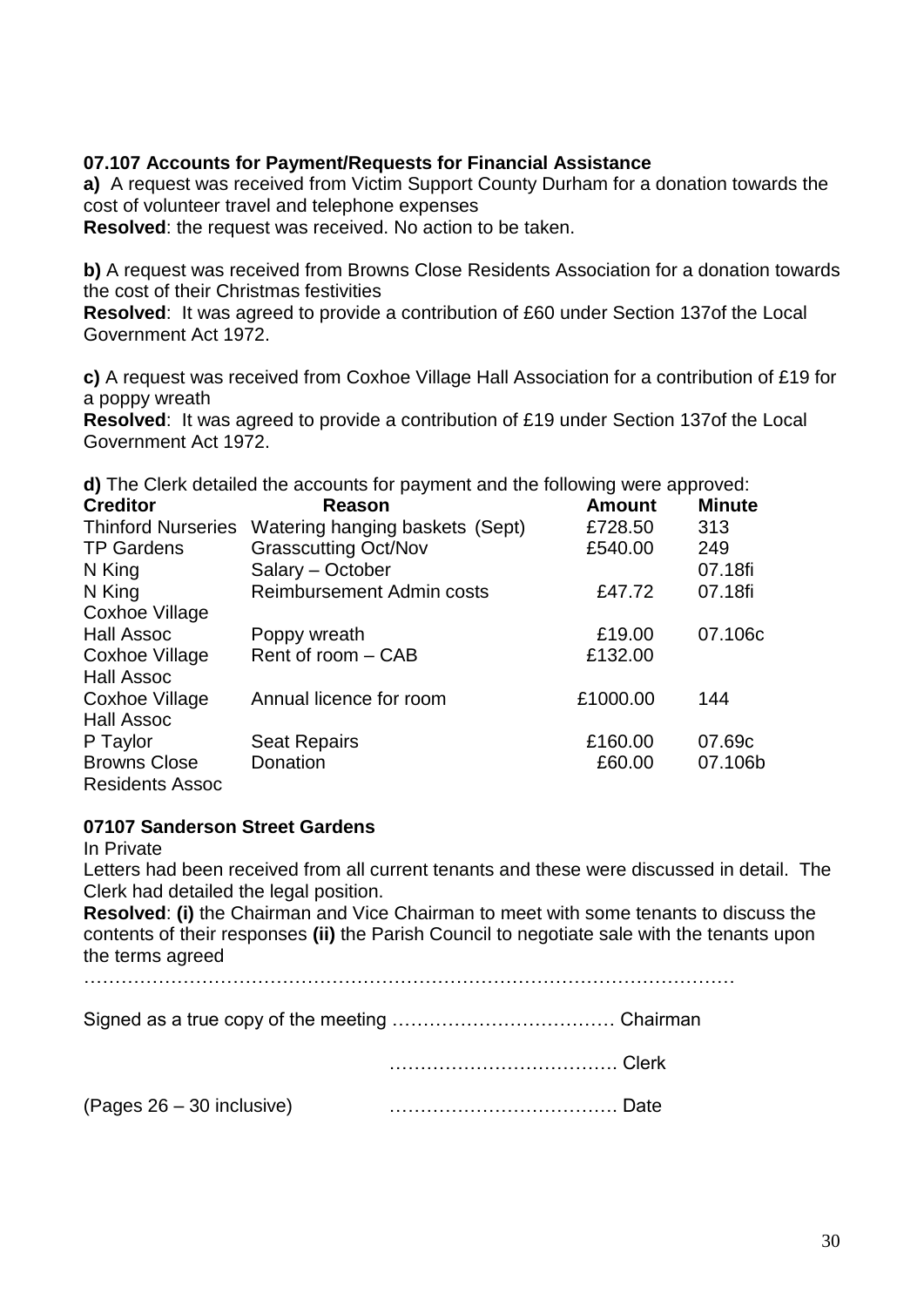**07.107 Accounts for Payment/Requests for Financial Assistance**

**a)** A request was received from Victim Support County Durham for a donation towards the cost of volunteer travel and telephone expenses

**Resolved**: the request was received. No action to be taken.

**b)** A request was received from Browns Close Residents Association for a donation towards the cost of their Christmas festivities

**Resolved**: It was agreed to provide a contribution of £60 under Section 137of the Local Government Act 1972.

**c)** A request was received from Coxhoe Village Hall Association for a contribution of £19 for a poppy wreath

**Resolved**: It was agreed to provide a contribution of £19 under Section 137of the Local Government Act 1972.

**d)** The Clerk detailed the accounts for payment and the following were approved:

| Creditor | Reason | Amount | Minute |
|---|---|---|---|
| Thinford Nurseries | Watering hanging baskets (Sept) | £728.50 | 313 |
| TP Gardens | Grasscutting Oct/Nov | £540.00 | 249 |
| N King | Salary – October | | 07.18fi |
| N King | Reimbursement Admin costs | £47.72 | 07.18fi |
| Coxhoe Village Hall Assoc | Poppy wreath | £19.00 | 07.106c |
| Coxhoe Village Hall Assoc | Rent of room – CAB | £132.00 | |
| Coxhoe Village Hall Assoc | Annual licence for room | £1000.00 | 144 |
| P Taylor | Seat Repairs | £160.00 | 07.69c |
| Browns Close Residents Assoc | Donation | £60.00 | 07.106b |

**07107 Sanderson Street Gardens**

In Private

Letters had been received from all current tenants and these were discussed in detail. The Clerk had detailed the legal position.

**Resolved**: **(i)** the Chairman and Vice Chairman to meet with some tenants to discuss the contents of their responses **(ii)** the Parish Council to negotiate sale with the tenants upon the terms agreed

…………………………………………………………………………………………

Signed as a true copy of the meeting ……………………………… Chairman

……………………………… Clerk

(Pages 26 – 30 inclusive) ……………………………… Date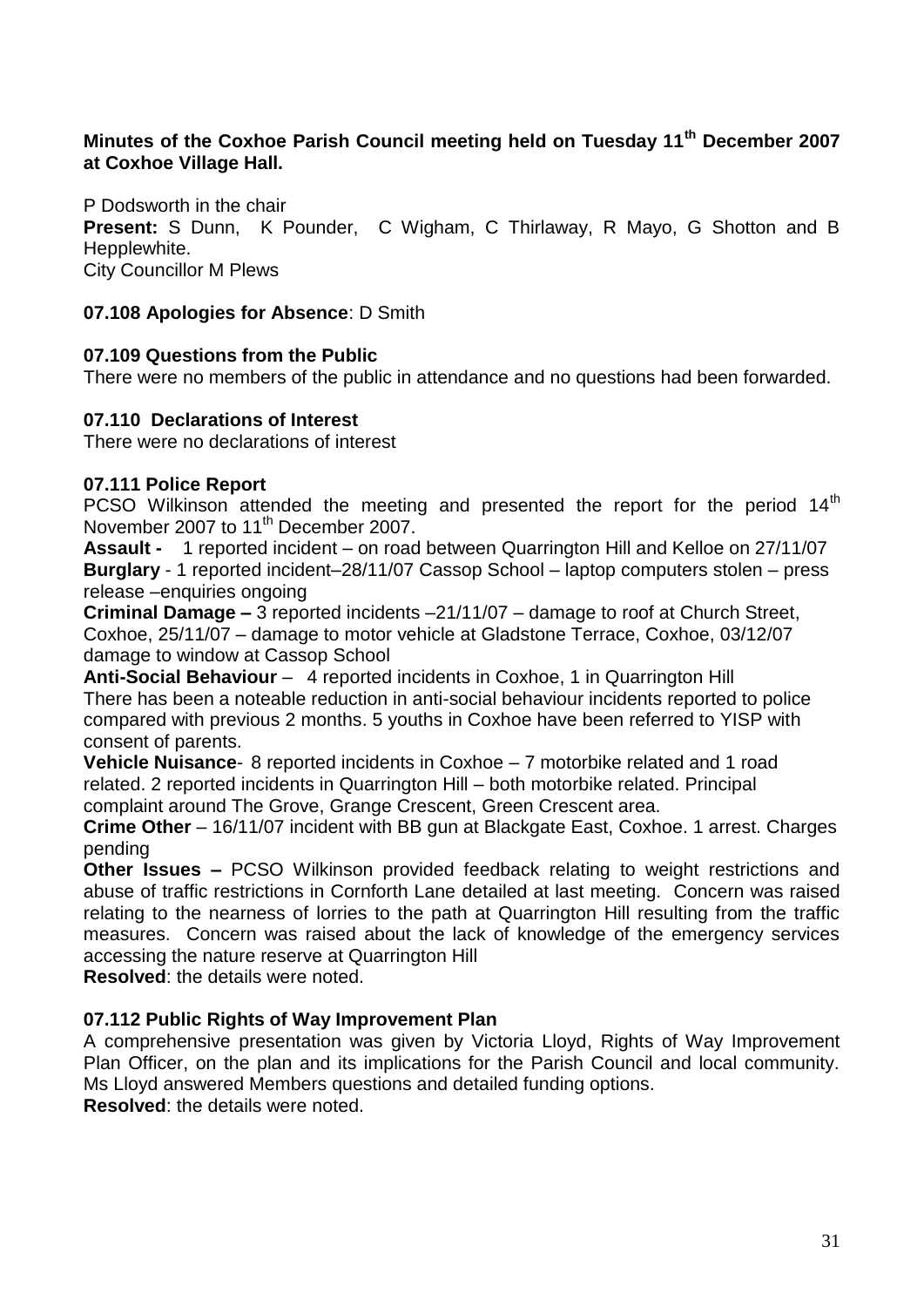**Minutes of the Coxhoe Parish Council meeting held on Tuesday 11th December 2007 at Coxhoe Village Hall.**

P Dodsworth in the chair
**Present:** S Dunn, K Pounder, C Wigham, C Thirlaway, R Mayo, G Shotton and B Hepplewhite.
City Councillor M Plews

**07.108 Apologies for Absence**: D Smith

**07.109 Questions from the Public**
There were no members of the public in attendance and no questions had been forwarded.

**07.110 Declarations of Interest**
There were no declarations of interest

**07.111 Police Report**
PCSO Wilkinson attended the meeting and presented the report for the period 14th November 2007 to 11th December 2007.
**Assault -** 1 reported incident – on road between Quarrington Hill and Kelloe on 27/11/07
**Burglary** - 1 reported incident–28/11/07 Cassop School – laptop computers stolen – press release –enquiries ongoing
**Criminal Damage –** 3 reported incidents –21/11/07 – damage to roof at Church Street, Coxhoe, 25/11/07 – damage to motor vehicle at Gladstone Terrace, Coxhoe, 03/12/07 damage to window at Cassop School
**Anti-Social Behaviour** – 4 reported incidents in Coxhoe, 1 in Quarrington Hill
There has been a noteable reduction in anti-social behaviour incidents reported to police compared with previous 2 months. 5 youths in Coxhoe have been referred to YISP with consent of parents.
**Vehicle Nuisance**- 8 reported incidents in Coxhoe – 7 motorbike related and 1 road related. 2 reported incidents in Quarrington Hill – both motorbike related. Principal complaint around The Grove, Grange Crescent, Green Crescent area.
**Crime Other** – 16/11/07 incident with BB gun at Blackgate East, Coxhoe. 1 arrest. Charges pending
**Other Issues –** PCSO Wilkinson provided feedback relating to weight restrictions and abuse of traffic restrictions in Cornforth Lane detailed at last meeting. Concern was raised relating to the nearness of lorries to the path at Quarrington Hill resulting from the traffic measures. Concern was raised about the lack of knowledge of the emergency services accessing the nature reserve at Quarrington Hill
**Resolved**: the details were noted.

**07.112 Public Rights of Way Improvement Plan**
A comprehensive presentation was given by Victoria Lloyd, Rights of Way Improvement Plan Officer, on the plan and its implications for the Parish Council and local community. Ms Lloyd answered Members questions and detailed funding options.
**Resolved**: the details were noted.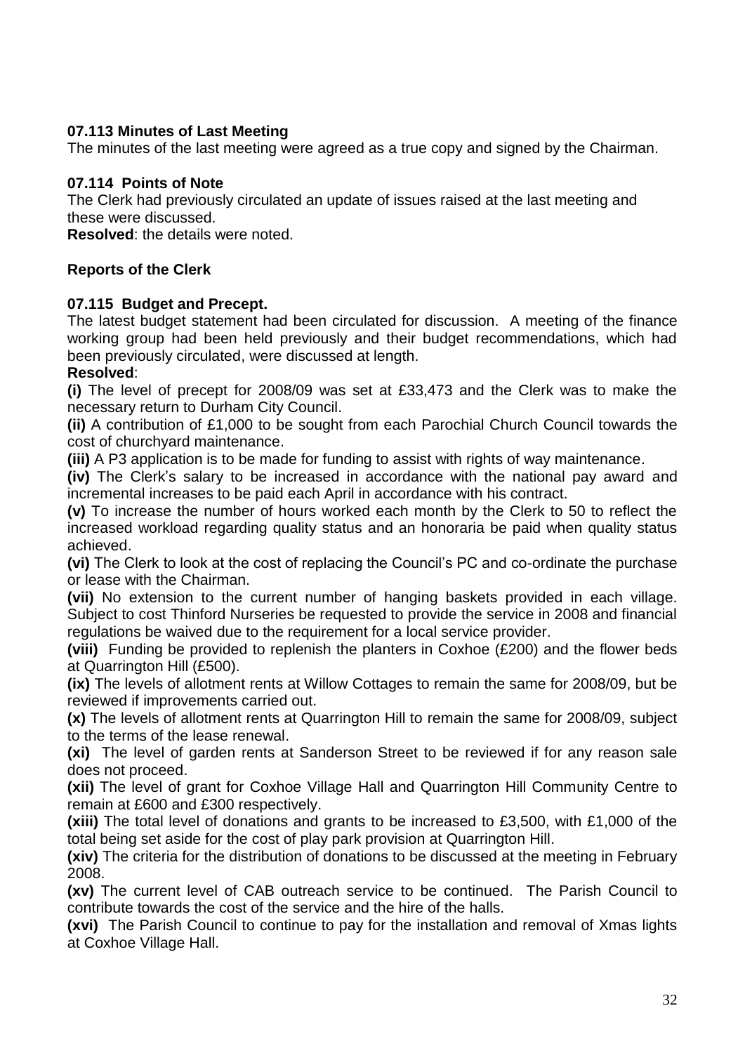**07.113 Minutes of Last Meeting**

The minutes of the last meeting were agreed as a true copy and signed by the Chairman.

**07.114 Points of Note**

The Clerk had previously circulated an update of issues raised at the last meeting and these were discussed.

**Resolved**: the details were noted.

**Reports of the Clerk**

**07.115 Budget and Precept.**

The latest budget statement had been circulated for discussion. A meeting of the finance working group had been held previously and their budget recommendations, which had been previously circulated, were discussed at length.

**Resolved**:

**(i)** The level of precept for 2008/09 was set at £33,473 and the Clerk was to make the necessary return to Durham City Council.

**(ii)** A contribution of £1,000 to be sought from each Parochial Church Council towards the cost of churchyard maintenance.

**(iii)** A P3 application is to be made for funding to assist with rights of way maintenance.

**(iv)** The Clerk's salary to be increased in accordance with the national pay award and incremental increases to be paid each April in accordance with his contract.

**(v)** To increase the number of hours worked each month by the Clerk to 50 to reflect the increased workload regarding quality status and an honoraria be paid when quality status achieved.

**(vi)** The Clerk to look at the cost of replacing the Council's PC and co-ordinate the purchase or lease with the Chairman.

**(vii)** No extension to the current number of hanging baskets provided in each village. Subject to cost Thinford Nurseries be requested to provide the service in 2008 and financial regulations be waived due to the requirement for a local service provider.

**(viii)** Funding be provided to replenish the planters in Coxhoe (£200) and the flower beds at Quarrington Hill (£500).

**(ix)** The levels of allotment rents at Willow Cottages to remain the same for 2008/09, but be reviewed if improvements carried out.

**(x)** The levels of allotment rents at Quarrington Hill to remain the same for 2008/09, subject to the terms of the lease renewal.

**(xi)** The level of garden rents at Sanderson Street to be reviewed if for any reason sale does not proceed.

**(xii)** The level of grant for Coxhoe Village Hall and Quarrington Hill Community Centre to remain at £600 and £300 respectively.

**(xiii)** The total level of donations and grants to be increased to £3,500, with £1,000 of the total being set aside for the cost of play park provision at Quarrington Hill.

**(xiv)** The criteria for the distribution of donations to be discussed at the meeting in February 2008.

**(xv)** The current level of CAB outreach service to be continued. The Parish Council to contribute towards the cost of the service and the hire of the halls.

**(xvi)** The Parish Council to continue to pay for the installation and removal of Xmas lights at Coxhoe Village Hall.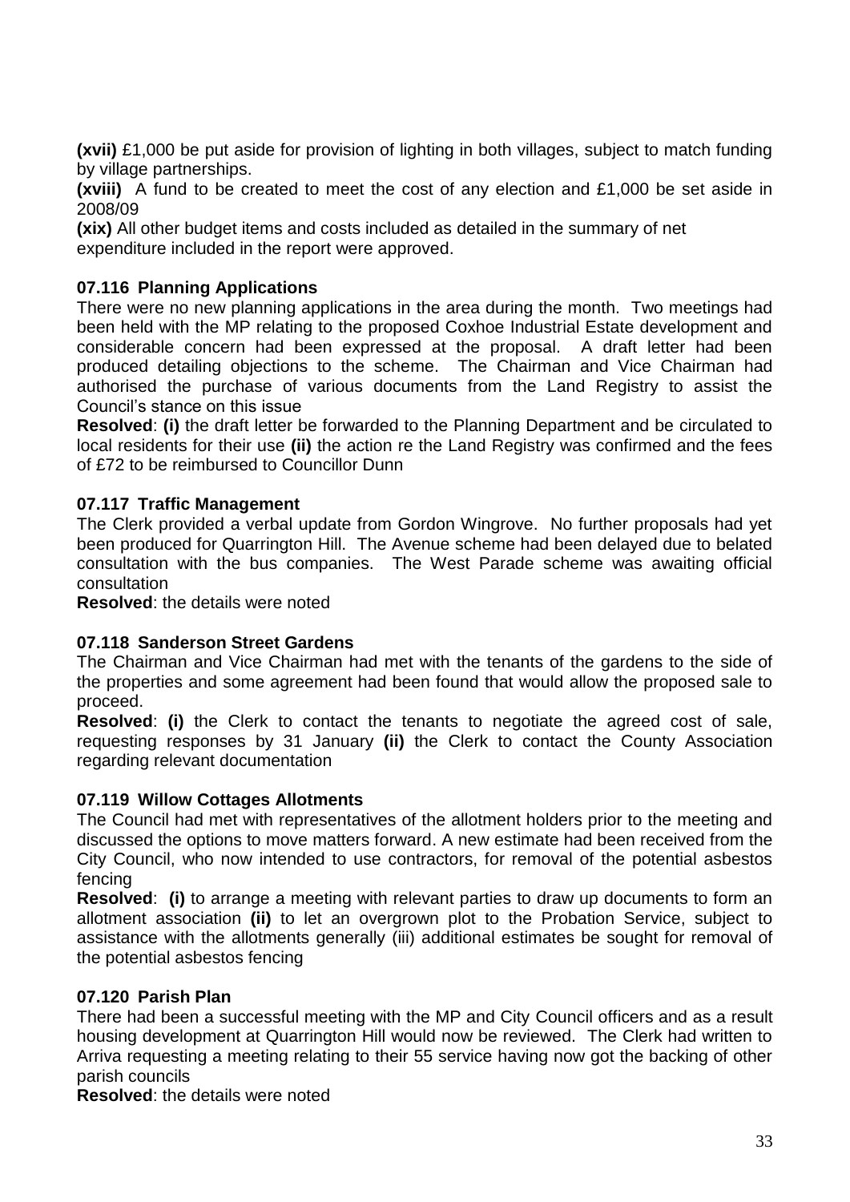**(xvii)** £1,000 be put aside for provision of lighting in both villages, subject to match funding by village partnerships.

**(xviii)** A fund to be created to meet the cost of any election and £1,000 be set aside in 2008/09

**(xix)** All other budget items and costs included as detailed in the summary of net expenditure included in the report were approved.

**07.116 Planning Applications**

There were no new planning applications in the area during the month. Two meetings had been held with the MP relating to the proposed Coxhoe Industrial Estate development and considerable concern had been expressed at the proposal. A draft letter had been produced detailing objections to the scheme. The Chairman and Vice Chairman had authorised the purchase of various documents from the Land Registry to assist the Council's stance on this issue

**Resolved**: **(i)** the draft letter be forwarded to the Planning Department and be circulated to local residents for their use **(ii)** the action re the Land Registry was confirmed and the fees of £72 to be reimbursed to Councillor Dunn

**07.117 Traffic Management**

The Clerk provided a verbal update from Gordon Wingrove. No further proposals had yet been produced for Quarrington Hill. The Avenue scheme had been delayed due to belated consultation with the bus companies. The West Parade scheme was awaiting official consultation

**Resolved**: the details were noted

**07.118 Sanderson Street Gardens**

The Chairman and Vice Chairman had met with the tenants of the gardens to the side of the properties and some agreement had been found that would allow the proposed sale to proceed.

**Resolved**: **(i)** the Clerk to contact the tenants to negotiate the agreed cost of sale, requesting responses by 31 January **(ii)** the Clerk to contact the County Association regarding relevant documentation

**07.119 Willow Cottages Allotments**

The Council had met with representatives of the allotment holders prior to the meeting and discussed the options to move matters forward. A new estimate had been received from the City Council, who now intended to use contractors, for removal of the potential asbestos fencing

**Resolved**: **(i)** to arrange a meeting with relevant parties to draw up documents to form an allotment association **(ii)** to let an overgrown plot to the Probation Service, subject to assistance with the allotments generally (iii) additional estimates be sought for removal of the potential asbestos fencing

**07.120 Parish Plan**

There had been a successful meeting with the MP and City Council officers and as a result housing development at Quarrington Hill would now be reviewed. The Clerk had written to Arriva requesting a meeting relating to their 55 service having now got the backing of other parish councils

**Resolved**: the details were noted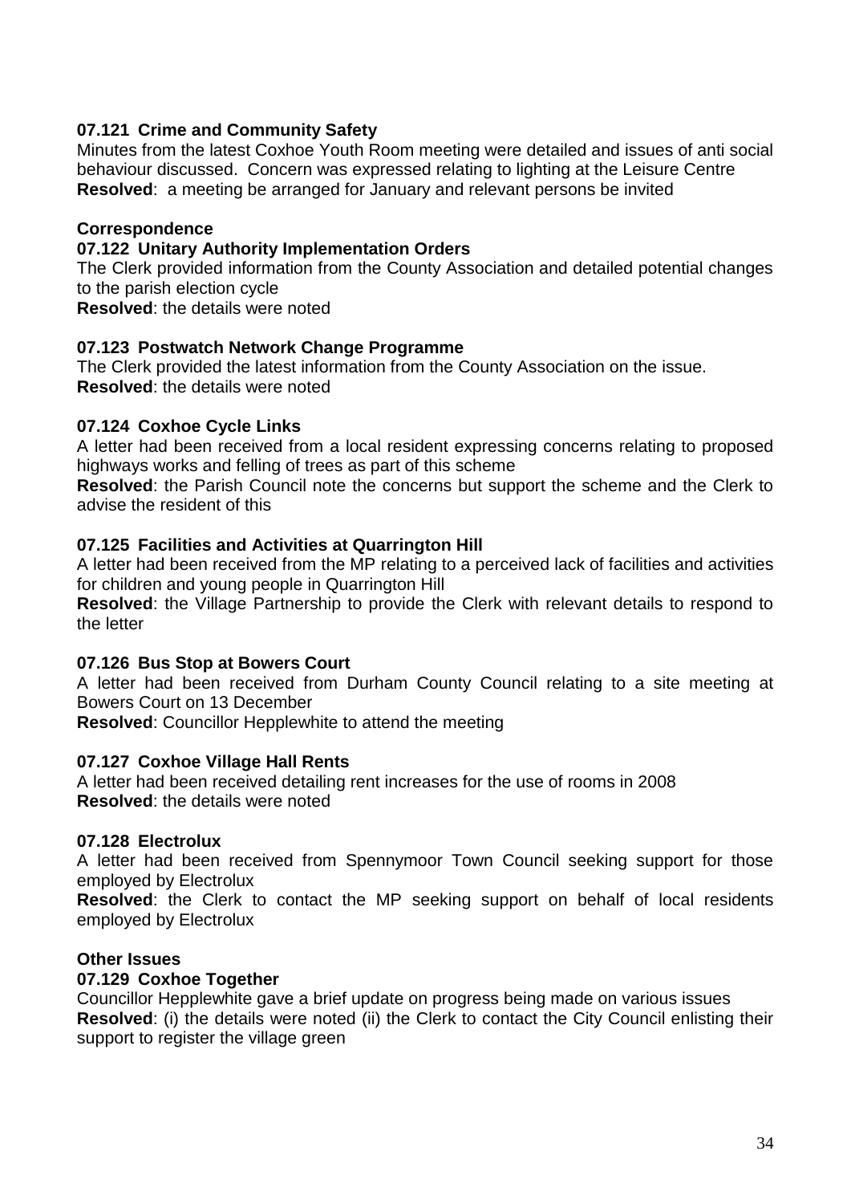**07.121 Crime and Community Safety**

Minutes from the latest Coxhoe Youth Room meeting were detailed and issues of anti social behaviour discussed. Concern was expressed relating to lighting at the Leisure Centre
**Resolved**: a meeting be arranged for January and relevant persons be invited

**Correspondence**

**07.122 Unitary Authority Implementation Orders**

The Clerk provided information from the County Association and detailed potential changes to the parish election cycle
**Resolved**: the details were noted

**07.123 Postwatch Network Change Programme**

The Clerk provided the latest information from the County Association on the issue.
**Resolved**: the details were noted

**07.124 Coxhoe Cycle Links**

A letter had been received from a local resident expressing concerns relating to proposed highways works and felling of trees as part of this scheme
**Resolved**: the Parish Council note the concerns but support the scheme and the Clerk to advise the resident of this

**07.125 Facilities and Activities at Quarrington Hill**

A letter had been received from the MP relating to a perceived lack of facilities and activities for children and young people in Quarrington Hill
**Resolved**: the Village Partnership to provide the Clerk with relevant details to respond to the letter

**07.126 Bus Stop at Bowers Court**

A letter had been received from Durham County Council relating to a site meeting at Bowers Court on 13 December
**Resolved**: Councillor Hepplewhite to attend the meeting

**07.127 Coxhoe Village Hall Rents**

A letter had been received detailing rent increases for the use of rooms in 2008
**Resolved**: the details were noted

**07.128 Electrolux**

A letter had been received from Spennymoor Town Council seeking support for those employed by Electrolux
**Resolved**: the Clerk to contact the MP seeking support on behalf of local residents employed by Electrolux

**Other Issues**

**07.129 Coxhoe Together**

Councillor Hepplewhite gave a brief update on progress being made on various issues
**Resolved**: (i) the details were noted (ii) the Clerk to contact the City Council enlisting their support to register the village green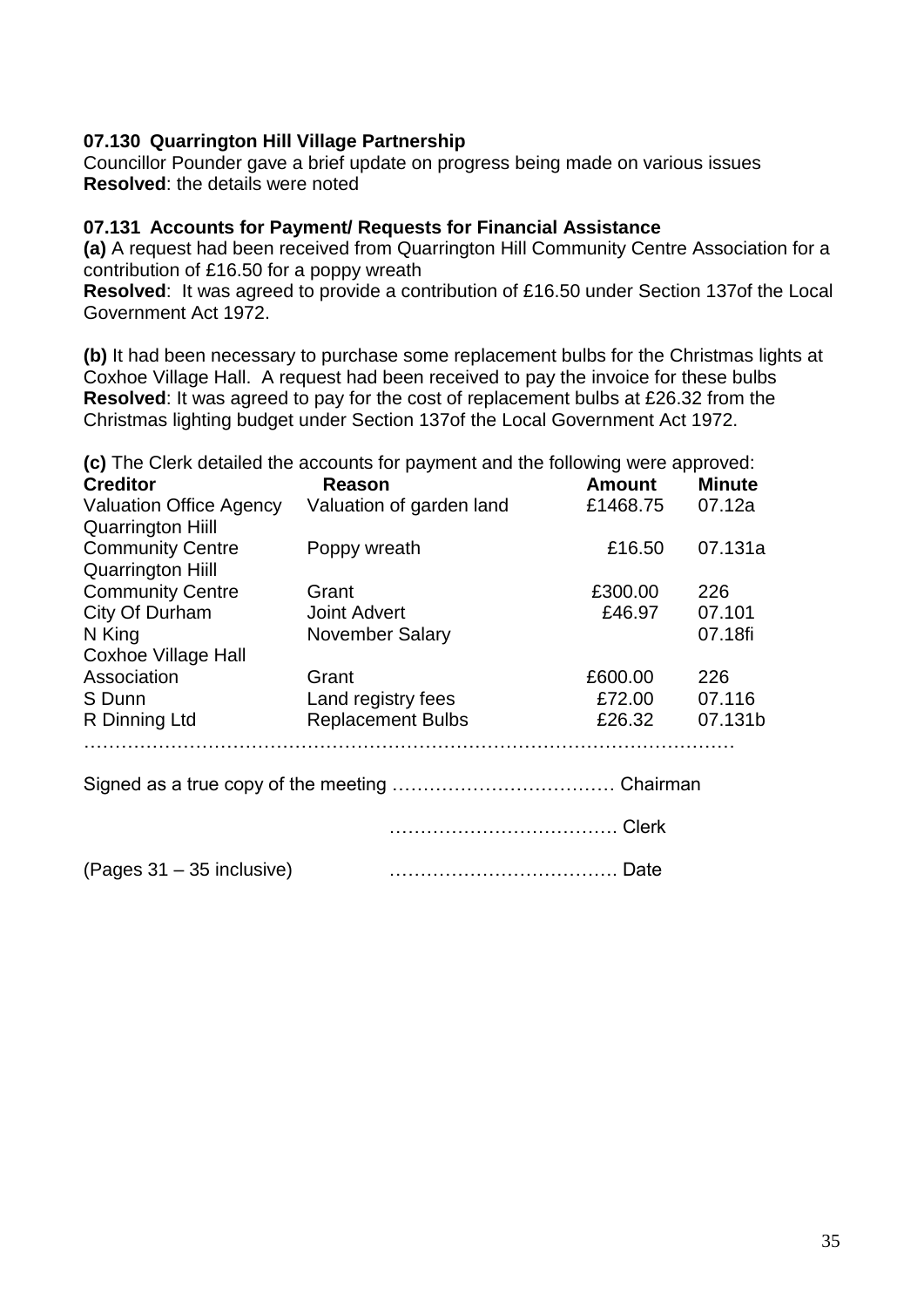**07.130 Quarrington Hill Village Partnership**

Councillor Pounder gave a brief update on progress being made on various issues
**Resolved**: the details were noted

**07.131 Accounts for Payment/ Requests for Financial Assistance**

**(a)** A request had been received from Quarrington Hill Community Centre Association for a contribution of £16.50 for a poppy wreath
**Resolved**: It was agreed to provide a contribution of £16.50 under Section 137of the Local Government Act 1972.

**(b)** It had been necessary to purchase some replacement bulbs for the Christmas lights at Coxhoe Village Hall. A request had been received to pay the invoice for these bulbs
**Resolved**: It was agreed to pay for the cost of replacement bulbs at £26.32 from the Christmas lighting budget under Section 137of the Local Government Act 1972.

**(c)** The Clerk detailed the accounts for payment and the following were approved:

| Creditor | Reason | Amount | Minute |
|---|---|---|---|
| Valuation Office Agency | Valuation of garden land | £1468.75 | 07.12a |
| Quarrington Hiill Community Centre | Poppy wreath | £16.50 | 07.131a |
| Quarrington Hiill Community Centre | Grant | £300.00 | 226 |
| City Of Durham | Joint Advert | £46.97 | 07.101 |
| N King | November Salary | | 07.18fi |
| Coxhoe Village Hall Association | Grant | £600.00 | 226 |
| S Dunn | Land registry fees | £72.00 | 07.116 |
| R Dinning Ltd | Replacement Bulbs | £26.32 | 07.131b |

…………………………………………………………………………………………

Signed as a true copy of the meeting ……………………………… Chairman

………………………………. Clerk

(Pages 31 – 35 inclusive) ………………………………. Date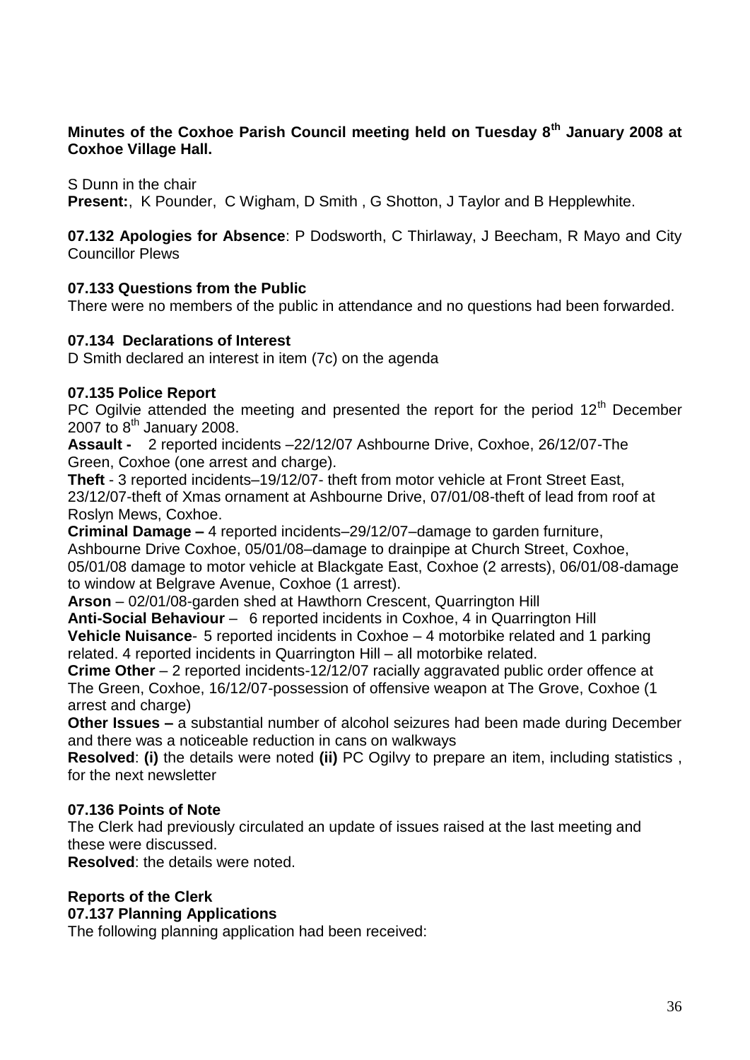**Minutes of the Coxhoe Parish Council meeting held on Tuesday 8th January 2008 at Coxhoe Village Hall.**

S Dunn in the chair

**Present:**, K Pounder, C Wigham, D Smith , G Shotton, J Taylor and B Hepplewhite.

**07.132 Apologies for Absence**: P Dodsworth, C Thirlaway, J Beecham, R Mayo and City Councillor Plews

**07.133 Questions from the Public**

There were no members of the public in attendance and no questions had been forwarded.

**07.134 Declarations of Interest**

D Smith declared an interest in item (7c) on the agenda

**07.135 Police Report**

PC Ogilvie attended the meeting and presented the report for the period 12th December 2007 to 8th January 2008.

**Assault -** 2 reported incidents –22/12/07 Ashbourne Drive, Coxhoe, 26/12/07-The Green, Coxhoe (one arrest and charge).

**Theft** - 3 reported incidents–19/12/07- theft from motor vehicle at Front Street East, 23/12/07-theft of Xmas ornament at Ashbourne Drive, 07/01/08-theft of lead from roof at Roslyn Mews, Coxhoe.

**Criminal Damage –** 4 reported incidents–29/12/07–damage to garden furniture, Ashbourne Drive Coxhoe, 05/01/08–damage to drainpipe at Church Street, Coxhoe, 05/01/08 damage to motor vehicle at Blackgate East, Coxhoe (2 arrests), 06/01/08-damage to window at Belgrave Avenue, Coxhoe (1 arrest).

**Arson** – 02/01/08-garden shed at Hawthorn Crescent, Quarrington Hill

**Anti-Social Behaviour** – 6 reported incidents in Coxhoe, 4 in Quarrington Hill

**Vehicle Nuisance**- 5 reported incidents in Coxhoe – 4 motorbike related and 1 parking related. 4 reported incidents in Quarrington Hill – all motorbike related.

**Crime Other** – 2 reported incidents-12/12/07 racially aggravated public order offence at The Green, Coxhoe, 16/12/07-possession of offensive weapon at The Grove, Coxhoe (1 arrest and charge)

**Other Issues –** a substantial number of alcohol seizures had been made during December and there was a noticeable reduction in cans on walkways

**Resolved**: **(i)** the details were noted **(ii)** PC Ogilvy to prepare an item, including statistics , for the next newsletter

**07.136 Points of Note**

The Clerk had previously circulated an update of issues raised at the last meeting and these were discussed.

**Resolved**: the details were noted.

**Reports of the Clerk**

**07.137 Planning Applications**

The following planning application had been received: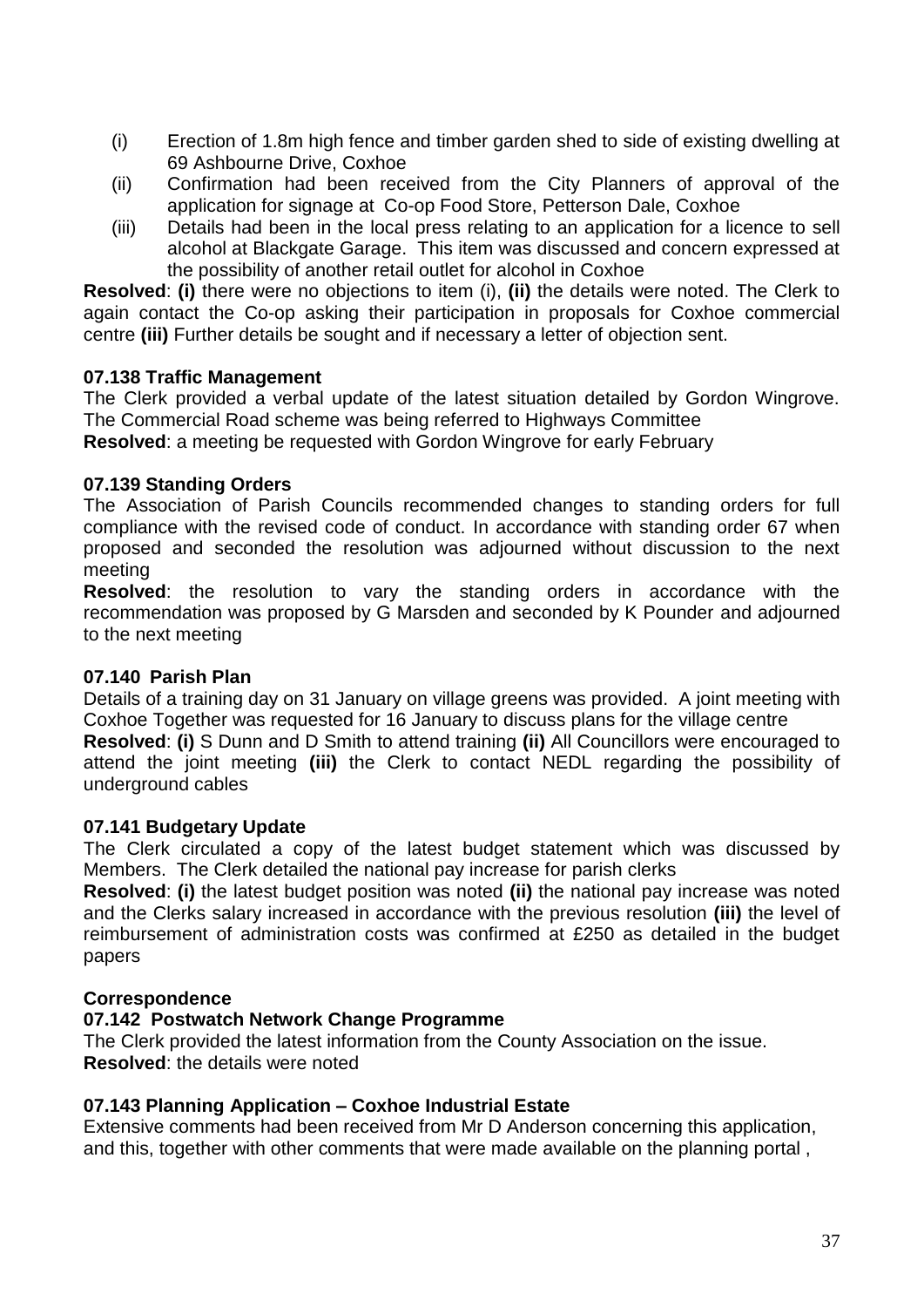(i) Erection of 1.8m high fence and timber garden shed to side of existing dwelling at 69 Ashbourne Drive, Coxhoe
(ii) Confirmation had been received from the City Planners of approval of the application for signage at Co-op Food Store, Petterson Dale, Coxhoe
(iii) Details had been in the local press relating to an application for a licence to sell alcohol at Blackgate Garage. This item was discussed and concern expressed at the possibility of another retail outlet for alcohol in Coxhoe

**Resolved**: **(i)** there were no objections to item (i), **(ii)** the details were noted. The Clerk to again contact the Co-op asking their participation in proposals for Coxhoe commercial centre **(iii)** Further details be sought and if necessary a letter of objection sent.

**07.138 Traffic Management**

The Clerk provided a verbal update of the latest situation detailed by Gordon Wingrove. The Commercial Road scheme was being referred to Highways Committee

**Resolved**: a meeting be requested with Gordon Wingrove for early February

**07.139 Standing Orders**

The Association of Parish Councils recommended changes to standing orders for full compliance with the revised code of conduct. In accordance with standing order 67 when proposed and seconded the resolution was adjourned without discussion to the next meeting

**Resolved**: the resolution to vary the standing orders in accordance with the recommendation was proposed by G Marsden and seconded by K Pounder and adjourned to the next meeting

**07.140 Parish Plan**

Details of a training day on 31 January on village greens was provided. A joint meeting with Coxhoe Together was requested for 16 January to discuss plans for the village centre

**Resolved**: **(i)** S Dunn and D Smith to attend training **(ii)** All Councillors were encouraged to attend the joint meeting **(iii)** the Clerk to contact NEDL regarding the possibility of underground cables

**07.141 Budgetary Update**

The Clerk circulated a copy of the latest budget statement which was discussed by Members. The Clerk detailed the national pay increase for parish clerks

**Resolved**: **(i)** the latest budget position was noted **(ii)** the national pay increase was noted and the Clerks salary increased in accordance with the previous resolution **(iii)** the level of reimbursement of administration costs was confirmed at £250 as detailed in the budget papers

**Correspondence**

**07.142 Postwatch Network Change Programme**

The Clerk provided the latest information from the County Association on the issue.

**Resolved**: the details were noted

**07.143 Planning Application – Coxhoe Industrial Estate**

Extensive comments had been received from Mr D Anderson concerning this application, and this, together with other comments that were made available on the planning portal ,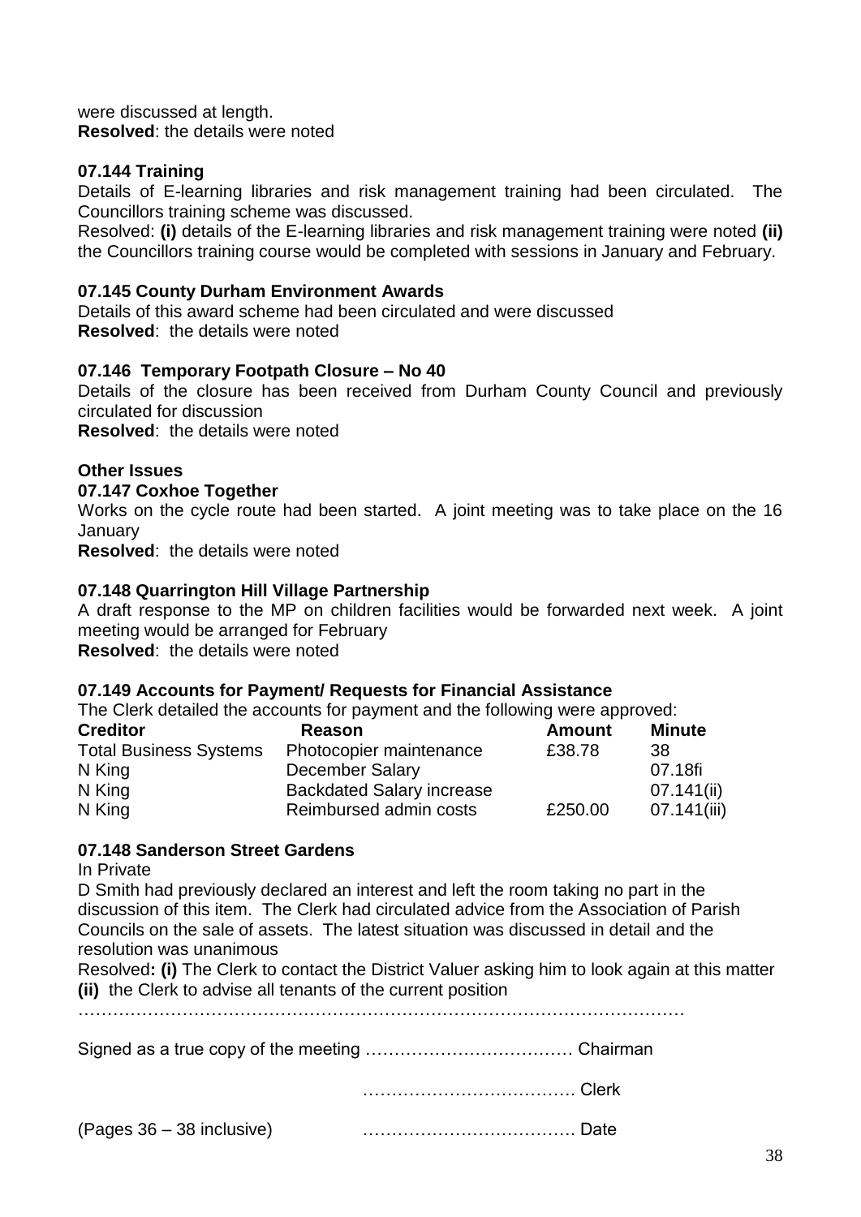were discussed at length.
**Resolved**: the details were noted

### 07.144 Training

Details of E-learning libraries and risk management training had been circulated. The Councillors training scheme was discussed.

Resolved: **(i)** details of the E-learning libraries and risk management training were noted **(ii)** the Councillors training course would be completed with sessions in January and February.

### 07.145 County Durham Environment Awards

Details of this award scheme had been circulated and were discussed
**Resolved**: the details were noted

### 07.146 Temporary Footpath Closure – No 40

Details of the closure has been received from Durham County Council and previously circulated for discussion
**Resolved**: the details were noted

### Other Issues

### 07.147 Coxhoe Together

Works on the cycle route had been started. A joint meeting was to take place on the 16 January
**Resolved**: the details were noted

### 07.148 Quarrington Hill Village Partnership

A draft response to the MP on children facilities would be forwarded next week. A joint meeting would be arranged for February
**Resolved**: the details were noted

### 07.149 Accounts for Payment/ Requests for Financial Assistance

The Clerk detailed the accounts for payment and the following were approved:

| Creditor | Reason | Amount | Minute |
|---|---|---|---|
| Total Business Systems | Photocopier maintenance | £38.78 | 38 |
| N King | December Salary | | 07.18fi |
| N King | Backdated Salary increase | | 07.141(ii) |
| N King | Reimbursed admin costs | £250.00 | 07.141(iii) |

### 07.148 Sanderson Street Gardens

In Private

D Smith had previously declared an interest and left the room taking no part in the discussion of this item. The Clerk had circulated advice from the Association of Parish Councils on the sale of assets. The latest situation was discussed in detail and the resolution was unanimous

Resolved**: (i)** The Clerk to contact the District Valuer asking him to look again at this matter **(ii)** the Clerk to advise all tenants of the current position

…………………………………………………………………………………………

Signed as a true copy of the meeting ……………………………… Chairman

………………………………. Clerk

(Pages 36 – 38 inclusive) ………………………………. Date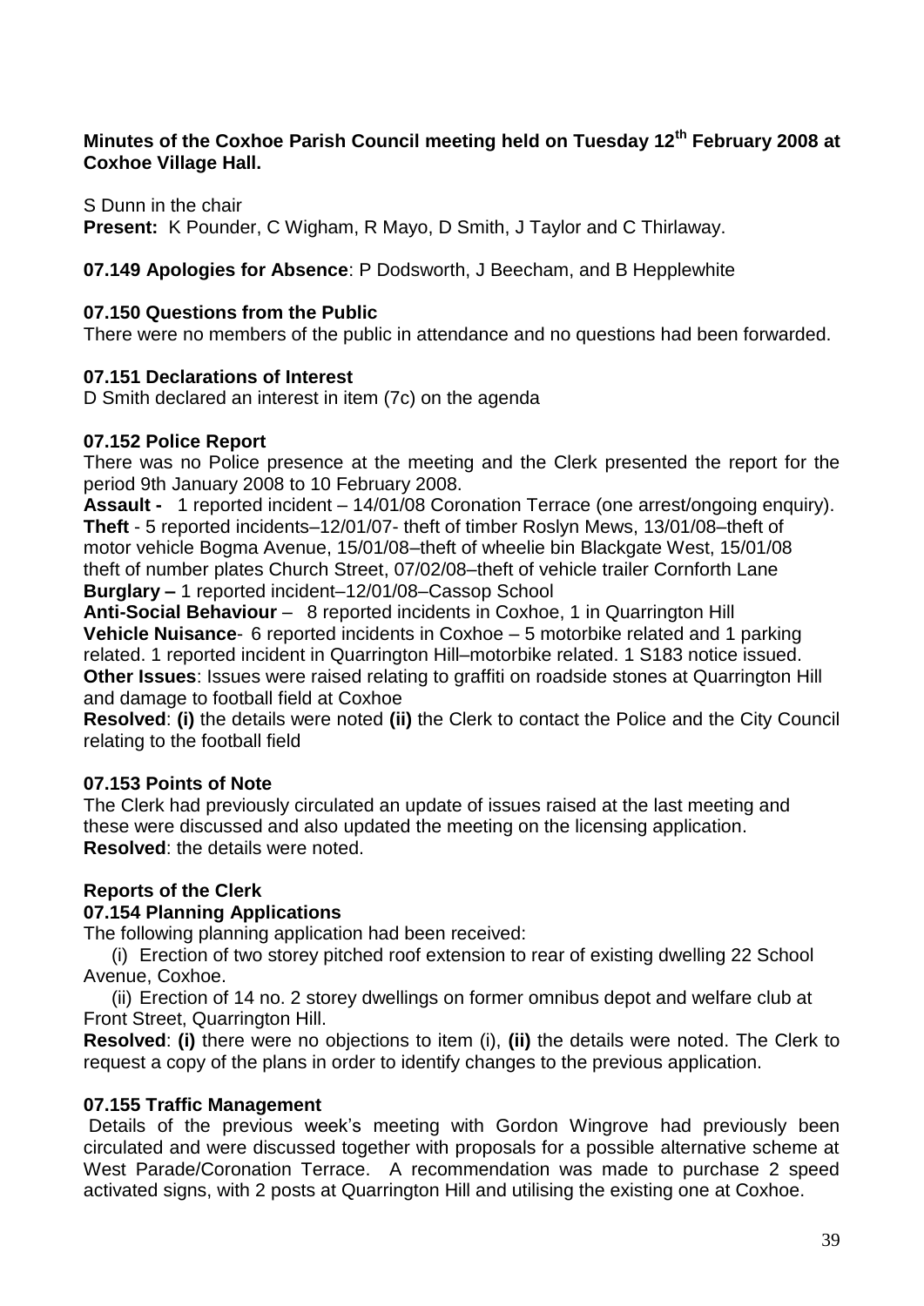**Minutes of the Coxhoe Parish Council meeting held on Tuesday 12th February 2008 at Coxhoe Village Hall.**

S Dunn in the chair
**Present:** K Pounder, C Wigham, R Mayo, D Smith, J Taylor and C Thirlaway.

**07.149 Apologies for Absence**: P Dodsworth, J Beecham, and B Hepplewhite

**07.150 Questions from the Public**
There were no members of the public in attendance and no questions had been forwarded.

**07.151 Declarations of Interest**
D Smith declared an interest in item (7c) on the agenda

**07.152 Police Report**
There was no Police presence at the meeting and the Clerk presented the report for the period 9th January 2008 to 10 February 2008.
**Assault -** 1 reported incident – 14/01/08 Coronation Terrace (one arrest/ongoing enquiry).
**Theft** - 5 reported incidents–12/01/07- theft of timber Roslyn Mews, 13/01/08–theft of motor vehicle Bogma Avenue, 15/01/08–theft of wheelie bin Blackgate West, 15/01/08 theft of number plates Church Street, 07/02/08–theft of vehicle trailer Cornforth Lane
**Burglary –** 1 reported incident–12/01/08–Cassop School
**Anti-Social Behaviour** – 8 reported incidents in Coxhoe, 1 in Quarrington Hill
**Vehicle Nuisance**- 6 reported incidents in Coxhoe – 5 motorbike related and 1 parking related. 1 reported incident in Quarrington Hill–motorbike related. 1 S183 notice issued.
**Other Issues**: Issues were raised relating to graffiti on roadside stones at Quarrington Hill and damage to football field at Coxhoe
**Resolved**: **(i)** the details were noted **(ii)** the Clerk to contact the Police and the City Council relating to the football field

**07.153 Points of Note**
The Clerk had previously circulated an update of issues raised at the last meeting and these were discussed and also updated the meeting on the licensing application.
**Resolved**: the details were noted.

**Reports of the Clerk**
**07.154 Planning Applications**
The following planning application had been received:
(i) Erection of two storey pitched roof extension to rear of existing dwelling 22 School Avenue, Coxhoe.
(ii) Erection of 14 no. 2 storey dwellings on former omnibus depot and welfare club at Front Street, Quarrington Hill.
**Resolved**: **(i)** there were no objections to item (i), **(ii)** the details were noted. The Clerk to request a copy of the plans in order to identify changes to the previous application.

**07.155 Traffic Management**
Details of the previous week's meeting with Gordon Wingrove had previously been circulated and were discussed together with proposals for a possible alternative scheme at West Parade/Coronation Terrace. A recommendation was made to purchase 2 speed activated signs, with 2 posts at Quarrington Hill and utilising the existing one at Coxhoe.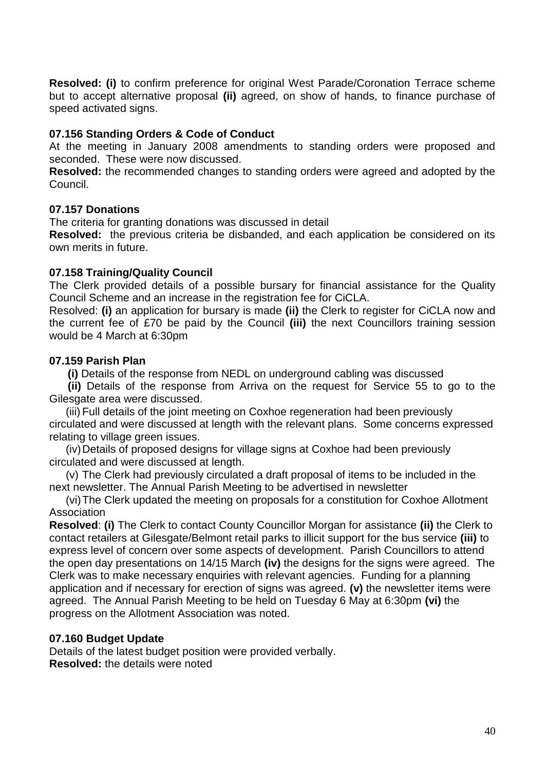**Resolved: (i)** to confirm preference for original West Parade/Coronation Terrace scheme but to accept alternative proposal **(ii)** agreed, on show of hands, to finance purchase of speed activated signs.

**07.156 Standing Orders & Code of Conduct**

At the meeting in January 2008 amendments to standing orders were proposed and seconded. These were now discussed.

**Resolved:** the recommended changes to standing orders were agreed and adopted by the Council.

**07.157 Donations**

The criteria for granting donations was discussed in detail

**Resolved:** the previous criteria be disbanded, and each application be considered on its own merits in future.

**07.158 Training/Quality Council**

The Clerk provided details of a possible bursary for financial assistance for the Quality Council Scheme and an increase in the registration fee for CiCLA.

Resolved: **(i)** an application for bursary is made **(ii)** the Clerk to register for CiCLA now and the current fee of £70 be paid by the Council **(iii)** the next Councillors training session would be 4 March at 6:30pm

**07.159 Parish Plan**

**(i)** Details of the response from NEDL on underground cabling was discussed

**(ii)** Details of the response from Arriva on the request for Service 55 to go to the Gilesgate area were discussed.

(iii) Full details of the joint meeting on Coxhoe regeneration had been previously circulated and were discussed at length with the relevant plans. Some concerns expressed relating to village green issues.

(iv) Details of proposed designs for village signs at Coxhoe had been previously circulated and were discussed at length.

(v) The Clerk had previously circulated a draft proposal of items to be included in the next newsletter. The Annual Parish Meeting to be advertised in newsletter

(vi) The Clerk updated the meeting on proposals for a constitution for Coxhoe Allotment Association

**Resolved**: **(i)** The Clerk to contact County Councillor Morgan for assistance **(ii)** the Clerk to contact retailers at Gilesgate/Belmont retail parks to illicit support for the bus service **(iii)** to express level of concern over some aspects of development. Parish Councillors to attend the open day presentations on 14/15 March **(iv)** the designs for the signs were agreed. The Clerk was to make necessary enquiries with relevant agencies. Funding for a planning application and if necessary for erection of signs was agreed. **(v)** the newsletter items were agreed. The Annual Parish Meeting to be held on Tuesday 6 May at 6:30pm **(vi)** the progress on the Allotment Association was noted.

**07.160 Budget Update**

Details of the latest budget position were provided verbally.

**Resolved:** the details were noted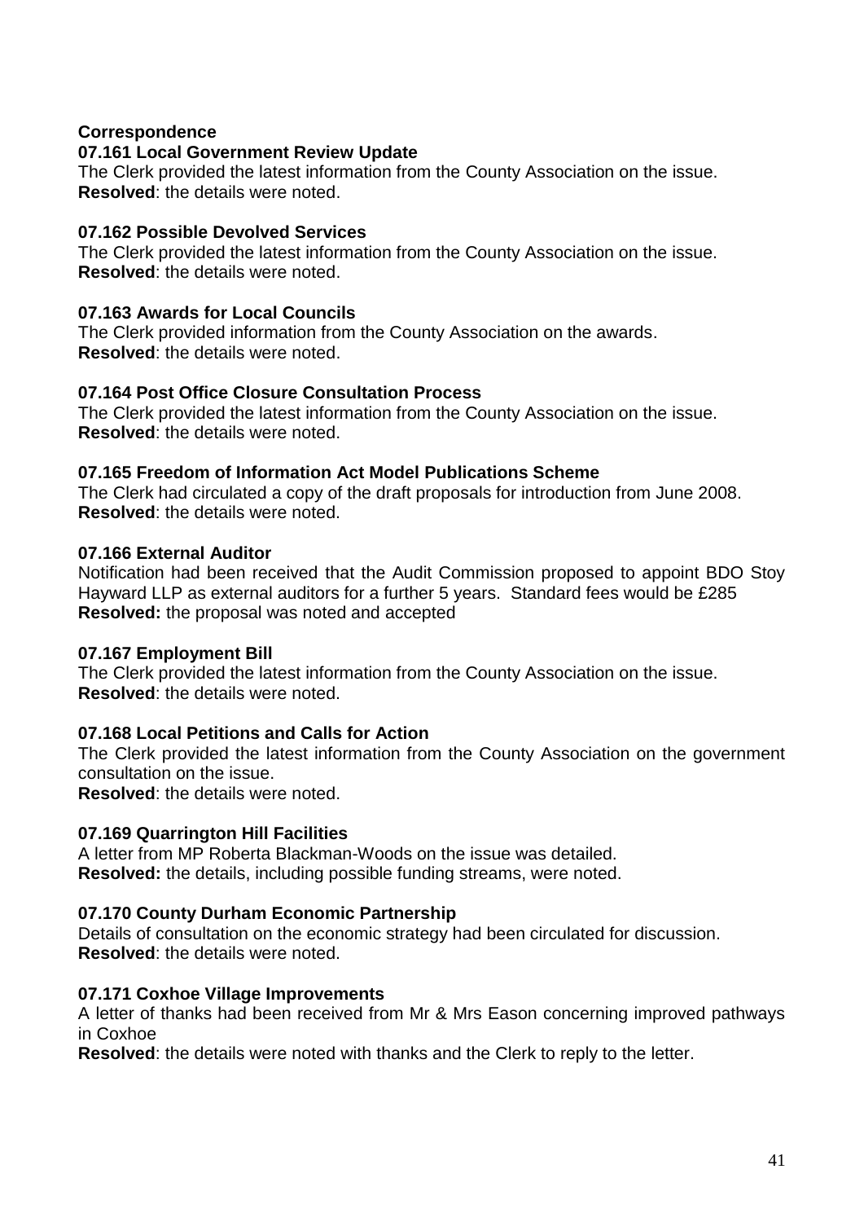**Correspondence**

**07.161 Local Government Review Update**

The Clerk provided the latest information from the County Association on the issue.
**Resolved**: the details were noted.

**07.162 Possible Devolved Services**

The Clerk provided the latest information from the County Association on the issue.
**Resolved**: the details were noted.

**07.163 Awards for Local Councils**

The Clerk provided information from the County Association on the awards.
**Resolved**: the details were noted.

**07.164 Post Office Closure Consultation Process**

The Clerk provided the latest information from the County Association on the issue.
**Resolved**: the details were noted.

**07.165 Freedom of Information Act Model Publications Scheme**

The Clerk had circulated a copy of the draft proposals for introduction from June 2008.
**Resolved**: the details were noted.

**07.166 External Auditor**

Notification had been received that the Audit Commission proposed to appoint BDO Stoy Hayward LLP as external auditors for a further 5 years. Standard fees would be £285
**Resolved:** the proposal was noted and accepted

**07.167 Employment Bill**

The Clerk provided the latest information from the County Association on the issue.
**Resolved**: the details were noted.

**07.168 Local Petitions and Calls for Action**

The Clerk provided the latest information from the County Association on the government consultation on the issue.
**Resolved**: the details were noted.

**07.169 Quarrington Hill Facilities**

A letter from MP Roberta Blackman-Woods on the issue was detailed.
**Resolved:** the details, including possible funding streams, were noted.

**07.170 County Durham Economic Partnership**

Details of consultation on the economic strategy had been circulated for discussion.
**Resolved**: the details were noted.

**07.171 Coxhoe Village Improvements**

A letter of thanks had been received from Mr & Mrs Eason concerning improved pathways in Coxhoe
**Resolved**: the details were noted with thanks and the Clerk to reply to the letter.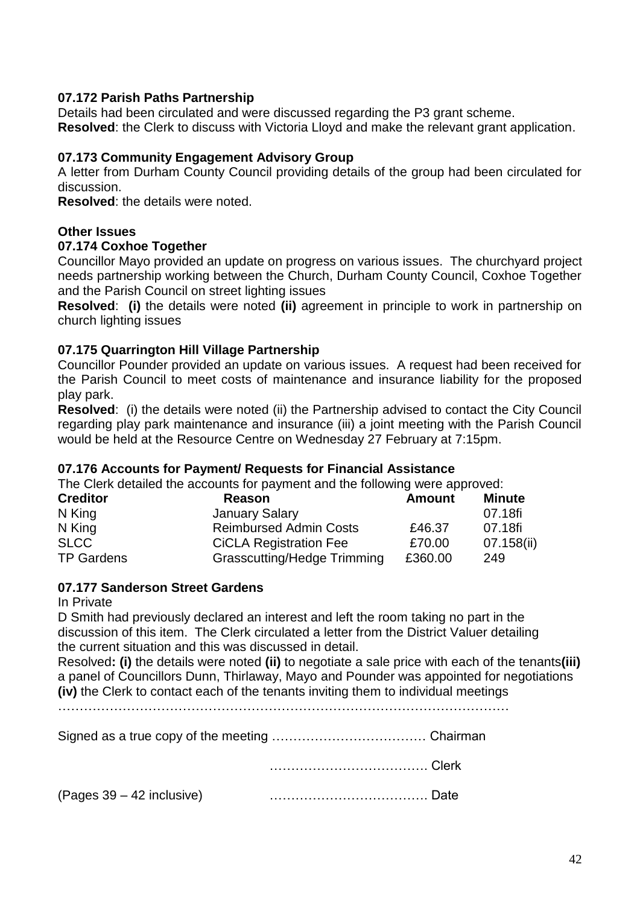**07.172 Parish Paths Partnership**

Details had been circulated and were discussed regarding the P3 grant scheme.
**Resolved**: the Clerk to discuss with Victoria Lloyd and make the relevant grant application.

**07.173 Community Engagement Advisory Group**

A letter from Durham County Council providing details of the group had been circulated for discussion.
**Resolved**: the details were noted.

**Other Issues**

**07.174 Coxhoe Together**

Councillor Mayo provided an update on progress on various issues. The churchyard project needs partnership working between the Church, Durham County Council, Coxhoe Together and the Parish Council on street lighting issues
**Resolved**: **(i)** the details were noted **(ii)** agreement in principle to work in partnership on church lighting issues

**07.175 Quarrington Hill Village Partnership**

Councillor Pounder provided an update on various issues. A request had been received for the Parish Council to meet costs of maintenance and insurance liability for the proposed play park.
**Resolved**: (i) the details were noted (ii) the Partnership advised to contact the City Council regarding play park maintenance and insurance (iii) a joint meeting with the Parish Council would be held at the Resource Centre on Wednesday 27 February at 7:15pm.

**07.176 Accounts for Payment/ Requests for Financial Assistance**

The Clerk detailed the accounts for payment and the following were approved:

| Creditor | Reason | Amount | Minute |
|---|---|---|---|
| N King | January Salary | | 07.18fi |
| N King | Reimbursed Admin Costs | £46.37 | 07.18fi |
| SLCC | CiCLA Registration Fee | £70.00 | 07.158(ii) |
| TP Gardens | Grasscutting/Hedge Trimming | £360.00 | 249 |

**07.177 Sanderson Street Gardens**

In Private

D Smith had previously declared an interest and left the room taking no part in the discussion of this item. The Clerk circulated a letter from the District Valuer detailing the current situation and this was discussed in detail.
Resolved**: (i)** the details were noted **(ii)** to negotiate a sale price with each of the tenants**(iii)** a panel of Councillors Dunn, Thirlaway, Mayo and Pounder was appointed for negotiations **(iv)** the Clerk to contact each of the tenants inviting them to individual meetings

…………………………………………………………………………………………

Signed as a true copy of the meeting ……………………………… Chairman

……………………………… Clerk

(Pages 39 – 42 inclusive) ……………………………… Date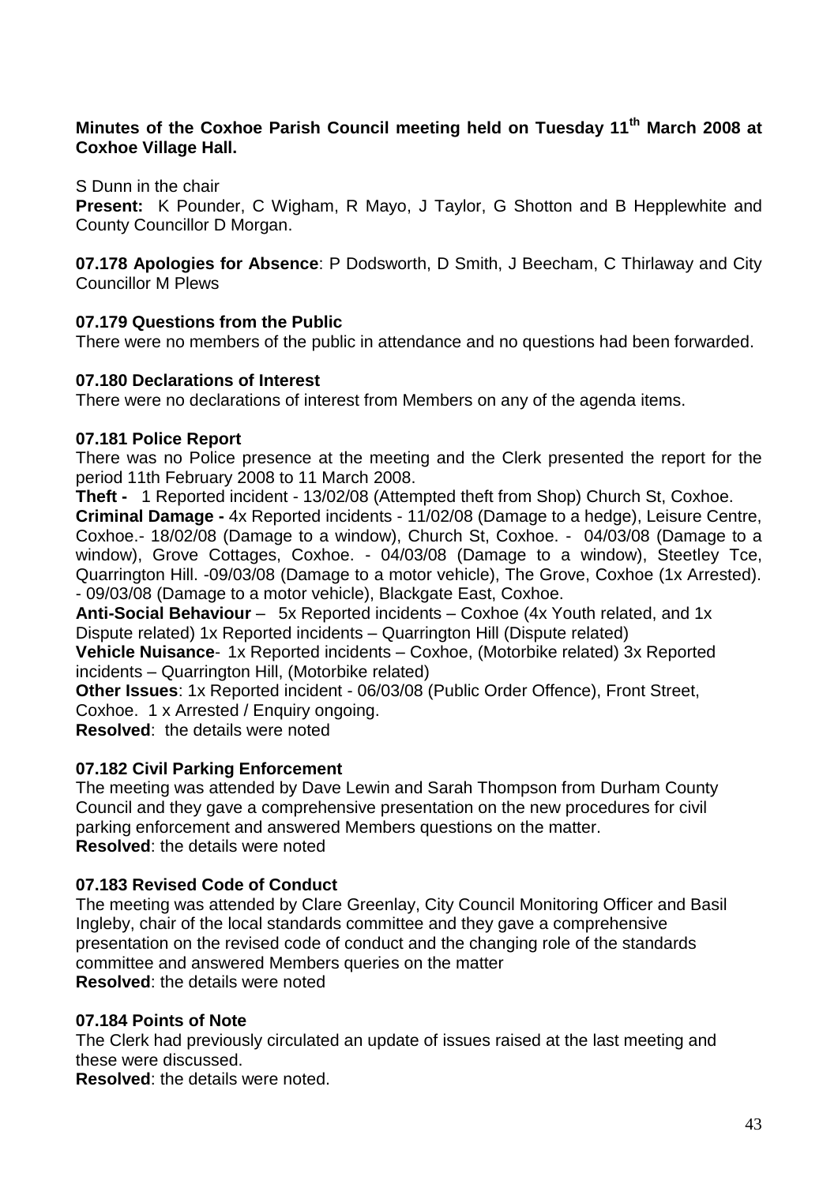**Minutes of the Coxhoe Parish Council meeting held on Tuesday 11th March 2008 at Coxhoe Village Hall.**

S Dunn in the chair

**Present:** K Pounder, C Wigham, R Mayo, J Taylor, G Shotton and B Hepplewhite and County Councillor D Morgan.

**07.178 Apologies for Absence**: P Dodsworth, D Smith, J Beecham, C Thirlaway and City Councillor M Plews

**07.179 Questions from the Public**

There were no members of the public in attendance and no questions had been forwarded.

**07.180 Declarations of Interest**

There were no declarations of interest from Members on any of the agenda items.

**07.181 Police Report**

There was no Police presence at the meeting and the Clerk presented the report for the period 11th February 2008 to 11 March 2008.

**Theft -** 1 Reported incident - 13/02/08 (Attempted theft from Shop) Church St, Coxhoe.

**Criminal Damage -** 4x Reported incidents - 11/02/08 (Damage to a hedge), Leisure Centre, Coxhoe.- 18/02/08 (Damage to a window), Church St, Coxhoe. - 04/03/08 (Damage to a window), Grove Cottages, Coxhoe. - 04/03/08 (Damage to a window), Steetley Tce, Quarrington Hill. -09/03/08 (Damage to a motor vehicle), The Grove, Coxhoe (1x Arrested). - 09/03/08 (Damage to a motor vehicle), Blackgate East, Coxhoe.

**Anti-Social Behaviour** – 5x Reported incidents – Coxhoe (4x Youth related, and 1x Dispute related) 1x Reported incidents – Quarrington Hill (Dispute related)

**Vehicle Nuisance**- 1x Reported incidents – Coxhoe, (Motorbike related) 3x Reported incidents – Quarrington Hill, (Motorbike related)

**Other Issues**: 1x Reported incident - 06/03/08 (Public Order Offence), Front Street, Coxhoe. 1 x Arrested / Enquiry ongoing.

**Resolved**: the details were noted

**07.182 Civil Parking Enforcement**

The meeting was attended by Dave Lewin and Sarah Thompson from Durham County Council and they gave a comprehensive presentation on the new procedures for civil parking enforcement and answered Members questions on the matter.

**Resolved**: the details were noted

**07.183 Revised Code of Conduct**

The meeting was attended by Clare Greenlay, City Council Monitoring Officer and Basil Ingleby, chair of the local standards committee and they gave a comprehensive presentation on the revised code of conduct and the changing role of the standards committee and answered Members queries on the matter

**Resolved**: the details were noted

**07.184 Points of Note**

The Clerk had previously circulated an update of issues raised at the last meeting and these were discussed.

**Resolved**: the details were noted.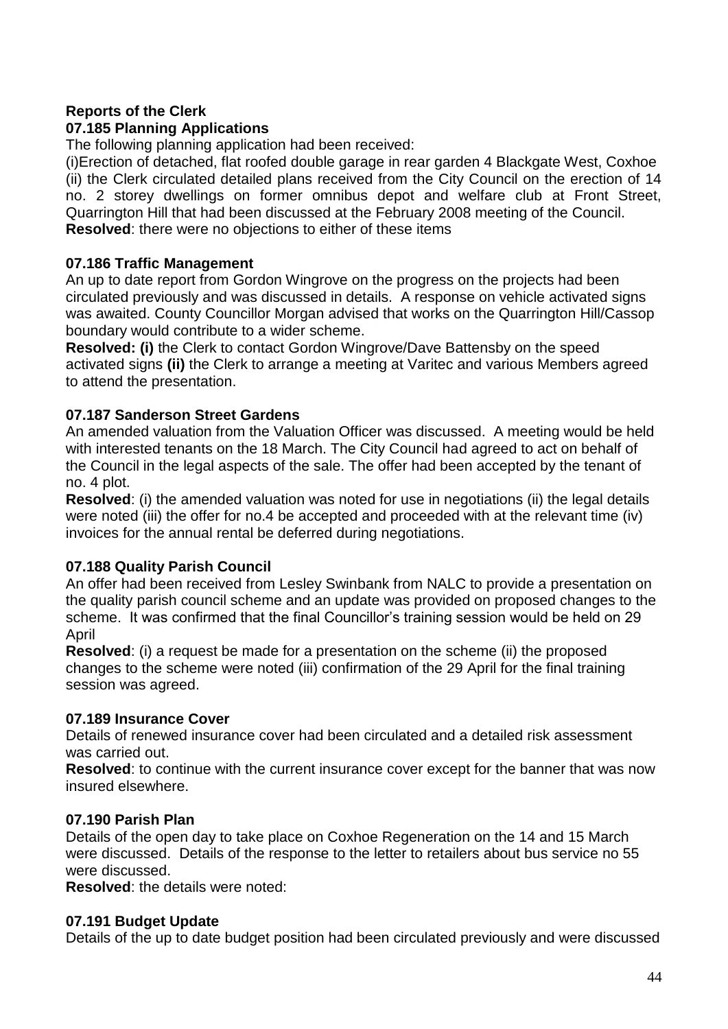**Reports of the Clerk**

**07.185 Planning Applications**

The following planning application had been received:

(i)Erection of detached, flat roofed double garage in rear garden 4 Blackgate West, Coxhoe
(ii) the Clerk circulated detailed plans received from the City Council on the erection of 14 no. 2 storey dwellings on former omnibus depot and welfare club at Front Street, Quarrington Hill that had been discussed at the February 2008 meeting of the Council.

**Resolved**: there were no objections to either of these items

**07.186 Traffic Management**

An up to date report from Gordon Wingrove on the progress on the projects had been circulated previously and was discussed in details. A response on vehicle activated signs was awaited. County Councillor Morgan advised that works on the Quarrington Hill/Cassop boundary would contribute to a wider scheme.

**Resolved: (i)** the Clerk to contact Gordon Wingrove/Dave Battensby on the speed activated signs **(ii)** the Clerk to arrange a meeting at Varitec and various Members agreed to attend the presentation.

**07.187 Sanderson Street Gardens**

An amended valuation from the Valuation Officer was discussed. A meeting would be held with interested tenants on the 18 March. The City Council had agreed to act on behalf of the Council in the legal aspects of the sale. The offer had been accepted by the tenant of no. 4 plot.

**Resolved**: (i) the amended valuation was noted for use in negotiations (ii) the legal details were noted (iii) the offer for no.4 be accepted and proceeded with at the relevant time (iv) invoices for the annual rental be deferred during negotiations.

**07.188 Quality Parish Council**

An offer had been received from Lesley Swinbank from NALC to provide a presentation on the quality parish council scheme and an update was provided on proposed changes to the scheme. It was confirmed that the final Councillor's training session would be held on 29 April

**Resolved**: (i) a request be made for a presentation on the scheme (ii) the proposed changes to the scheme were noted (iii) confirmation of the 29 April for the final training session was agreed.

**07.189 Insurance Cover**

Details of renewed insurance cover had been circulated and a detailed risk assessment was carried out.

**Resolved**: to continue with the current insurance cover except for the banner that was now insured elsewhere.

**07.190 Parish Plan**

Details of the open day to take place on Coxhoe Regeneration on the 14 and 15 March were discussed. Details of the response to the letter to retailers about bus service no 55 were discussed.

**Resolved**: the details were noted:

**07.191 Budget Update**

Details of the up to date budget position had been circulated previously and were discussed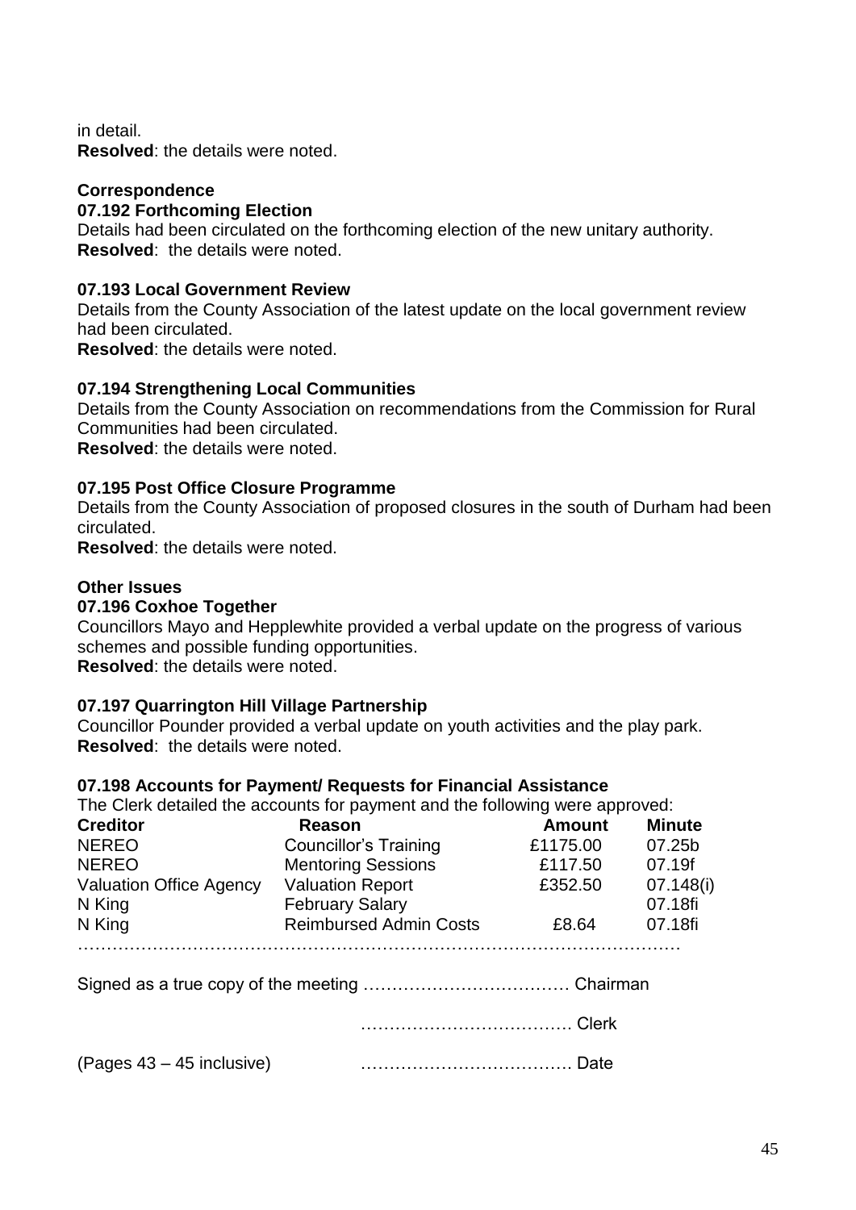in detail.
**Resolved**: the details were noted.

**Correspondence**

**07.192 Forthcoming Election**

Details had been circulated on the forthcoming election of the new unitary authority.
**Resolved**: the details were noted.

**07.193 Local Government Review**

Details from the County Association of the latest update on the local government review had been circulated.
**Resolved**: the details were noted.

**07.194 Strengthening Local Communities**

Details from the County Association on recommendations from the Commission for Rural Communities had been circulated.
**Resolved**: the details were noted.

**07.195 Post Office Closure Programme**

Details from the County Association of proposed closures in the south of Durham had been circulated.
**Resolved**: the details were noted.

**Other Issues**

**07.196 Coxhoe Together**

Councillors Mayo and Hepplewhite provided a verbal update on the progress of various schemes and possible funding opportunities.
**Resolved**: the details were noted.

**07.197 Quarrington Hill Village Partnership**

Councillor Pounder provided a verbal update on youth activities and the play park.
**Resolved**: the details were noted.

**07.198 Accounts for Payment/ Requests for Financial Assistance**

The Clerk detailed the accounts for payment and the following were approved:

| Creditor | Reason | Amount | Minute |
|---|---|---|---|
| NEREO | Councillor's Training | £1175.00 | 07.25b |
| NEREO | Mentoring Sessions | £117.50 | 07.19f |
| Valuation Office Agency | Valuation Report | £352.50 | 07.148(i) |
| N King | February Salary | | 07.18fi |
| N King | Reimbursed Admin Costs | £8.64 | 07.18fi |

…………………………………………………………………………………………

Signed as a true copy of the meeting ……………………………… Chairman

……………………………… Clerk

(Pages 43 – 45 inclusive) ……………………………… Date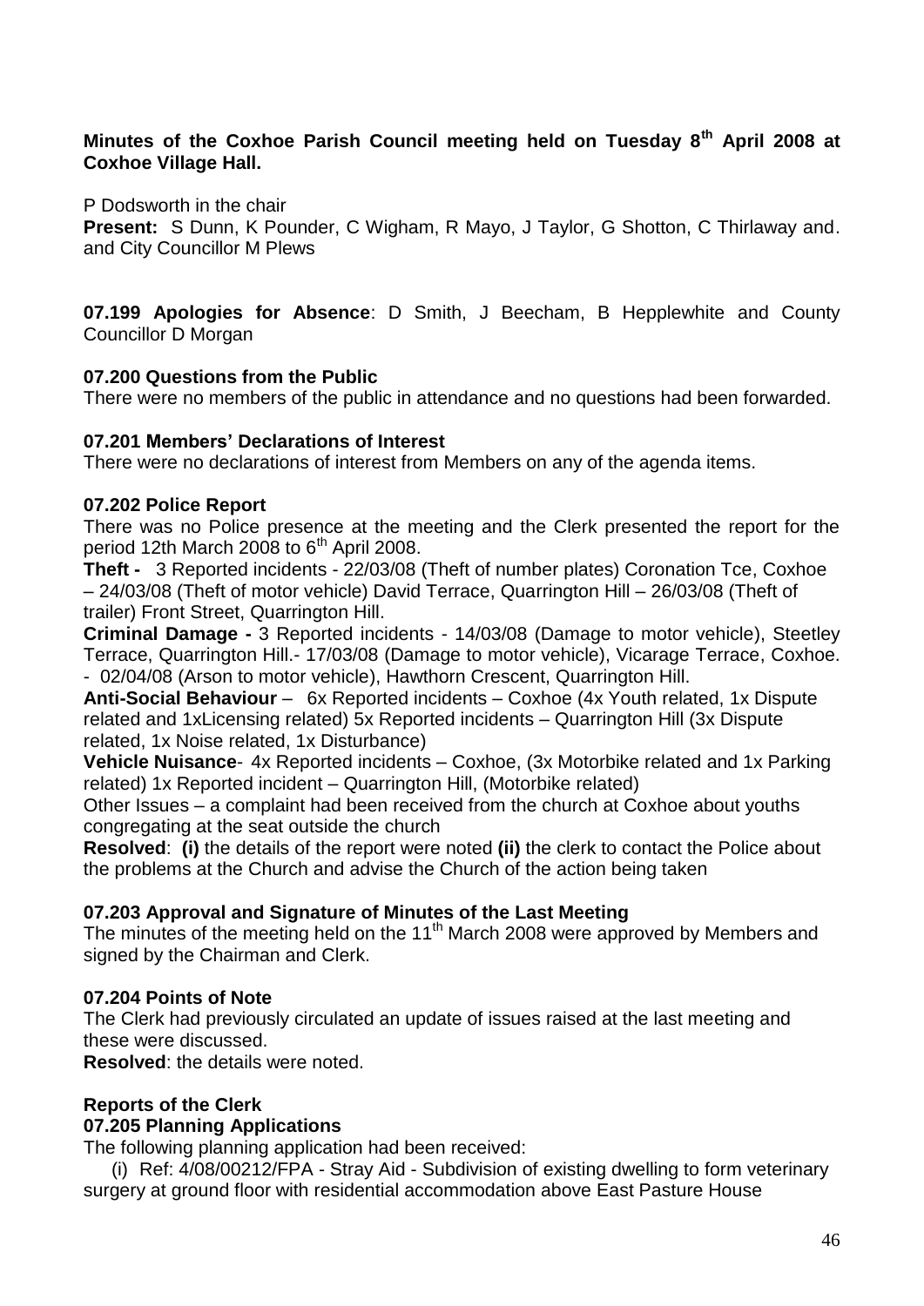**Minutes of the Coxhoe Parish Council meeting held on Tuesday 8th April 2008 at Coxhoe Village Hall.**

P Dodsworth in the chair

**Present:** S Dunn, K Pounder, C Wigham, R Mayo, J Taylor, G Shotton, C Thirlaway and. and City Councillor M Plews

**07.199 Apologies for Absence**: D Smith, J Beecham, B Hepplewhite and County Councillor D Morgan

**07.200 Questions from the Public**

There were no members of the public in attendance and no questions had been forwarded.

**07.201 Members' Declarations of Interest**

There were no declarations of interest from Members on any of the agenda items.

**07.202 Police Report**

There was no Police presence at the meeting and the Clerk presented the report for the period 12th March 2008 to 6th April 2008.

**Theft -** 3 Reported incidents - 22/03/08 (Theft of number plates) Coronation Tce, Coxhoe – 24/03/08 (Theft of motor vehicle) David Terrace, Quarrington Hill – 26/03/08 (Theft of trailer) Front Street, Quarrington Hill.

**Criminal Damage -** 3 Reported incidents - 14/03/08 (Damage to motor vehicle), Steetley Terrace, Quarrington Hill.- 17/03/08 (Damage to motor vehicle), Vicarage Terrace, Coxhoe. - 02/04/08 (Arson to motor vehicle), Hawthorn Crescent, Quarrington Hill.

**Anti-Social Behaviour** – 6x Reported incidents – Coxhoe (4x Youth related, 1x Dispute related and 1xLicensing related) 5x Reported incidents – Quarrington Hill (3x Dispute related, 1x Noise related, 1x Disturbance)

**Vehicle Nuisance**- 4x Reported incidents – Coxhoe, (3x Motorbike related and 1x Parking related) 1x Reported incident – Quarrington Hill, (Motorbike related)

Other Issues – a complaint had been received from the church at Coxhoe about youths congregating at the seat outside the church

**Resolved**: **(i)** the details of the report were noted **(ii)** the clerk to contact the Police about the problems at the Church and advise the Church of the action being taken

**07.203 Approval and Signature of Minutes of the Last Meeting**

The minutes of the meeting held on the 11th March 2008 were approved by Members and signed by the Chairman and Clerk.

**07.204 Points of Note**

The Clerk had previously circulated an update of issues raised at the last meeting and these were discussed.

**Resolved**: the details were noted.

**Reports of the Clerk**

**07.205 Planning Applications**

The following planning application had been received:

(i) Ref: 4/08/00212/FPA - Stray Aid - Subdivision of existing dwelling to form veterinary surgery at ground floor with residential accommodation above East Pasture House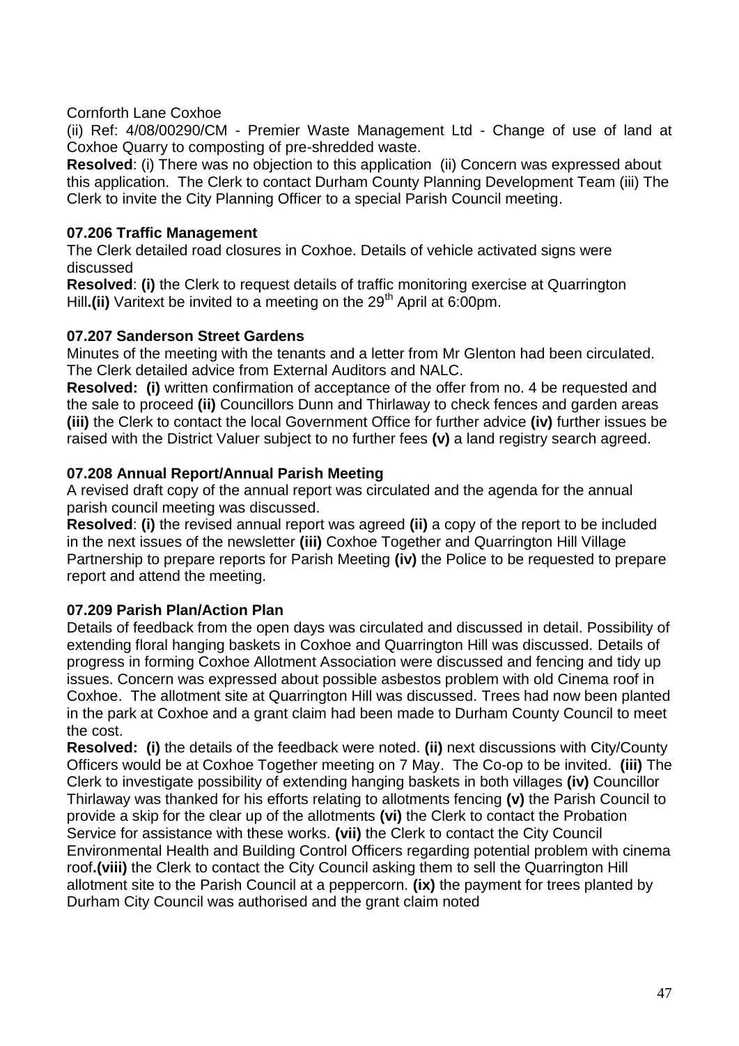Cornforth Lane Coxhoe

(ii) Ref: 4/08/00290/CM - Premier Waste Management Ltd - Change of use of land at Coxhoe Quarry to composting of pre-shredded waste.

**Resolved**: (i) There was no objection to this application (ii) Concern was expressed about this application. The Clerk to contact Durham County Planning Development Team (iii) The Clerk to invite the City Planning Officer to a special Parish Council meeting.

**07.206 Traffic Management**

The Clerk detailed road closures in Coxhoe. Details of vehicle activated signs were discussed

**Resolved**: **(i)** the Clerk to request details of traffic monitoring exercise at Quarrington Hill**.(ii)** Varitext be invited to a meeting on the 29th April at 6:00pm.

**07.207 Sanderson Street Gardens**

Minutes of the meeting with the tenants and a letter from Mr Glenton had been circulated. The Clerk detailed advice from External Auditors and NALC.

**Resolved: (i)** written confirmation of acceptance of the offer from no. 4 be requested and the sale to proceed **(ii)** Councillors Dunn and Thirlaway to check fences and garden areas **(iii)** the Clerk to contact the local Government Office for further advice **(iv)** further issues be raised with the District Valuer subject to no further fees **(v)** a land registry search agreed.

**07.208 Annual Report/Annual Parish Meeting**

A revised draft copy of the annual report was circulated and the agenda for the annual parish council meeting was discussed.

**Resolved**: **(i)** the revised annual report was agreed **(ii)** a copy of the report to be included in the next issues of the newsletter **(iii)** Coxhoe Together and Quarrington Hill Village Partnership to prepare reports for Parish Meeting **(iv)** the Police to be requested to prepare report and attend the meeting.

**07.209 Parish Plan/Action Plan**

Details of feedback from the open days was circulated and discussed in detail. Possibility of extending floral hanging baskets in Coxhoe and Quarrington Hill was discussed. Details of progress in forming Coxhoe Allotment Association were discussed and fencing and tidy up issues. Concern was expressed about possible asbestos problem with old Cinema roof in Coxhoe. The allotment site at Quarrington Hill was discussed. Trees had now been planted in the park at Coxhoe and a grant claim had been made to Durham County Council to meet the cost.

**Resolved: (i)** the details of the feedback were noted. **(ii)** next discussions with City/County Officers would be at Coxhoe Together meeting on 7 May. The Co-op to be invited. **(iii)** The Clerk to investigate possibility of extending hanging baskets in both villages **(iv)** Councillor Thirlaway was thanked for his efforts relating to allotments fencing **(v)** the Parish Council to provide a skip for the clear up of the allotments **(vi)** the Clerk to contact the Probation Service for assistance with these works. **(vii)** the Clerk to contact the City Council Environmental Health and Building Control Officers regarding potential problem with cinema roof**.(viii)** the Clerk to contact the City Council asking them to sell the Quarrington Hill allotment site to the Parish Council at a peppercorn. **(ix)** the payment for trees planted by Durham City Council was authorised and the grant claim noted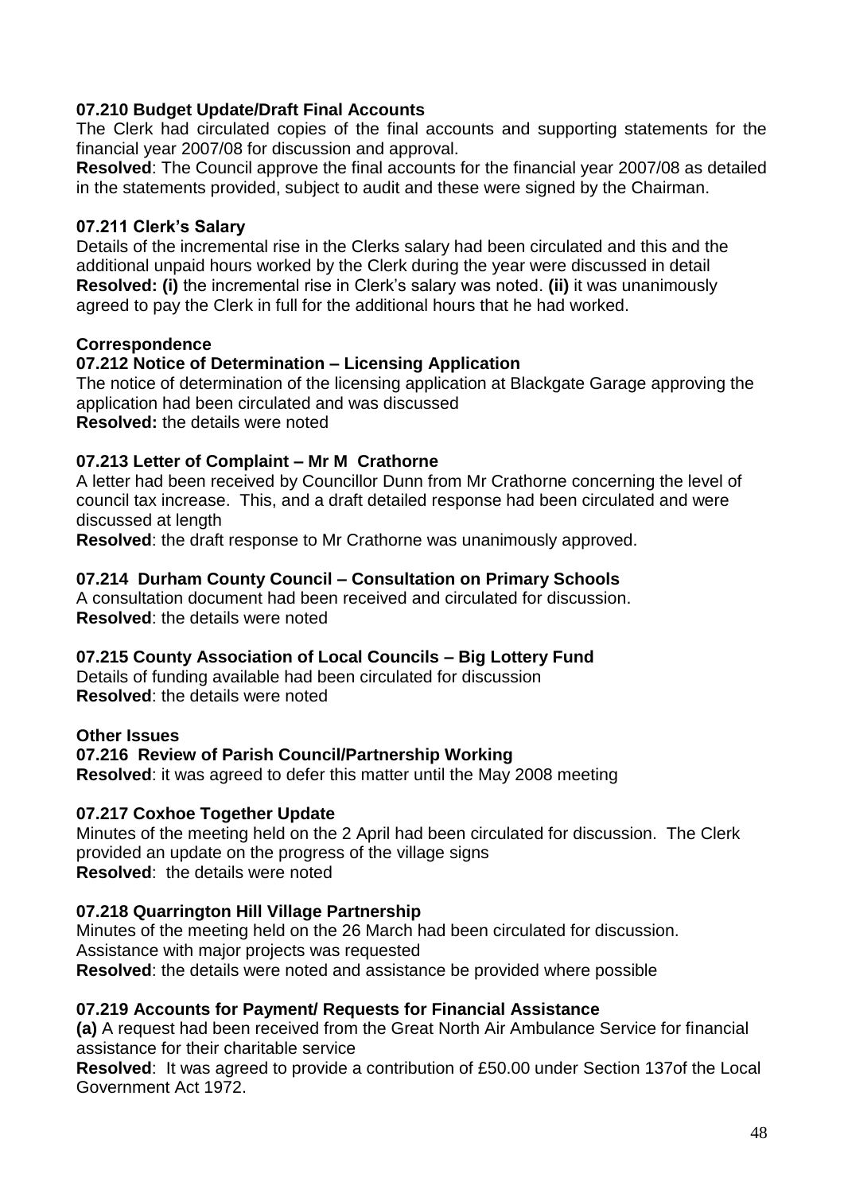**07.210 Budget Update/Draft Final Accounts**

The Clerk had circulated copies of the final accounts and supporting statements for the financial year 2007/08 for discussion and approval.

**Resolved**: The Council approve the final accounts for the financial year 2007/08 as detailed in the statements provided, subject to audit and these were signed by the Chairman.

**07.211 Clerk's Salary**

Details of the incremental rise in the Clerks salary had been circulated and this and the additional unpaid hours worked by the Clerk during the year were discussed in detail

**Resolved: (i)** the incremental rise in Clerk's salary was noted. **(ii)** it was unanimously agreed to pay the Clerk in full for the additional hours that he had worked.

**Correspondence**

**07.212 Notice of Determination – Licensing Application**

The notice of determination of the licensing application at Blackgate Garage approving the application had been circulated and was discussed

**Resolved:** the details were noted

**07.213 Letter of Complaint – Mr M Crathorne**

A letter had been received by Councillor Dunn from Mr Crathorne concerning the level of council tax increase. This, and a draft detailed response had been circulated and were discussed at length

**Resolved**: the draft response to Mr Crathorne was unanimously approved.

**07.214 Durham County Council – Consultation on Primary Schools**

A consultation document had been received and circulated for discussion.

**Resolved**: the details were noted

**07.215 County Association of Local Councils – Big Lottery Fund**

Details of funding available had been circulated for discussion

**Resolved**: the details were noted

**Other Issues**

**07.216 Review of Parish Council/Partnership Working**

**Resolved**: it was agreed to defer this matter until the May 2008 meeting

**07.217 Coxhoe Together Update**

Minutes of the meeting held on the 2 April had been circulated for discussion. The Clerk provided an update on the progress of the village signs

**Resolved**: the details were noted

**07.218 Quarrington Hill Village Partnership**

Minutes of the meeting held on the 26 March had been circulated for discussion. Assistance with major projects was requested

**Resolved**: the details were noted and assistance be provided where possible

**07.219 Accounts for Payment/ Requests for Financial Assistance**

**(a)** A request had been received from the Great North Air Ambulance Service for financial assistance for their charitable service

**Resolved**: It was agreed to provide a contribution of £50.00 under Section 137of the Local Government Act 1972.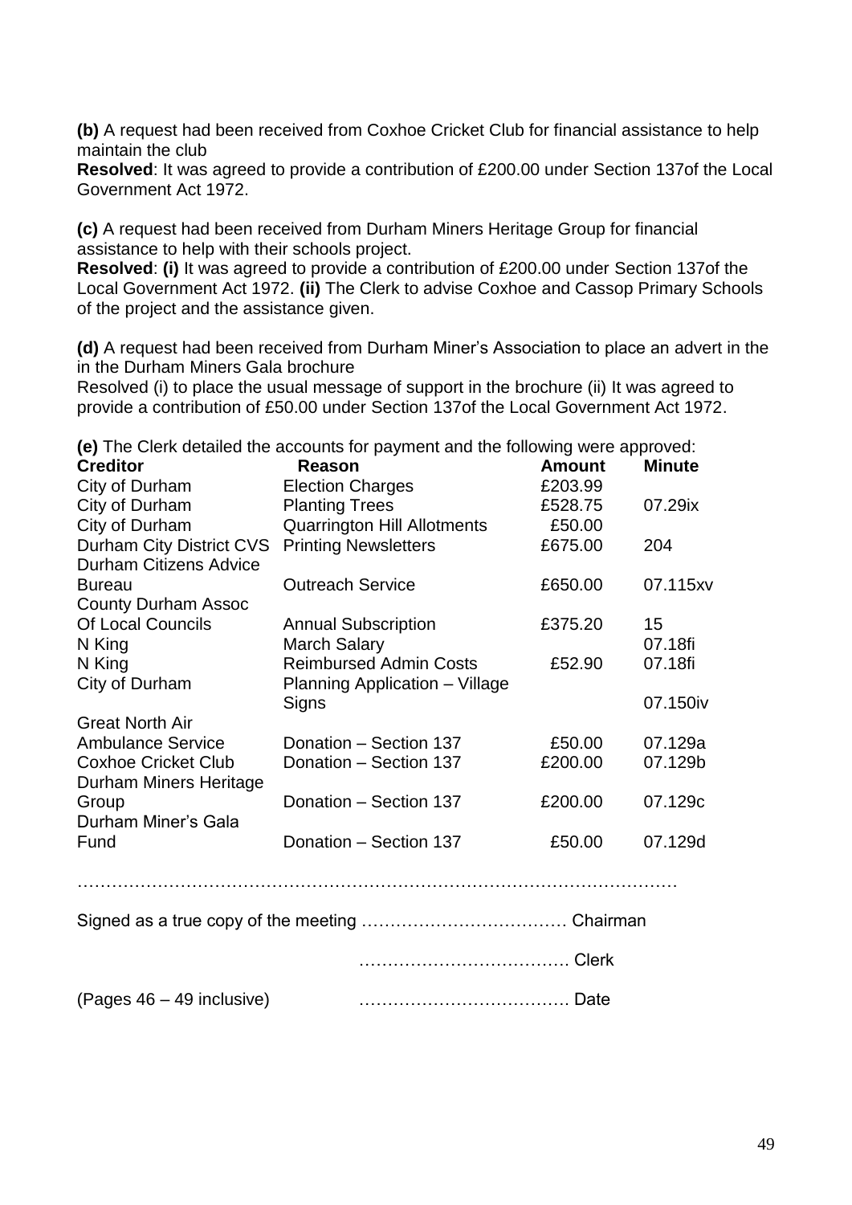**(b)** A request had been received from Coxhoe Cricket Club for financial assistance to help maintain the club

**Resolved**: It was agreed to provide a contribution of £200.00 under Section 137of the Local Government Act 1972.

**(c)** A request had been received from Durham Miners Heritage Group for financial assistance to help with their schools project.

**Resolved**: **(i)** It was agreed to provide a contribution of £200.00 under Section 137of the Local Government Act 1972. **(ii)** The Clerk to advise Coxhoe and Cassop Primary Schools of the project and the assistance given.

**(d)** A request had been received from Durham Miner's Association to place an advert in the in the Durham Miners Gala brochure

Resolved (i) to place the usual message of support in the brochure (ii) It was agreed to provide a contribution of £50.00 under Section 137of the Local Government Act 1972.

**(e)** The Clerk detailed the accounts for payment and the following were approved:

| **Creditor** | **Reason** | **Amount** | **Minute** |
|---|---|---|---|
| City of Durham | Election Charges | £203.99 | |
| City of Durham | Planting Trees | £528.75 | 07.29ix |
| City of Durham | Quarrington Hill Allotments | £50.00 | |
| Durham City District CVS | Printing Newsletters | £675.00 | 204 |
| Durham Citizens Advice Bureau | Outreach Service | £650.00 | 07.115xv |
| County Durham Assoc Of Local Councils | Annual Subscription | £375.20 | 15 |
| N King | March Salary | | 07.18fi |
| N King | Reimbursed Admin Costs | £52.90 | 07.18fi |
| City of Durham | Planning Application – Village Signs | | 07.150iv |
| Great North Air Ambulance Service | Donation – Section 137 | £50.00 | 07.129a |
| Coxhoe Cricket Club | Donation – Section 137 | £200.00 | 07.129b |
| Durham Miners Heritage Group | Donation – Section 137 | £200.00 | 07.129c |
| Durham Miner's Gala Fund | Donation – Section 137 | £50.00 | 07.129d |

…………………………………………………………………………………………

Signed as a true copy of the meeting ……………………………… Chairman

………………………………. Clerk

(Pages 46 – 49 inclusive) ………………………………. Date